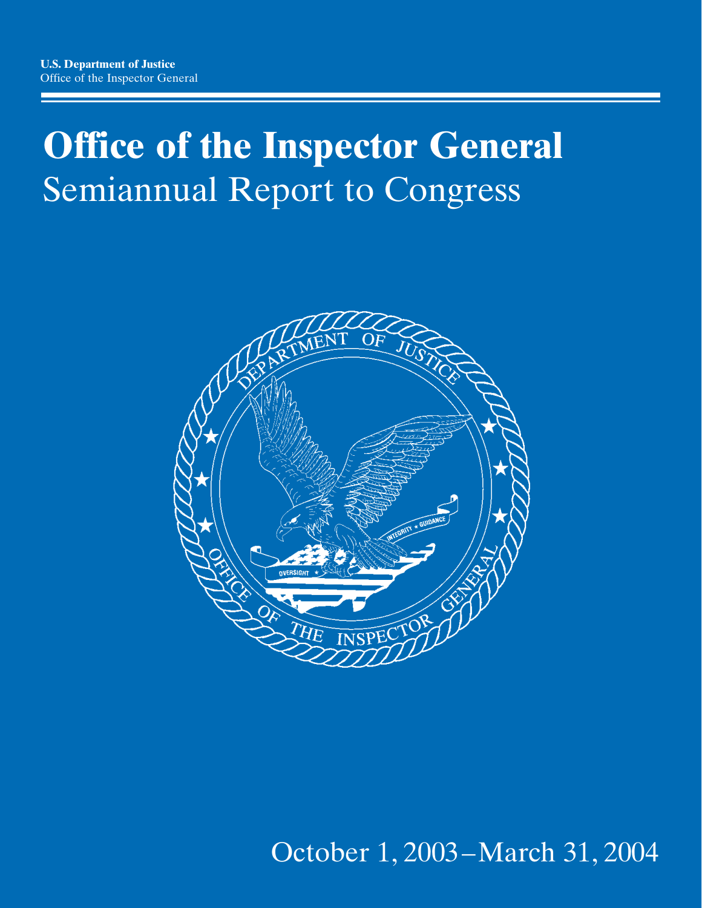**U.S. Department of Justice**
Office of the Inspector General

# Office of the Inspector General
## Semiannual Report to Congress

October 1, 2003 – March 31, 2004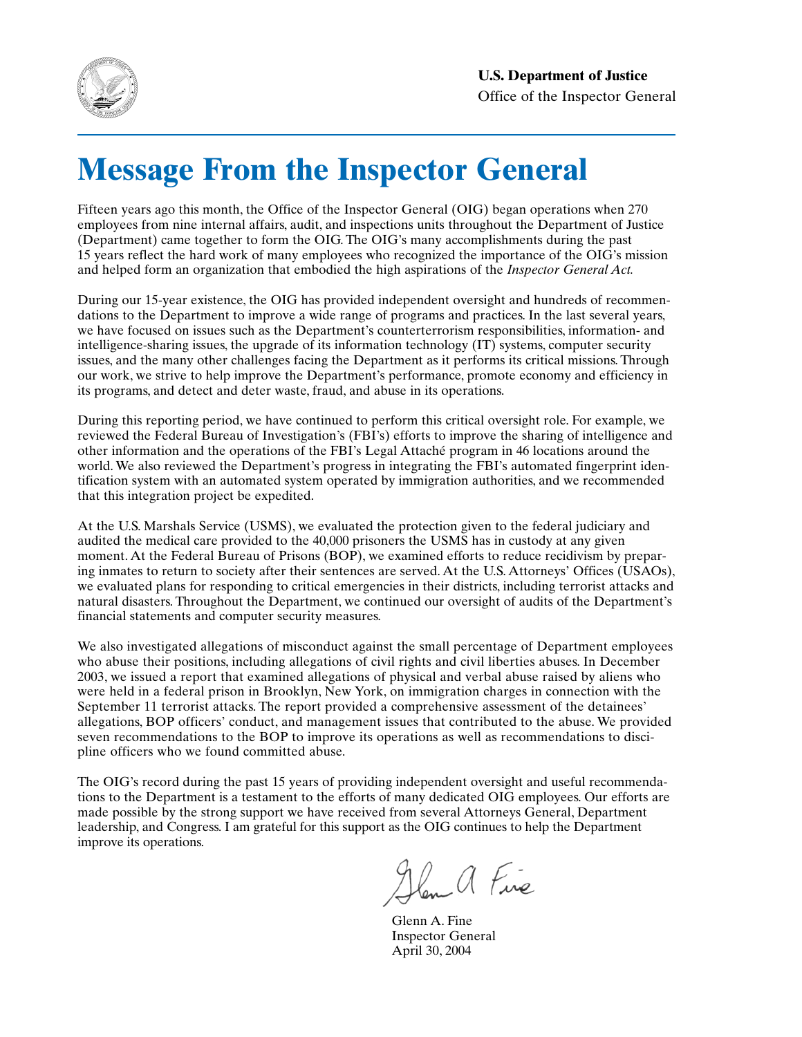**U.S. Department of Justice**
Office of the Inspector General

# Message From the Inspector General

Fifteen years ago this month, the Office of the Inspector General (OIG) began operations when 270 employees from nine internal affairs, audit, and inspections units throughout the Department of Justice (Department) came together to form the OIG. The OIG's many accomplishments during the past 15 years reflect the hard work of many employees who recognized the importance of the OIG's mission and helped form an organization that embodied the high aspirations of the *Inspector General Act.*

During our 15-year existence, the OIG has provided independent oversight and hundreds of recommendations to the Department to improve a wide range of programs and practices. In the last several years, we have focused on issues such as the Department's counterterrorism responsibilities, information- and intelligence-sharing issues, the upgrade of its information technology (IT) systems, computer security issues, and the many other challenges facing the Department as it performs its critical missions. Through our work, we strive to help improve the Department's performance, promote economy and efficiency in its programs, and detect and deter waste, fraud, and abuse in its operations.

During this reporting period, we have continued to perform this critical oversight role. For example, we reviewed the Federal Bureau of Investigation's (FBI's) efforts to improve the sharing of intelligence and other information and the operations of the FBI's Legal Attaché program in 46 locations around the world. We also reviewed the Department's progress in integrating the FBI's automated fingerprint identification system with an automated system operated by immigration authorities, and we recommended that this integration project be expedited.

At the U.S. Marshals Service (USMS), we evaluated the protection given to the federal judiciary and audited the medical care provided to the 40,000 prisoners the USMS has in custody at any given moment. At the Federal Bureau of Prisons (BOP), we examined efforts to reduce recidivism by preparing inmates to return to society after their sentences are served. At the U.S. Attorneys' Offices (USAOs), we evaluated plans for responding to critical emergencies in their districts, including terrorist attacks and natural disasters. Throughout the Department, we continued our oversight of audits of the Department's financial statements and computer security measures.

We also investigated allegations of misconduct against the small percentage of Department employees who abuse their positions, including allegations of civil rights and civil liberties abuses. In December 2003, we issued a report that examined allegations of physical and verbal abuse raised by aliens who were held in a federal prison in Brooklyn, New York, on immigration charges in connection with the September 11 terrorist attacks. The report provided a comprehensive assessment of the detainees' allegations, BOP officers' conduct, and management issues that contributed to the abuse. We provided seven recommendations to the BOP to improve its operations as well as recommendations to discipline officers who we found committed abuse.

The OIG's record during the past 15 years of providing independent oversight and useful recommendations to the Department is a testament to the efforts of many dedicated OIG employees. Our efforts are made possible by the strong support we have received from several Attorneys General, Department leadership, and Congress. I am grateful for this support as the OIG continues to help the Department improve its operations.

Glenn A. Fine
Inspector General
April 30, 2004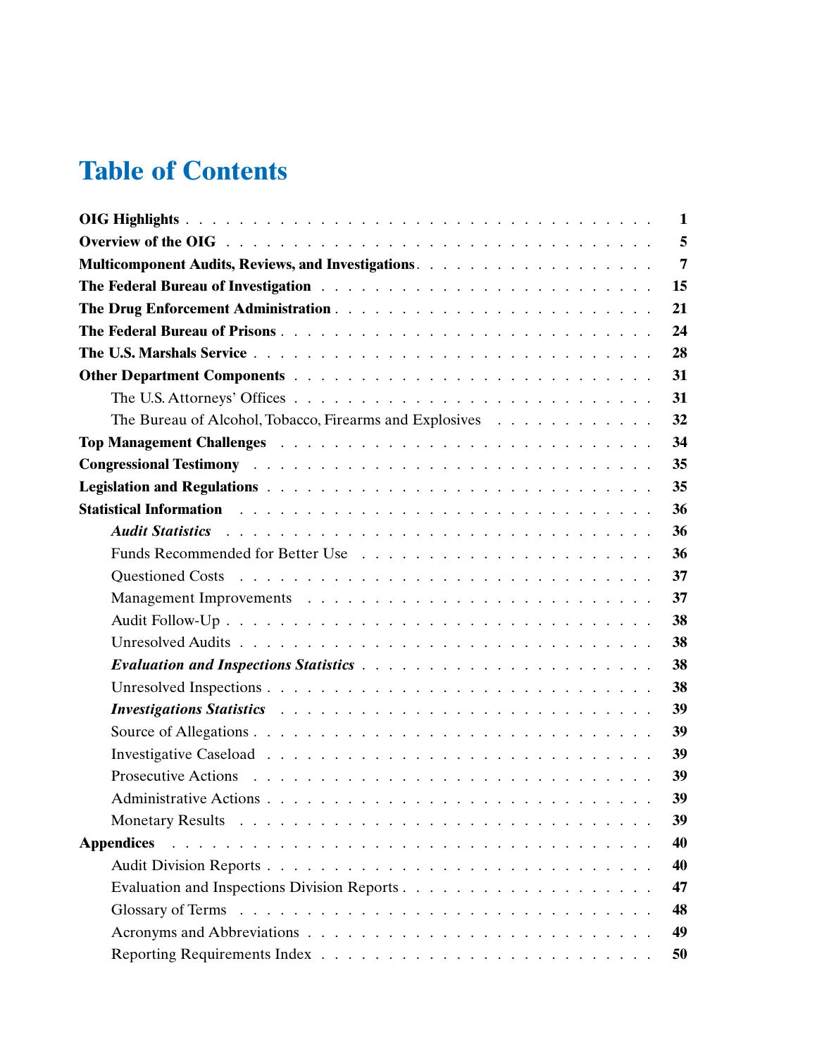# Table of Contents

**OIG Highlights** . . . . . . . . . . . . . . . . . . . . . . . . . . . . . . . . . **1**

**Overview of the OIG** . . . . . . . . . . . . . . . . . . . . . . . . . . . . . . **5**

**Multicomponent Audits, Reviews, and Investigations** . . . . . . . . . . . . . . . . **7**

**The Federal Bureau of Investigation** . . . . . . . . . . . . . . . . . . . . . . . **15**

**The Drug Enforcement Administration** . . . . . . . . . . . . . . . . . . . . . . **21**

**The Federal Bureau of Prisons** . . . . . . . . . . . . . . . . . . . . . . . . . . **24**

**The U.S. Marshals Service** . . . . . . . . . . . . . . . . . . . . . . . . . . . . **28**

**Other Department Components** . . . . . . . . . . . . . . . . . . . . . . . . . . **31**

- The U.S. Attorneys' Offices . . . . . . . . . . . . . . . . . . . . . . . . . **31**
- The Bureau of Alcohol, Tobacco, Firearms and Explosives . . . . . . . . . . . **32**

**Top Management Challenges** . . . . . . . . . . . . . . . . . . . . . . . . . . . **34**

**Congressional Testimony** . . . . . . . . . . . . . . . . . . . . . . . . . . . . . **35**

**Legislation and Regulations** . . . . . . . . . . . . . . . . . . . . . . . . . . . **35**

**Statistical Information** . . . . . . . . . . . . . . . . . . . . . . . . . . . . . **36**

- ***Audit Statistics*** . . . . . . . . . . . . . . . . . . . . . . . . . . . . . **36**
- Funds Recommended for Better Use . . . . . . . . . . . . . . . . . . . . . . **36**
- Questioned Costs . . . . . . . . . . . . . . . . . . . . . . . . . . . . . . . **37**
- Management Improvements . . . . . . . . . . . . . . . . . . . . . . . . . . **37**
- Audit Follow-Up . . . . . . . . . . . . . . . . . . . . . . . . . . . . . . . **38**
- Unresolved Audits . . . . . . . . . . . . . . . . . . . . . . . . . . . . . . **38**
- ***Evaluation and Inspections Statistics*** . . . . . . . . . . . . . . . . . . **38**
- Unresolved Inspections . . . . . . . . . . . . . . . . . . . . . . . . . . . . **38**
- ***Investigations Statistics*** . . . . . . . . . . . . . . . . . . . . . . . . . **39**
- Source of Allegations . . . . . . . . . . . . . . . . . . . . . . . . . . . . **39**
- Investigative Caseload . . . . . . . . . . . . . . . . . . . . . . . . . . . . **39**
- Prosecutive Actions . . . . . . . . . . . . . . . . . . . . . . . . . . . . . **39**
- Administrative Actions . . . . . . . . . . . . . . . . . . . . . . . . . . . . **39**
- Monetary Results . . . . . . . . . . . . . . . . . . . . . . . . . . . . . . . **39**

**Appendices** . . . . . . . . . . . . . . . . . . . . . . . . . . . . . . . . . . . **40**

- Audit Division Reports . . . . . . . . . . . . . . . . . . . . . . . . . . . . **40**
- Evaluation and Inspections Division Reports . . . . . . . . . . . . . . . . . **47**
- Glossary of Terms . . . . . . . . . . . . . . . . . . . . . . . . . . . . . . **48**
- Acronyms and Abbreviations . . . . . . . . . . . . . . . . . . . . . . . . . . **49**
- Reporting Requirements Index . . . . . . . . . . . . . . . . . . . . . . . . . **50**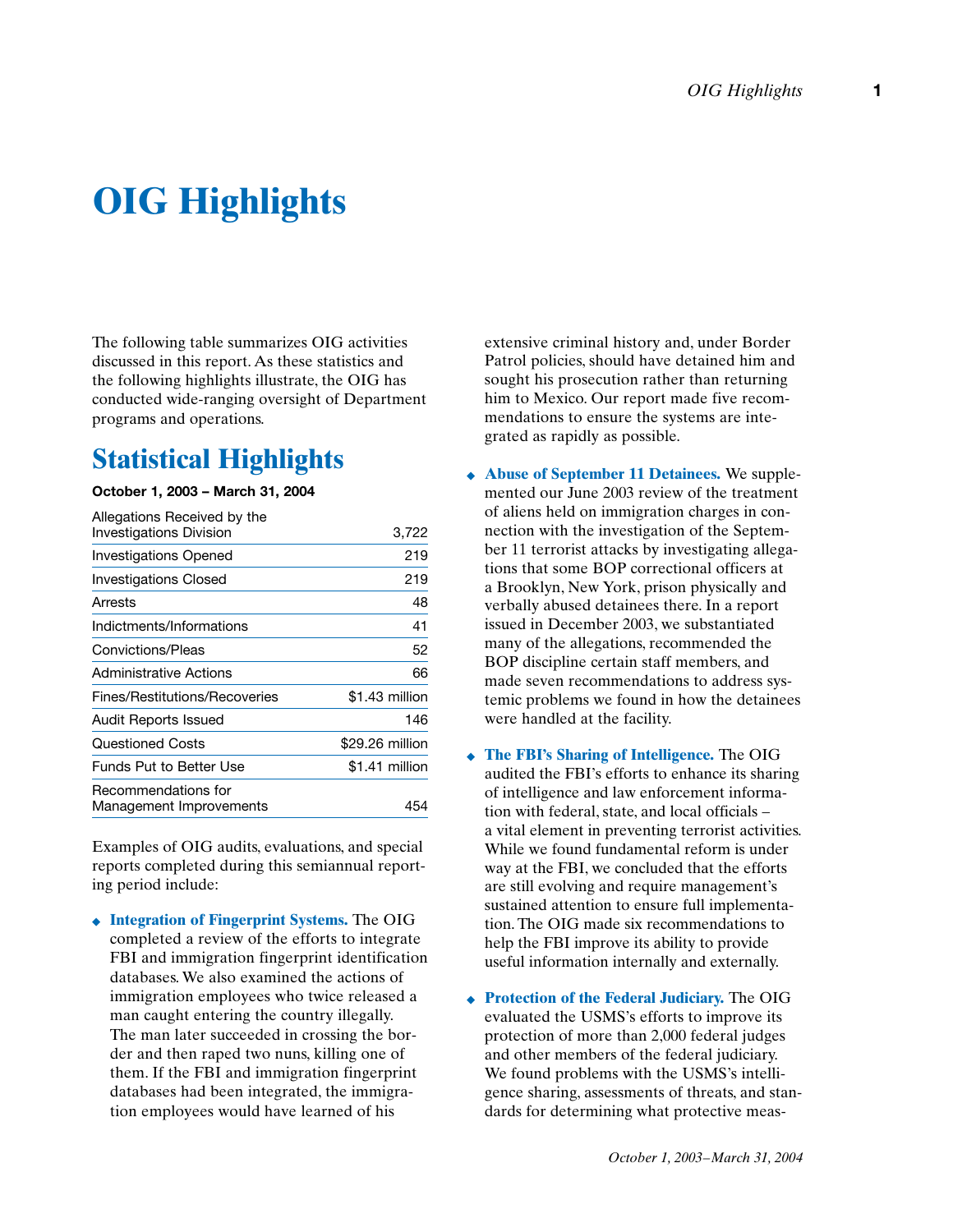# OIG Highlights

The following table summarizes OIG activities discussed in this report. As these statistics and the following highlights illustrate, the OIG has conducted wide-ranging oversight of Department programs and operations.

## Statistical Highlights

**October 1, 2003 – March 31, 2004**

| | |
|---|---|
| Allegations Received by the Investigations Division | 3,722 |
| Investigations Opened | 219 |
| Investigations Closed | 219 |
| Arrests | 48 |
| Indictments/Informations | 41 |
| Convictions/Pleas | 52 |
| Administrative Actions | 66 |
| Fines/Restitutions/Recoveries | $1.43 million |
| Audit Reports Issued | 146 |
| Questioned Costs | $29.26 million |
| Funds Put to Better Use | $1.41 million |
| Recommendations for Management Improvements | 454 |

Examples of OIG audits, evaluations, and special reports completed during this semiannual reporting period include:

- **Integration of Fingerprint Systems.** The OIG completed a review of the efforts to integrate FBI and immigration fingerprint identification databases. We also examined the actions of immigration employees who twice released a man caught entering the country illegally. The man later succeeded in crossing the border and then raped two nuns, killing one of them. If the FBI and immigration fingerprint databases had been integrated, the immigration employees would have learned of his extensive criminal history and, under Border Patrol policies, should have detained him and sought his prosecution rather than returning him to Mexico. Our report made five recommendations to ensure the systems are integrated as rapidly as possible.

- **Abuse of September 11 Detainees.** We supplemented our June 2003 review of the treatment of aliens held on immigration charges in connection with the investigation of the September 11 terrorist attacks by investigating allegations that some BOP correctional officers at a Brooklyn, New York, prison physically and verbally abused detainees there. In a report issued in December 2003, we substantiated many of the allegations, recommended the BOP discipline certain staff members, and made seven recommendations to address systemic problems we found in how the detainees were handled at the facility.

- **The FBI's Sharing of Intelligence.** The OIG audited the FBI's efforts to enhance its sharing of intelligence and law enforcement information with federal, state, and local officials – a vital element in preventing terrorist activities. While we found fundamental reform is under way at the FBI, we concluded that the efforts are still evolving and require management's sustained attention to ensure full implementation. The OIG made six recommendations to help the FBI improve its ability to provide useful information internally and externally.

- **Protection of the Federal Judiciary.** The OIG evaluated the USMS's efforts to improve its protection of more than 2,000 federal judges and other members of the federal judiciary. We found problems with the USMS's intelligence sharing, assessments of threats, and standards for determining what protective meas-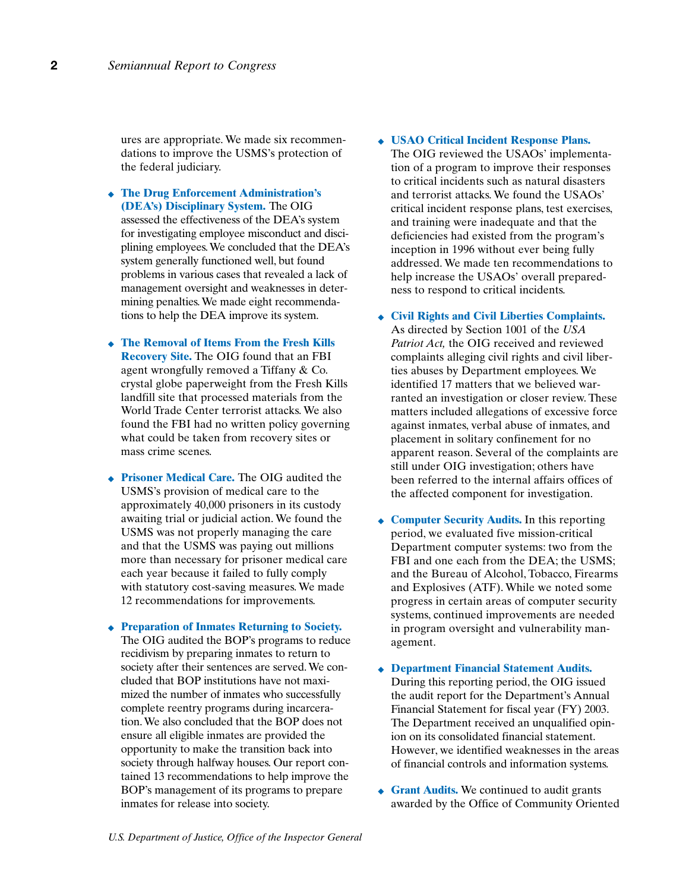ures are appropriate. We made six recommendations to improve the USMS's protection of the federal judiciary.

- **The Drug Enforcement Administration's (DEA's) Disciplinary System.** The OIG assessed the effectiveness of the DEA's system for investigating employee misconduct and disciplining employees. We concluded that the DEA's system generally functioned well, but found problems in various cases that revealed a lack of management oversight and weaknesses in determining penalties. We made eight recommendations to help the DEA improve its system.

- **The Removal of Items From the Fresh Kills Recovery Site.** The OIG found that an FBI agent wrongfully removed a Tiffany & Co. crystal globe paperweight from the Fresh Kills landfill site that processed materials from the World Trade Center terrorist attacks. We also found the FBI had no written policy governing what could be taken from recovery sites or mass crime scenes.

- **Prisoner Medical Care.** The OIG audited the USMS's provision of medical care to the approximately 40,000 prisoners in its custody awaiting trial or judicial action. We found the USMS was not properly managing the care and that the USMS was paying out millions more than necessary for prisoner medical care each year because it failed to fully comply with statutory cost-saving measures. We made 12 recommendations for improvements.

- **Preparation of Inmates Returning to Society.** The OIG audited the BOP's programs to reduce recidivism by preparing inmates to return to society after their sentences are served. We concluded that BOP institutions have not maximized the number of inmates who successfully complete reentry programs during incarceration. We also concluded that the BOP does not ensure all eligible inmates are provided the opportunity to make the transition back into society through halfway houses. Our report contained 13 recommendations to help improve the BOP's management of its programs to prepare inmates for release into society.

- **USAO Critical Incident Response Plans.** The OIG reviewed the USAOs' implementation of a program to improve their responses to critical incidents such as natural disasters and terrorist attacks. We found the USAOs' critical incident response plans, test exercises, and training were inadequate and that the deficiencies had existed from the program's inception in 1996 without ever being fully addressed. We made ten recommendations to help increase the USAOs' overall preparedness to respond to critical incidents.

- **Civil Rights and Civil Liberties Complaints.** As directed by Section 1001 of the *USA Patriot Act,* the OIG received and reviewed complaints alleging civil rights and civil liberties abuses by Department employees. We identified 17 matters that we believed warranted an investigation or closer review. These matters included allegations of excessive force against inmates, verbal abuse of inmates, and placement in solitary confinement for no apparent reason. Several of the complaints are still under OIG investigation; others have been referred to the internal affairs offices of the affected component for investigation.

- **Computer Security Audits.** In this reporting period, we evaluated five mission-critical Department computer systems: two from the FBI and one each from the DEA; the USMS; and the Bureau of Alcohol, Tobacco, Firearms and Explosives (ATF). While we noted some progress in certain areas of computer security systems, continued improvements are needed in program oversight and vulnerability management.

- **Department Financial Statement Audits.** During this reporting period, the OIG issued the audit report for the Department's Annual Financial Statement for fiscal year (FY) 2003. The Department received an unqualified opinion on its consolidated financial statement. However, we identified weaknesses in the areas of financial controls and information systems.

- **Grant Audits.** We continued to audit grants awarded by the Office of Community Oriented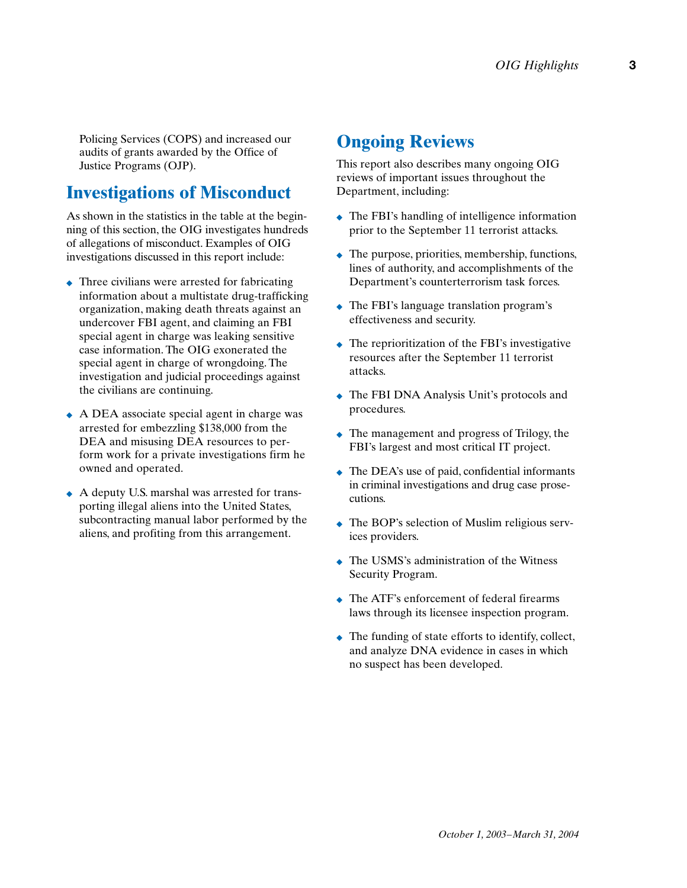Policing Services (COPS) and increased our audits of grants awarded by the Office of Justice Programs (OJP).

## Investigations of Misconduct

As shown in the statistics in the table at the beginning of this section, the OIG investigates hundreds of allegations of misconduct. Examples of OIG investigations discussed in this report include:

- Three civilians were arrested for fabricating information about a multistate drug-trafficking organization, making death threats against an undercover FBI agent, and claiming an FBI special agent in charge was leaking sensitive case information. The OIG exonerated the special agent in charge of wrongdoing. The investigation and judicial proceedings against the civilians are continuing.
- A DEA associate special agent in charge was arrested for embezzling $138,000 from the DEA and misusing DEA resources to perform work for a private investigations firm he owned and operated.
- A deputy U.S. marshal was arrested for transporting illegal aliens into the United States, subcontracting manual labor performed by the aliens, and profiting from this arrangement.

## Ongoing Reviews

This report also describes many ongoing OIG reviews of important issues throughout the Department, including:

- The FBI's handling of intelligence information prior to the September 11 terrorist attacks.
- The purpose, priorities, membership, functions, lines of authority, and accomplishments of the Department's counterterrorism task forces.
- The FBI's language translation program's effectiveness and security.
- The reprioritization of the FBI's investigative resources after the September 11 terrorist attacks.
- The FBI DNA Analysis Unit's protocols and procedures.
- The management and progress of Trilogy, the FBI's largest and most critical IT project.
- The DEA's use of paid, confidential informants in criminal investigations and drug case prosecutions.
- The BOP's selection of Muslim religious services providers.
- The USMS's administration of the Witness Security Program.
- The ATF's enforcement of federal firearms laws through its licensee inspection program.
- The funding of state efforts to identify, collect, and analyze DNA evidence in cases in which no suspect has been developed.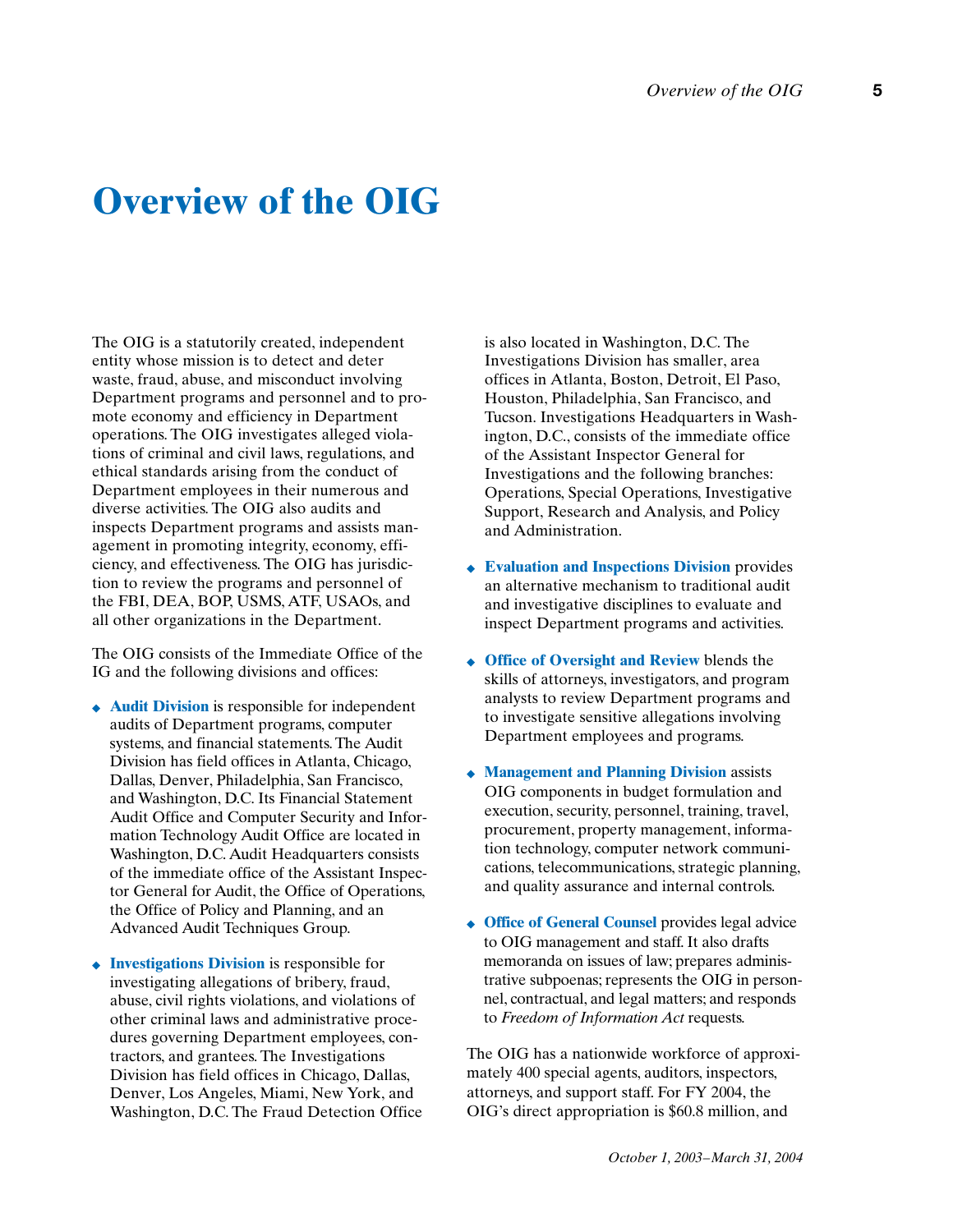# Overview of the OIG

The OIG is a statutorily created, independent entity whose mission is to detect and deter waste, fraud, abuse, and misconduct involving Department programs and personnel and to promote economy and efficiency in Department operations. The OIG investigates alleged violations of criminal and civil laws, regulations, and ethical standards arising from the conduct of Department employees in their numerous and diverse activities. The OIG also audits and inspects Department programs and assists management in promoting integrity, economy, efficiency, and effectiveness. The OIG has jurisdiction to review the programs and personnel of the FBI, DEA, BOP, USMS, ATF, USAOs, and all other organizations in the Department.

The OIG consists of the Immediate Office of the IG and the following divisions and offices:

- **Audit Division** is responsible for independent audits of Department programs, computer systems, and financial statements. The Audit Division has field offices in Atlanta, Chicago, Dallas, Denver, Philadelphia, San Francisco, and Washington, D.C. Its Financial Statement Audit Office and Computer Security and Information Technology Audit Office are located in Washington, D.C. Audit Headquarters consists of the immediate office of the Assistant Inspector General for Audit, the Office of Operations, the Office of Policy and Planning, and an Advanced Audit Techniques Group.

- **Investigations Division** is responsible for investigating allegations of bribery, fraud, abuse, civil rights violations, and violations of other criminal laws and administrative procedures governing Department employees, contractors, and grantees. The Investigations Division has field offices in Chicago, Dallas, Denver, Los Angeles, Miami, New York, and Washington, D.C. The Fraud Detection Office is also located in Washington, D.C. The Investigations Division has smaller, area offices in Atlanta, Boston, Detroit, El Paso, Houston, Philadelphia, San Francisco, and Tucson. Investigations Headquarters in Washington, D.C., consists of the immediate office of the Assistant Inspector General for Investigations and the following branches: Operations, Special Operations, Investigative Support, Research and Analysis, and Policy and Administration.

- **Evaluation and Inspections Division** provides an alternative mechanism to traditional audit and investigative disciplines to evaluate and inspect Department programs and activities.

- **Office of Oversight and Review** blends the skills of attorneys, investigators, and program analysts to review Department programs and to investigate sensitive allegations involving Department employees and programs.

- **Management and Planning Division** assists OIG components in budget formulation and execution, security, personnel, training, travel, procurement, property management, information technology, computer network communications, telecommunications, strategic planning, and quality assurance and internal controls.

- **Office of General Counsel** provides legal advice to OIG management and staff. It also drafts memoranda on issues of law; prepares administrative subpoenas; represents the OIG in personnel, contractual, and legal matters; and responds to *Freedom of Information Act* requests.

The OIG has a nationwide workforce of approximately 400 special agents, auditors, inspectors, attorneys, and support staff. For FY 2004, the OIG's direct appropriation is $60.8 million, and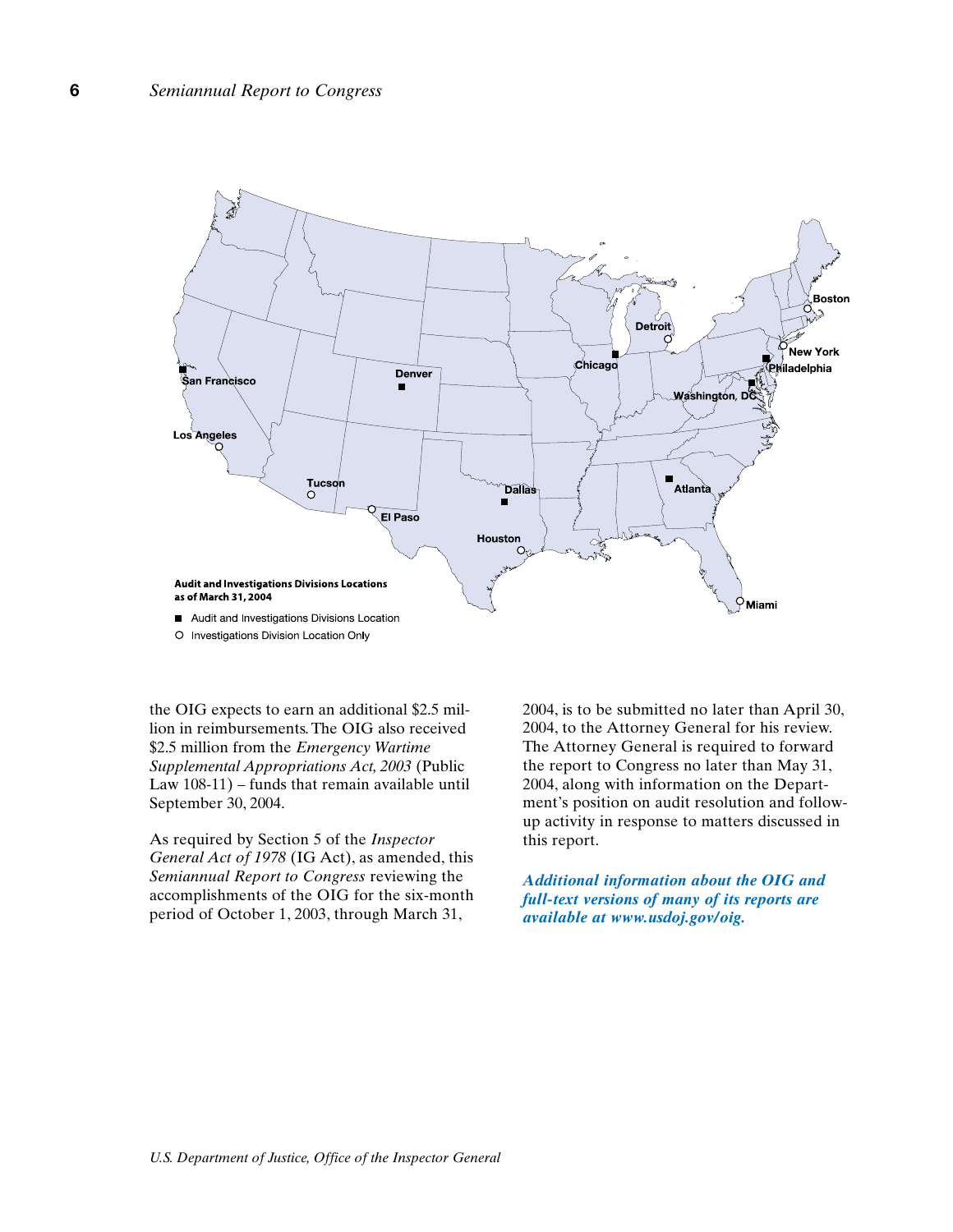**Audit and Investigations Divisions Locations as of March 31, 2004**

■ Audit and Investigations Divisions Location

○ Investigations Division Location Only

the OIG expects to earn an additional $2.5 million in reimbursements. The OIG also received $2.5 million from the *Emergency Wartime Supplemental Appropriations Act, 2003* (Public Law 108-11) – funds that remain available until September 30, 2004.

As required by Section 5 of the *Inspector General Act of 1978* (IG Act), as amended, this *Semiannual Report to Congress* reviewing the accomplishments of the OIG for the six-month period of October 1, 2003, through March 31, 2004, is to be submitted no later than April 30, 2004, to the Attorney General for his review. The Attorney General is required to forward the report to Congress no later than May 31, 2004, along with information on the Department's position on audit resolution and follow-up activity in response to matters discussed in this report.

***Additional information about the OIG and full-text versions of many of its reports are available at www.usdoj.gov/oig.***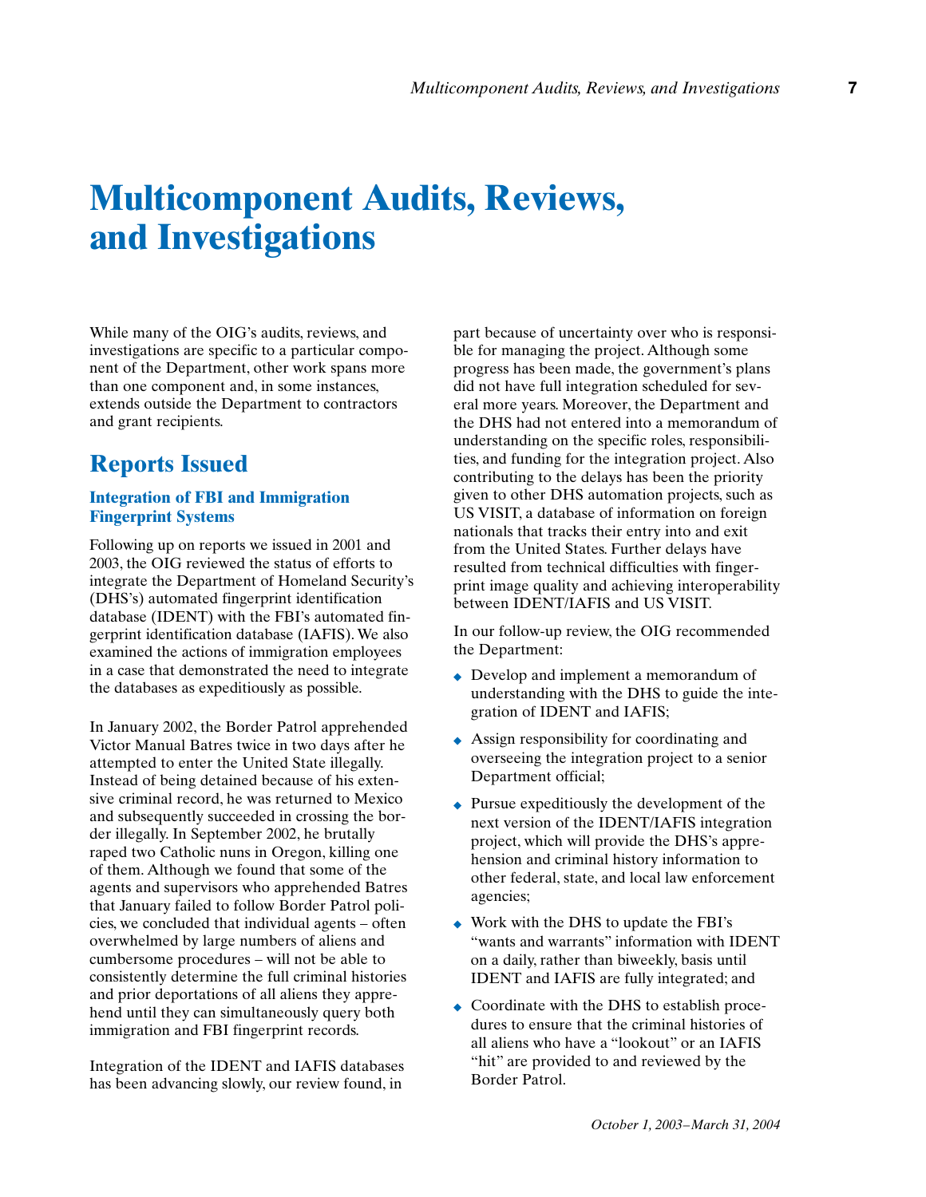# Multicomponent Audits, Reviews, and Investigations

While many of the OIG's audits, reviews, and investigations are specific to a particular component of the Department, other work spans more than one component and, in some instances, extends outside the Department to contractors and grant recipients.

## Reports Issued

### Integration of FBI and Immigration Fingerprint Systems

Following up on reports we issued in 2001 and 2003, the OIG reviewed the status of efforts to integrate the Department of Homeland Security's (DHS's) automated fingerprint identification database (IDENT) with the FBI's automated fingerprint identification database (IAFIS). We also examined the actions of immigration employees in a case that demonstrated the need to integrate the databases as expeditiously as possible.

In January 2002, the Border Patrol apprehended Victor Manual Batres twice in two days after he attempted to enter the United State illegally. Instead of being detained because of his extensive criminal record, he was returned to Mexico and subsequently succeeded in crossing the border illegally. In September 2002, he brutally raped two Catholic nuns in Oregon, killing one of them. Although we found that some of the agents and supervisors who apprehended Batres that January failed to follow Border Patrol policies, we concluded that individual agents – often overwhelmed by large numbers of aliens and cumbersome procedures – will not be able to consistently determine the full criminal histories and prior deportations of all aliens they apprehend until they can simultaneously query both immigration and FBI fingerprint records.

Integration of the IDENT and IAFIS databases has been advancing slowly, our review found, in part because of uncertainty over who is responsible for managing the project. Although some progress has been made, the government's plans did not have full integration scheduled for several more years. Moreover, the Department and the DHS had not entered into a memorandum of understanding on the specific roles, responsibilities, and funding for the integration project. Also contributing to the delays has been the priority given to other DHS automation projects, such as US VISIT, a database of information on foreign nationals that tracks their entry into and exit from the United States. Further delays have resulted from technical difficulties with fingerprint image quality and achieving interoperability between IDENT/IAFIS and US VISIT.

In our follow-up review, the OIG recommended the Department:

- Develop and implement a memorandum of understanding with the DHS to guide the integration of IDENT and IAFIS;
- Assign responsibility for coordinating and overseeing the integration project to a senior Department official;
- Pursue expeditiously the development of the next version of the IDENT/IAFIS integration project, which will provide the DHS's apprehension and criminal history information to other federal, state, and local law enforcement agencies;
- Work with the DHS to update the FBI's "wants and warrants" information with IDENT on a daily, rather than biweekly, basis until IDENT and IAFIS are fully integrated; and
- Coordinate with the DHS to establish procedures to ensure that the criminal histories of all aliens who have a "lookout" or an IAFIS "hit" are provided to and reviewed by the Border Patrol.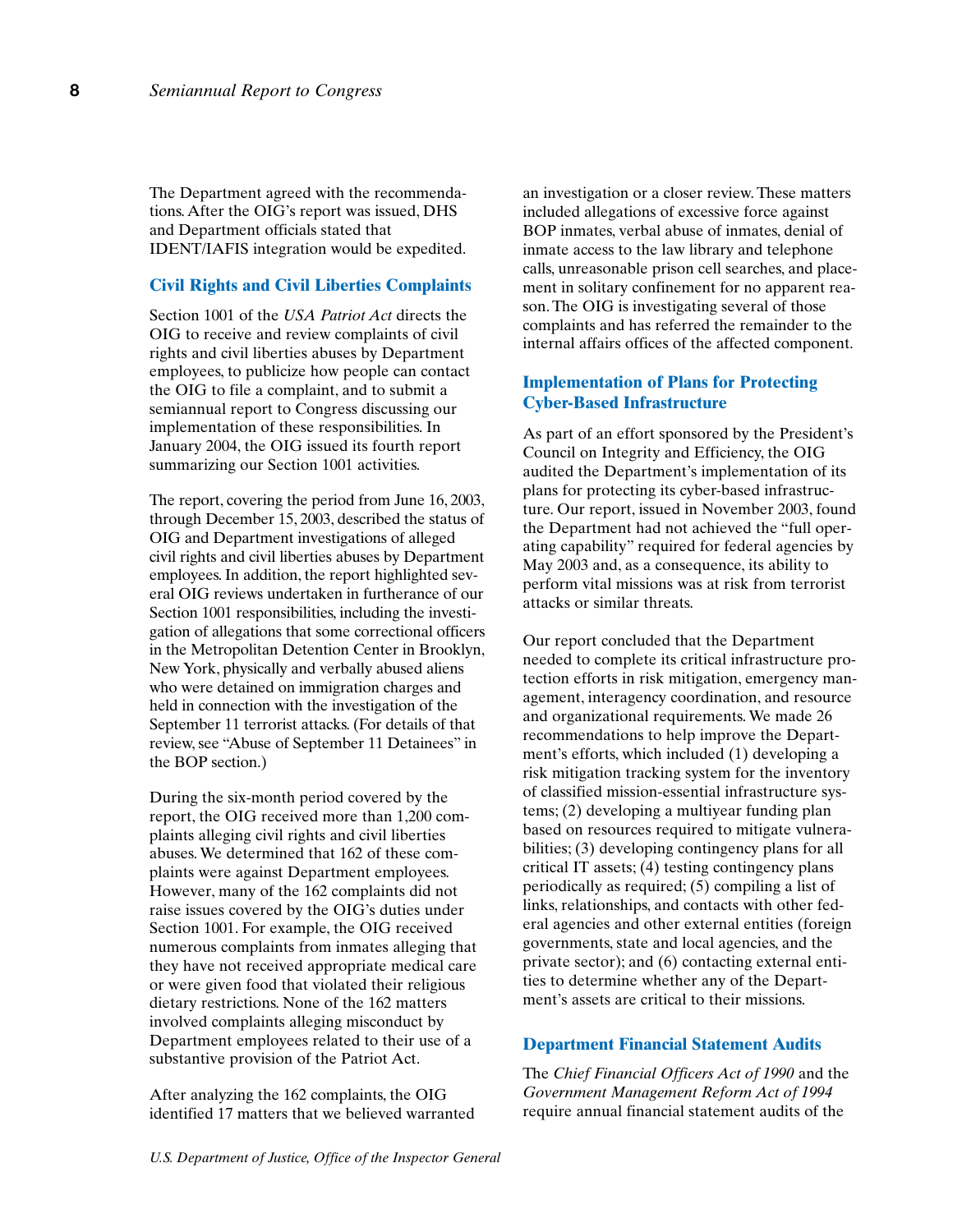The Department agreed with the recommendations. After the OIG's report was issued, DHS and Department officials stated that IDENT/IAFIS integration would be expedited.

### Civil Rights and Civil Liberties Complaints

Section 1001 of the *USA Patriot Act* directs the OIG to receive and review complaints of civil rights and civil liberties abuses by Department employees, to publicize how people can contact the OIG to file a complaint, and to submit a semiannual report to Congress discussing our implementation of these responsibilities. In January 2004, the OIG issued its fourth report summarizing our Section 1001 activities.

The report, covering the period from June 16, 2003, through December 15, 2003, described the status of OIG and Department investigations of alleged civil rights and civil liberties abuses by Department employees. In addition, the report highlighted several OIG reviews undertaken in furtherance of our Section 1001 responsibilities, including the investigation of allegations that some correctional officers in the Metropolitan Detention Center in Brooklyn, New York, physically and verbally abused aliens who were detained on immigration charges and held in connection with the investigation of the September 11 terrorist attacks. (For details of that review, see "Abuse of September 11 Detainees" in the BOP section.)

During the six-month period covered by the report, the OIG received more than 1,200 complaints alleging civil rights and civil liberties abuses. We determined that 162 of these complaints were against Department employees. However, many of the 162 complaints did not raise issues covered by the OIG's duties under Section 1001. For example, the OIG received numerous complaints from inmates alleging that they have not received appropriate medical care or were given food that violated their religious dietary restrictions. None of the 162 matters involved complaints alleging misconduct by Department employees related to their use of a substantive provision of the Patriot Act.

After analyzing the 162 complaints, the OIG identified 17 matters that we believed warranted an investigation or a closer review. These matters included allegations of excessive force against BOP inmates, verbal abuse of inmates, denial of inmate access to the law library and telephone calls, unreasonable prison cell searches, and placement in solitary confinement for no apparent reason. The OIG is investigating several of those complaints and has referred the remainder to the internal affairs offices of the affected component.

### Implementation of Plans for Protecting Cyber-Based Infrastructure

As part of an effort sponsored by the President's Council on Integrity and Efficiency, the OIG audited the Department's implementation of its plans for protecting its cyber-based infrastructure. Our report, issued in November 2003, found the Department had not achieved the "full operating capability" required for federal agencies by May 2003 and, as a consequence, its ability to perform vital missions was at risk from terrorist attacks or similar threats.

Our report concluded that the Department needed to complete its critical infrastructure protection efforts in risk mitigation, emergency management, interagency coordination, and resource and organizational requirements. We made 26 recommendations to help improve the Department's efforts, which included (1) developing a risk mitigation tracking system for the inventory of classified mission-essential infrastructure systems; (2) developing a multiyear funding plan based on resources required to mitigate vulnerabilities; (3) developing contingency plans for all critical IT assets; (4) testing contingency plans periodically as required; (5) compiling a list of links, relationships, and contacts with other federal agencies and other external entities (foreign governments, state and local agencies, and the private sector); and (6) contacting external entities to determine whether any of the Department's assets are critical to their missions.

### Department Financial Statement Audits

The *Chief Financial Officers Act of 1990* and the *Government Management Reform Act of 1994* require annual financial statement audits of the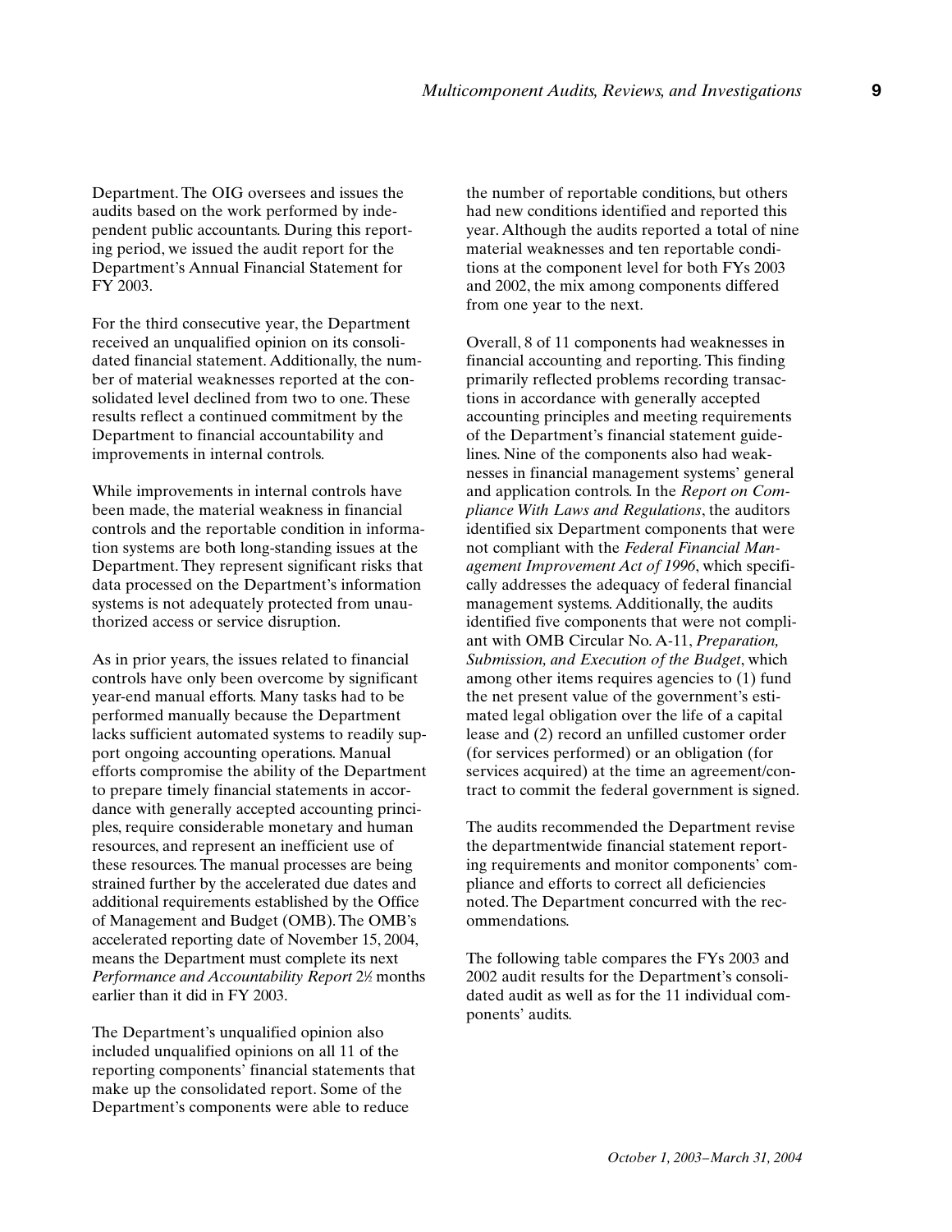Department. The OIG oversees and issues the audits based on the work performed by independent public accountants. During this reporting period, we issued the audit report for the Department's Annual Financial Statement for FY 2003.

For the third consecutive year, the Department received an unqualified opinion on its consolidated financial statement. Additionally, the number of material weaknesses reported at the consolidated level declined from two to one. These results reflect a continued commitment by the Department to financial accountability and improvements in internal controls.

While improvements in internal controls have been made, the material weakness in financial controls and the reportable condition in information systems are both long-standing issues at the Department. They represent significant risks that data processed on the Department's information systems is not adequately protected from unauthorized access or service disruption.

As in prior years, the issues related to financial controls have only been overcome by significant year-end manual efforts. Many tasks had to be performed manually because the Department lacks sufficient automated systems to readily support ongoing accounting operations. Manual efforts compromise the ability of the Department to prepare timely financial statements in accordance with generally accepted accounting principles, require considerable monetary and human resources, and represent an inefficient use of these resources. The manual processes are being strained further by the accelerated due dates and additional requirements established by the Office of Management and Budget (OMB). The OMB's accelerated reporting date of November 15, 2004, means the Department must complete its next *Performance and Accountability Report* 2½ months earlier than it did in FY 2003.

The Department's unqualified opinion also included unqualified opinions on all 11 of the reporting components' financial statements that make up the consolidated report. Some of the Department's components were able to reduce the number of reportable conditions, but others had new conditions identified and reported this year. Although the audits reported a total of nine material weaknesses and ten reportable conditions at the component level for both FYs 2003 and 2002, the mix among components differed from one year to the next.

Overall, 8 of 11 components had weaknesses in financial accounting and reporting. This finding primarily reflected problems recording transactions in accordance with generally accepted accounting principles and meeting requirements of the Department's financial statement guidelines. Nine of the components also had weaknesses in financial management systems' general and application controls. In the *Report on Compliance With Laws and Regulations*, the auditors identified six Department components that were not compliant with the *Federal Financial Management Improvement Act of 1996*, which specifically addresses the adequacy of federal financial management systems. Additionally, the audits identified five components that were not compliant with OMB Circular No. A-11, *Preparation, Submission, and Execution of the Budget*, which among other items requires agencies to (1) fund the net present value of the government's estimated legal obligation over the life of a capital lease and (2) record an unfilled customer order (for services performed) or an obligation (for services acquired) at the time an agreement/contract to commit the federal government is signed.

The audits recommended the Department revise the departmentwide financial statement reporting requirements and monitor components' compliance and efforts to correct all deficiencies noted. The Department concurred with the recommendations.

The following table compares the FYs 2003 and 2002 audit results for the Department's consolidated audit as well as for the 11 individual components' audits.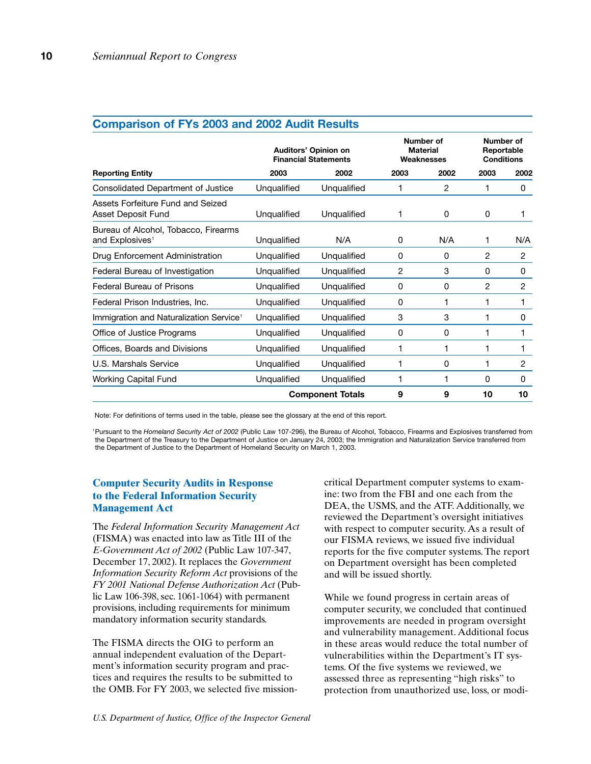## Comparison of FYs 2003 and 2002 Audit Results

| Reporting Entity | Auditors' Opinion on Financial Statements | | Number of Material Weaknesses | | Number of Reportable Conditions | |
|---|---|---|---|---|---|---|
| | 2003 | 2002 | 2003 | 2002 | 2003 | 2002 |
| Consolidated Department of Justice | Unqualified | Unqualified | 1 | 2 | 1 | 0 |
| Assets Forfeiture Fund and Seized Asset Deposit Fund | Unqualified | Unqualified | 1 | 0 | 0 | 1 |
| Bureau of Alcohol, Tobacco, Firearms and Explosives[1] | Unqualified | N/A | 0 | N/A | 1 | N/A |
| Drug Enforcement Administration | Unqualified | Unqualified | 0 | 0 | 2 | 2 |
| Federal Bureau of Investigation | Unqualified | Unqualified | 2 | 3 | 0 | 0 |
| Federal Bureau of Prisons | Unqualified | Unqualified | 0 | 0 | 2 | 2 |
| Federal Prison Industries, Inc. | Unqualified | Unqualified | 0 | 1 | 1 | 1 |
| Immigration and Naturalization Service[1] | Unqualified | Unqualified | 3 | 3 | 1 | 0 |
| Office of Justice Programs | Unqualified | Unqualified | 0 | 0 | 1 | 1 |
| Offices, Boards and Divisions | Unqualified | Unqualified | 1 | 1 | 1 | 1 |
| U.S. Marshals Service | Unqualified | Unqualified | 1 | 0 | 1 | 2 |
| Working Capital Fund | Unqualified | Unqualified | 1 | 1 | 0 | 0 |
| | | **Component Totals** | **9** | **9** | **10** | **10** |

Note: For definitions of terms used in the table, please see the glossary at the end of this report.

[1] Pursuant to the *Homeland Security Act of 2002* (Public Law 107-296), the Bureau of Alcohol, Tobacco, Firearms and Explosives transferred from the Department of the Treasury to the Department of Justice on January 24, 2003; the Immigration and Naturalization Service transferred from the Department of Justice to the Department of Homeland Security on March 1, 2003.

### Computer Security Audits in Response to the Federal Information Security Management Act

The *Federal Information Security Management Act* (FISMA) was enacted into law as Title III of the *E-Government Act of 2002* (Public Law 107-347, December 17, 2002). It replaces the *Government Information Security Reform Act* provisions of the *FY 2001 National Defense Authorization Act* (Public Law 106-398, sec. 1061-1064) with permanent provisions, including requirements for minimum mandatory information security standards.

The FISMA directs the OIG to perform an annual independent evaluation of the Department's information security program and practices and requires the results to be submitted to the OMB. For FY 2003, we selected five mission-critical Department computer systems to examine: two from the FBI and one each from the DEA, the USMS, and the ATF. Additionally, we reviewed the Department's oversight initiatives with respect to computer security. As a result of our FISMA reviews, we issued five individual reports for the five computer systems. The report on Department oversight has been completed and will be issued shortly.

While we found progress in certain areas of computer security, we concluded that continued improvements are needed in program oversight and vulnerability management. Additional focus in these areas would reduce the total number of vulnerabilities within the Department's IT systems. Of the five systems we reviewed, we assessed three as representing "high risks" to protection from unauthorized use, loss, or modi-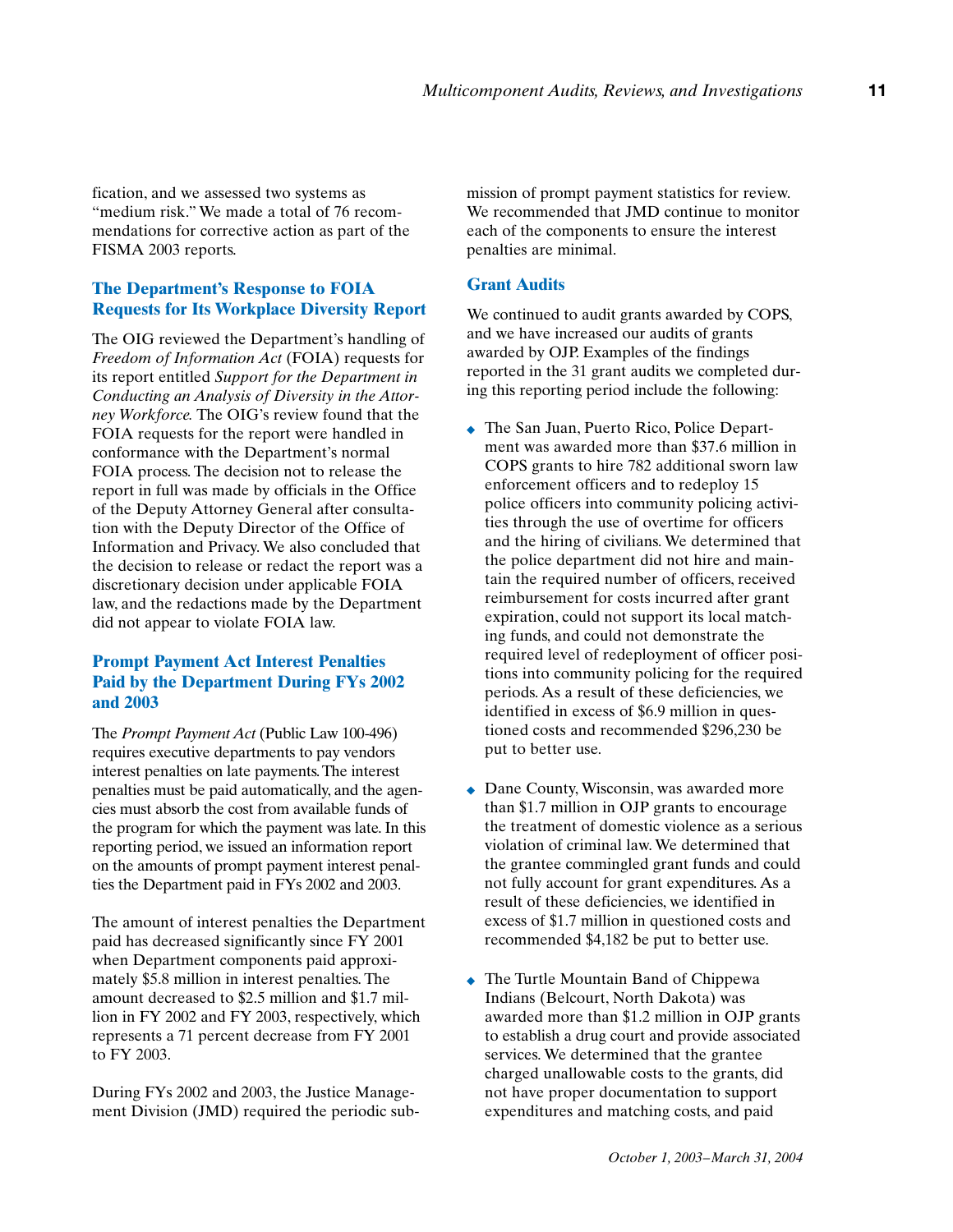fication, and we assessed two systems as "medium risk." We made a total of 76 recommendations for corrective action as part of the FISMA 2003 reports.

### The Department's Response to FOIA Requests for Its Workplace Diversity Report

The OIG reviewed the Department's handling of *Freedom of Information Act* (FOIA) requests for its report entitled *Support for the Department in Conducting an Analysis of Diversity in the Attorney Workforce.* The OIG's review found that the FOIA requests for the report were handled in conformance with the Department's normal FOIA process. The decision not to release the report in full was made by officials in the Office of the Deputy Attorney General after consultation with the Deputy Director of the Office of Information and Privacy. We also concluded that the decision to release or redact the report was a discretionary decision under applicable FOIA law, and the redactions made by the Department did not appear to violate FOIA law.

### Prompt Payment Act Interest Penalties Paid by the Department During FYs 2002 and 2003

The *Prompt Payment Act* (Public Law 100-496) requires executive departments to pay vendors interest penalties on late payments. The interest penalties must be paid automatically, and the agencies must absorb the cost from available funds of the program for which the payment was late. In this reporting period, we issued an information report on the amounts of prompt payment interest penalties the Department paid in FYs 2002 and 2003.

The amount of interest penalties the Department paid has decreased significantly since FY 2001 when Department components paid approximately $5.8 million in interest penalties. The amount decreased to $2.5 million and $1.7 million in FY 2002 and FY 2003, respectively, which represents a 71 percent decrease from FY 2001 to FY 2003.

During FYs 2002 and 2003, the Justice Management Division (JMD) required the periodic submission of prompt payment statistics for review. We recommended that JMD continue to monitor each of the components to ensure the interest penalties are minimal.

### Grant Audits

We continued to audit grants awarded by COPS, and we have increased our audits of grants awarded by OJP. Examples of the findings reported in the 31 grant audits we completed during this reporting period include the following:

- The San Juan, Puerto Rico, Police Department was awarded more than $37.6 million in COPS grants to hire 782 additional sworn law enforcement officers and to redeploy 15 police officers into community policing activities through the use of overtime for officers and the hiring of civilians. We determined that the police department did not hire and maintain the required number of officers, received reimbursement for costs incurred after grant expiration, could not support its local matching funds, and could not demonstrate the required level of redeployment of officer positions into community policing for the required periods. As a result of these deficiencies, we identified in excess of $6.9 million in questioned costs and recommended $296,230 be put to better use.

- Dane County, Wisconsin, was awarded more than $1.7 million in OJP grants to encourage the treatment of domestic violence as a serious violation of criminal law. We determined that the grantee commingled grant funds and could not fully account for grant expenditures. As a result of these deficiencies, we identified in excess of $1.7 million in questioned costs and recommended $4,182 be put to better use.

- The Turtle Mountain Band of Chippewa Indians (Belcourt, North Dakota) was awarded more than $1.2 million in OJP grants to establish a drug court and provide associated services. We determined that the grantee charged unallowable costs to the grants, did not have proper documentation to support expenditures and matching costs, and paid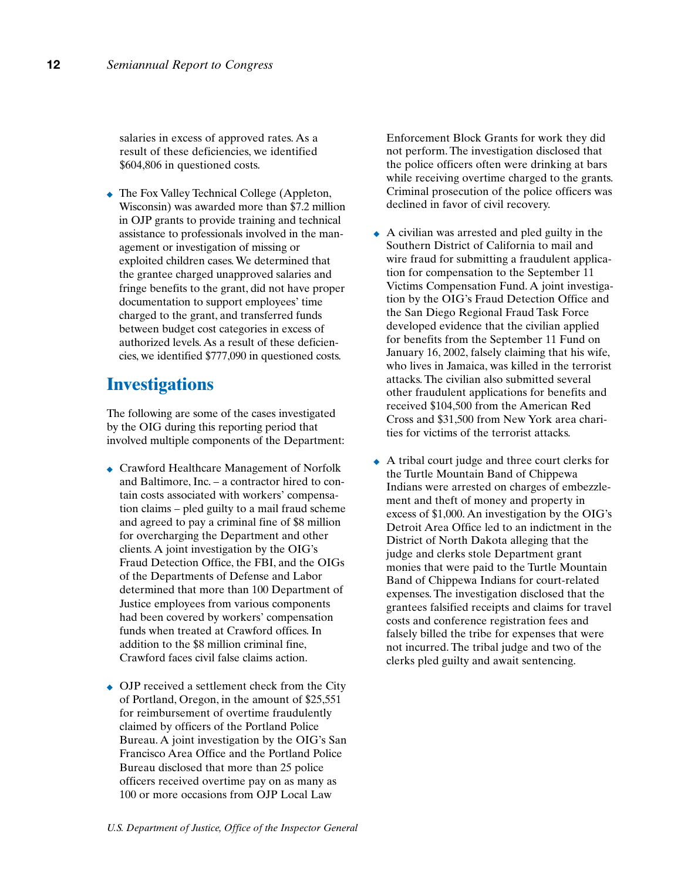salaries in excess of approved rates. As a result of these deficiencies, we identified $604,806 in questioned costs.

- The Fox Valley Technical College (Appleton, Wisconsin) was awarded more than $7.2 million in OJP grants to provide training and technical assistance to professionals involved in the management or investigation of missing or exploited children cases. We determined that the grantee charged unapproved salaries and fringe benefits to the grant, did not have proper documentation to support employees' time charged to the grant, and transferred funds between budget cost categories in excess of authorized levels. As a result of these deficiencies, we identified $777,090 in questioned costs.

## Investigations

The following are some of the cases investigated by the OIG during this reporting period that involved multiple components of the Department:

- Crawford Healthcare Management of Norfolk and Baltimore, Inc. – a contractor hired to contain costs associated with workers' compensation claims – pled guilty to a mail fraud scheme and agreed to pay a criminal fine of $8 million for overcharging the Department and other clients. A joint investigation by the OIG's Fraud Detection Office, the FBI, and the OIGs of the Departments of Defense and Labor determined that more than 100 Department of Justice employees from various components had been covered by workers' compensation funds when treated at Crawford offices. In addition to the $8 million criminal fine, Crawford faces civil false claims action.

- OJP received a settlement check from the City of Portland, Oregon, in the amount of $25,551 for reimbursement of overtime fraudulently claimed by officers of the Portland Police Bureau. A joint investigation by the OIG's San Francisco Area Office and the Portland Police Bureau disclosed that more than 25 police officers received overtime pay on as many as 100 or more occasions from OJP Local Law Enforcement Block Grants for work they did not perform. The investigation disclosed that the police officers often were drinking at bars while receiving overtime charged to the grants. Criminal prosecution of the police officers was declined in favor of civil recovery.

- A civilian was arrested and pled guilty in the Southern District of California to mail and wire fraud for submitting a fraudulent application for compensation to the September 11 Victims Compensation Fund. A joint investigation by the OIG's Fraud Detection Office and the San Diego Regional Fraud Task Force developed evidence that the civilian applied for benefits from the September 11 Fund on January 16, 2002, falsely claiming that his wife, who lives in Jamaica, was killed in the terrorist attacks. The civilian also submitted several other fraudulent applications for benefits and received $104,500 from the American Red Cross and $31,500 from New York area charities for victims of the terrorist attacks.

- A tribal court judge and three court clerks for the Turtle Mountain Band of Chippewa Indians were arrested on charges of embezzlement and theft of money and property in excess of $1,000. An investigation by the OIG's Detroit Area Office led to an indictment in the District of North Dakota alleging that the judge and clerks stole Department grant monies that were paid to the Turtle Mountain Band of Chippewa Indians for court-related expenses. The investigation disclosed that the grantees falsified receipts and claims for travel costs and conference registration fees and falsely billed the tribe for expenses that were not incurred. The tribal judge and two of the clerks pled guilty and await sentencing.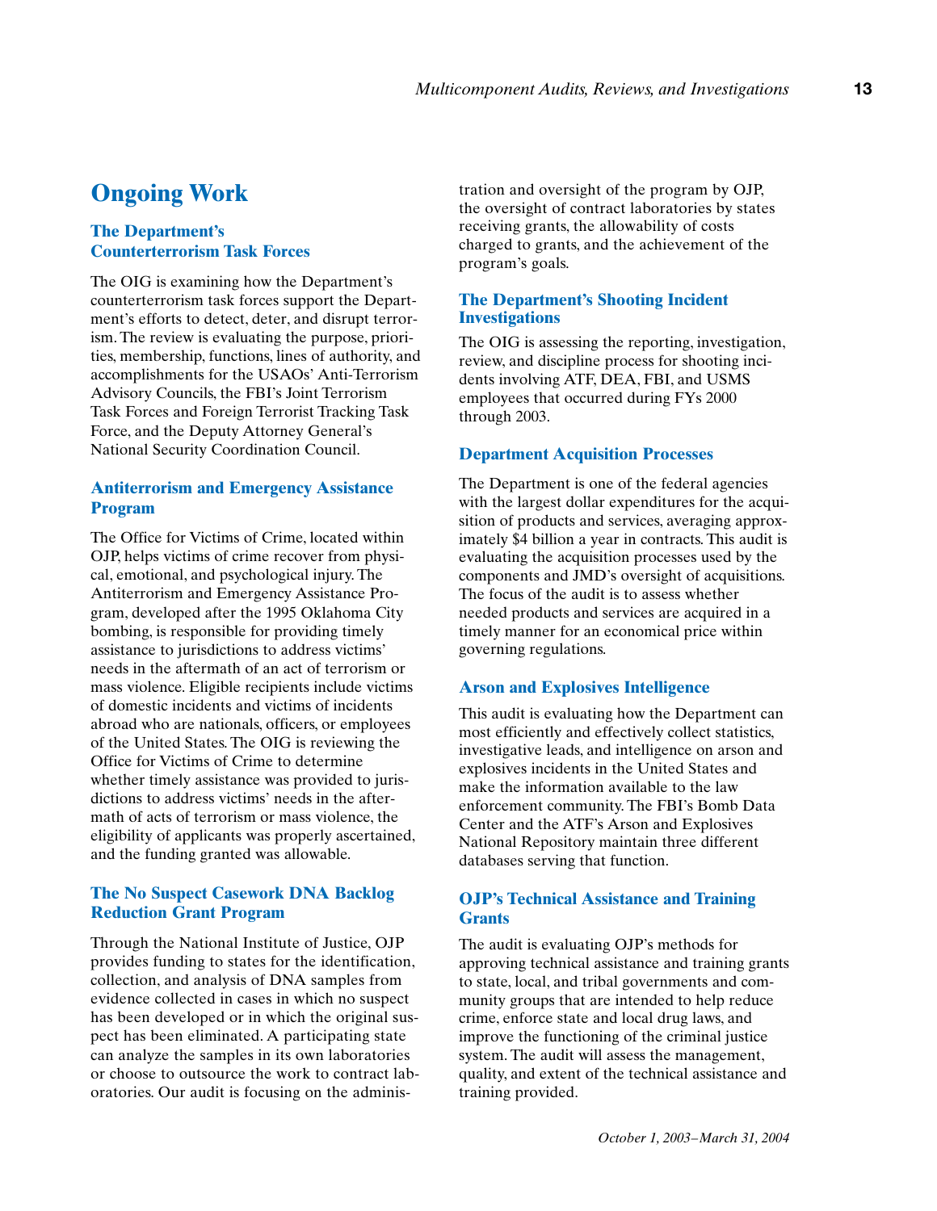## Ongoing Work

### The Department's Counterterrorism Task Forces

The OIG is examining how the Department's counterterrorism task forces support the Department's efforts to detect, deter, and disrupt terrorism. The review is evaluating the purpose, priorities, membership, functions, lines of authority, and accomplishments for the USAOs' Anti-Terrorism Advisory Councils, the FBI's Joint Terrorism Task Forces and Foreign Terrorist Tracking Task Force, and the Deputy Attorney General's National Security Coordination Council.

### Antiterrorism and Emergency Assistance Program

The Office for Victims of Crime, located within OJP, helps victims of crime recover from physical, emotional, and psychological injury. The Antiterrorism and Emergency Assistance Program, developed after the 1995 Oklahoma City bombing, is responsible for providing timely assistance to jurisdictions to address victims' needs in the aftermath of an act of terrorism or mass violence. Eligible recipients include victims of domestic incidents and victims of incidents abroad who are nationals, officers, or employees of the United States. The OIG is reviewing the Office for Victims of Crime to determine whether timely assistance was provided to jurisdictions to address victims' needs in the aftermath of acts of terrorism or mass violence, the eligibility of applicants was properly ascertained, and the funding granted was allowable.

### The No Suspect Casework DNA Backlog Reduction Grant Program

Through the National Institute of Justice, OJP provides funding to states for the identification, collection, and analysis of DNA samples from evidence collected in cases in which no suspect has been developed or in which the original suspect has been eliminated. A participating state can analyze the samples in its own laboratories or choose to outsource the work to contract laboratories. Our audit is focusing on the administration and oversight of the program by OJP, the oversight of contract laboratories by states receiving grants, the allowability of costs charged to grants, and the achievement of the program's goals.

### The Department's Shooting Incident Investigations

The OIG is assessing the reporting, investigation, review, and discipline process for shooting incidents involving ATF, DEA, FBI, and USMS employees that occurred during FYs 2000 through 2003.

### Department Acquisition Processes

The Department is one of the federal agencies with the largest dollar expenditures for the acquisition of products and services, averaging approximately $4 billion a year in contracts. This audit is evaluating the acquisition processes used by the components and JMD's oversight of acquisitions. The focus of the audit is to assess whether needed products and services are acquired in a timely manner for an economical price within governing regulations.

### Arson and Explosives Intelligence

This audit is evaluating how the Department can most efficiently and effectively collect statistics, investigative leads, and intelligence on arson and explosives incidents in the United States and make the information available to the law enforcement community. The FBI's Bomb Data Center and the ATF's Arson and Explosives National Repository maintain three different databases serving that function.

### OJP's Technical Assistance and Training Grants

The audit is evaluating OJP's methods for approving technical assistance and training grants to state, local, and tribal governments and community groups that are intended to help reduce crime, enforce state and local drug laws, and improve the functioning of the criminal justice system. The audit will assess the management, quality, and extent of the technical assistance and training provided.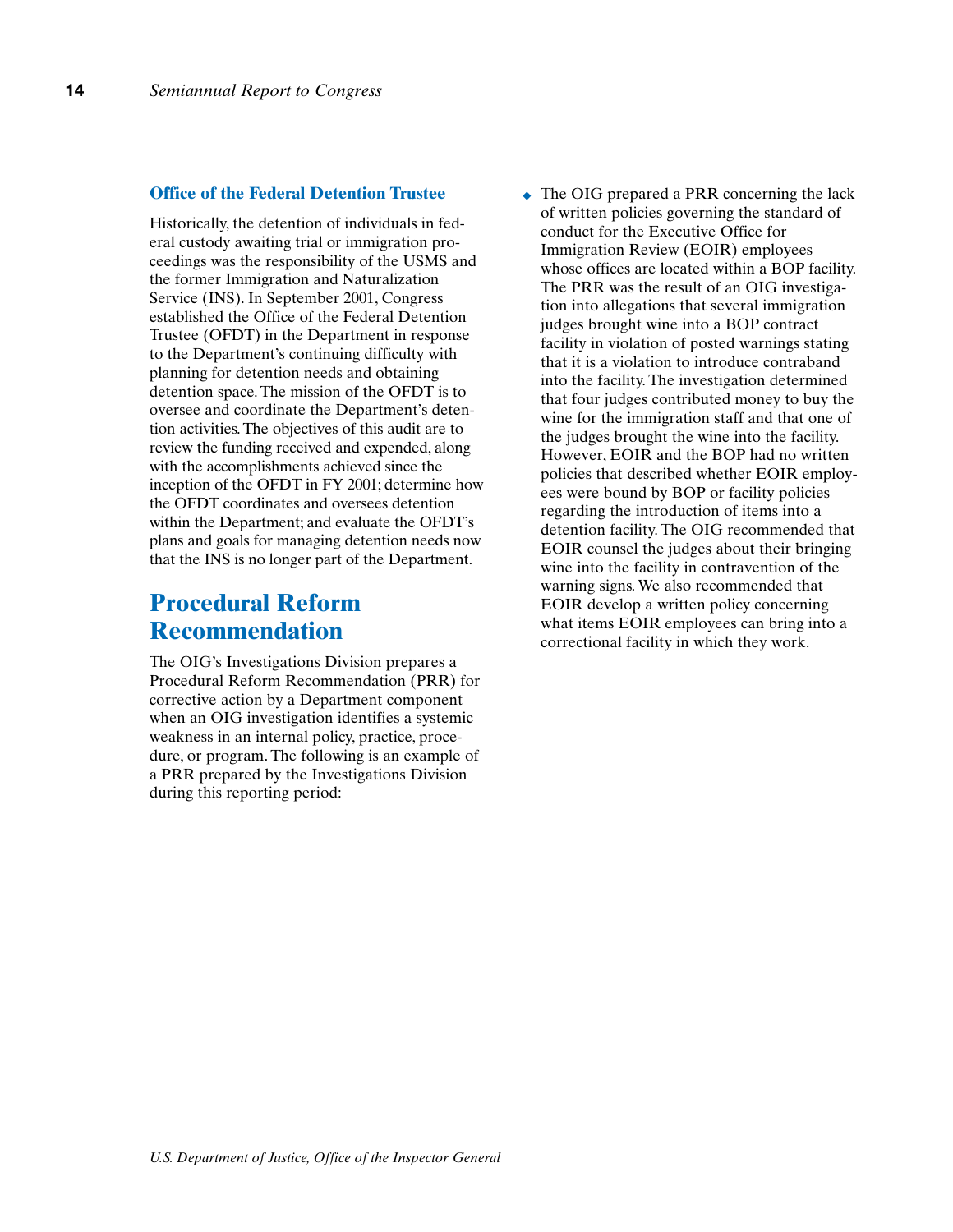### Office of the Federal Detention Trustee

Historically, the detention of individuals in federal custody awaiting trial or immigration proceedings was the responsibility of the USMS and the former Immigration and Naturalization Service (INS). In September 2001, Congress established the Office of the Federal Detention Trustee (OFDT) in the Department in response to the Department's continuing difficulty with planning for detention needs and obtaining detention space. The mission of the OFDT is to oversee and coordinate the Department's detention activities. The objectives of this audit are to review the funding received and expended, along with the accomplishments achieved since the inception of the OFDT in FY 2001; determine how the OFDT coordinates and oversees detention within the Department; and evaluate the OFDT's plans and goals for managing detention needs now that the INS is no longer part of the Department.

## Procedural Reform Recommendation

The OIG's Investigations Division prepares a Procedural Reform Recommendation (PRR) for corrective action by a Department component when an OIG investigation identifies a systemic weakness in an internal policy, practice, procedure, or program. The following is an example of a PRR prepared by the Investigations Division during this reporting period:

- The OIG prepared a PRR concerning the lack of written policies governing the standard of conduct for the Executive Office for Immigration Review (EOIR) employees whose offices are located within a BOP facility. The PRR was the result of an OIG investigation into allegations that several immigration judges brought wine into a BOP contract facility in violation of posted warnings stating that it is a violation to introduce contraband into the facility. The investigation determined that four judges contributed money to buy the wine for the immigration staff and that one of the judges brought the wine into the facility. However, EOIR and the BOP had no written policies that described whether EOIR employees were bound by BOP or facility policies regarding the introduction of items into a detention facility. The OIG recommended that EOIR counsel the judges about their bringing wine into the facility in contravention of the warning signs. We also recommended that EOIR develop a written policy concerning what items EOIR employees can bring into a correctional facility in which they work.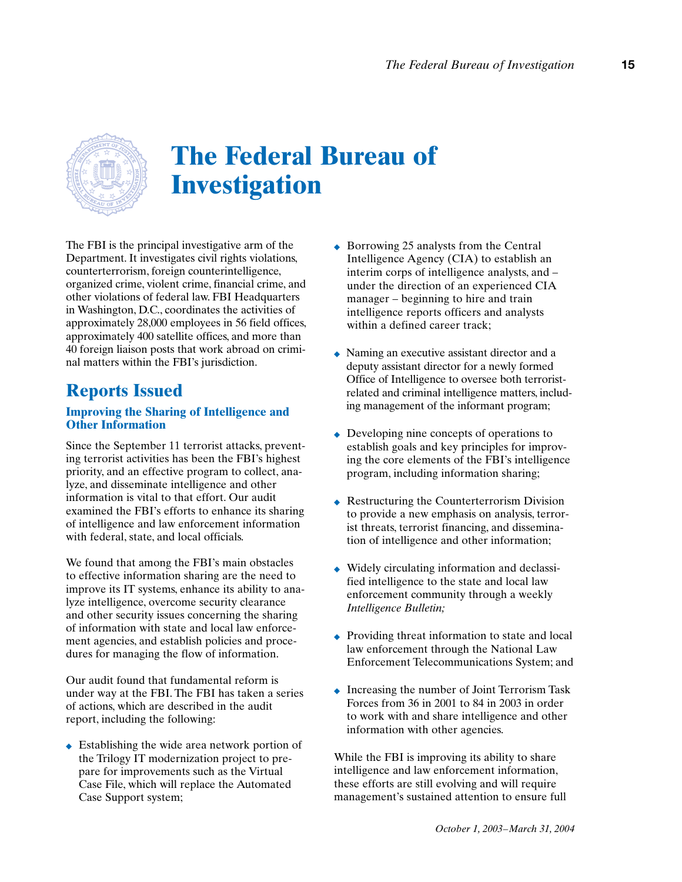# The Federal Bureau of Investigation

The FBI is the principal investigative arm of the Department. It investigates civil rights violations, counterterrorism, foreign counterintelligence, organized crime, violent crime, financial crime, and other violations of federal law. FBI Headquarters in Washington, D.C., coordinates the activities of approximately 28,000 employees in 56 field offices, approximately 400 satellite offices, and more than 40 foreign liaison posts that work abroad on criminal matters within the FBI's jurisdiction.

## Reports Issued

### Improving the Sharing of Intelligence and Other Information

Since the September 11 terrorist attacks, preventing terrorist activities has been the FBI's highest priority, and an effective program to collect, analyze, and disseminate intelligence and other information is vital to that effort. Our audit examined the FBI's efforts to enhance its sharing of intelligence and law enforcement information with federal, state, and local officials.

We found that among the FBI's main obstacles to effective information sharing are the need to improve its IT systems, enhance its ability to analyze intelligence, overcome security clearance and other security issues concerning the sharing of information with state and local law enforcement agencies, and establish policies and procedures for managing the flow of information.

Our audit found that fundamental reform is under way at the FBI. The FBI has taken a series of actions, which are described in the audit report, including the following:

- Establishing the wide area network portion of the Trilogy IT modernization project to prepare for improvements such as the Virtual Case File, which will replace the Automated Case Support system;
- Borrowing 25 analysts from the Central Intelligence Agency (CIA) to establish an interim corps of intelligence analysts, and – under the direction of an experienced CIA manager – beginning to hire and train intelligence reports officers and analysts within a defined career track;
- Naming an executive assistant director and a deputy assistant director for a newly formed Office of Intelligence to oversee both terrorist-related and criminal intelligence matters, including management of the informant program;
- Developing nine concepts of operations to establish goals and key principles for improving the core elements of the FBI's intelligence program, including information sharing;
- Restructuring the Counterterrorism Division to provide a new emphasis on analysis, terrorist threats, terrorist financing, and dissemination of intelligence and other information;
- Widely circulating information and declassified intelligence to the state and local law enforcement community through a weekly *Intelligence Bulletin;*
- Providing threat information to state and local law enforcement through the National Law Enforcement Telecommunications System; and
- Increasing the number of Joint Terrorism Task Forces from 36 in 2001 to 84 in 2003 in order to work with and share intelligence and other information with other agencies.

While the FBI is improving its ability to share intelligence and law enforcement information, these efforts are still evolving and will require management's sustained attention to ensure full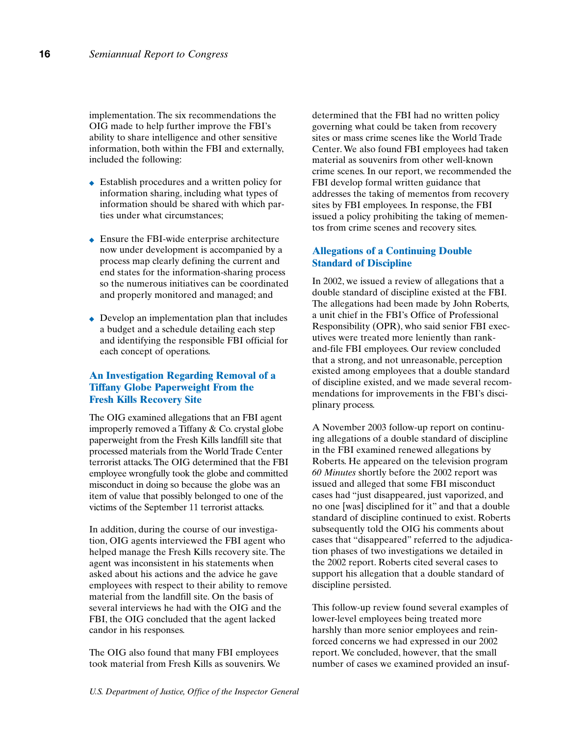implementation. The six recommendations the OIG made to help further improve the FBI's ability to share intelligence and other sensitive information, both within the FBI and externally, included the following:

- Establish procedures and a written policy for information sharing, including what types of information should be shared with which parties under what circumstances;
- Ensure the FBI-wide enterprise architecture now under development is accompanied by a process map clearly defining the current and end states for the information-sharing process so the numerous initiatives can be coordinated and properly monitored and managed; and
- Develop an implementation plan that includes a budget and a schedule detailing each step and identifying the responsible FBI official for each concept of operations.

### An Investigation Regarding Removal of a Tiffany Globe Paperweight From the Fresh Kills Recovery Site

The OIG examined allegations that an FBI agent improperly removed a Tiffany & Co. crystal globe paperweight from the Fresh Kills landfill site that processed materials from the World Trade Center terrorist attacks. The OIG determined that the FBI employee wrongfully took the globe and committed misconduct in doing so because the globe was an item of value that possibly belonged to one of the victims of the September 11 terrorist attacks.

In addition, during the course of our investigation, OIG agents interviewed the FBI agent who helped manage the Fresh Kills recovery site. The agent was inconsistent in his statements when asked about his actions and the advice he gave employees with respect to their ability to remove material from the landfill site. On the basis of several interviews he had with the OIG and the FBI, the OIG concluded that the agent lacked candor in his responses.

The OIG also found that many FBI employees took material from Fresh Kills as souvenirs. We determined that the FBI had no written policy governing what could be taken from recovery sites or mass crime scenes like the World Trade Center. We also found FBI employees had taken material as souvenirs from other well-known crime scenes. In our report, we recommended the FBI develop formal written guidance that addresses the taking of mementos from recovery sites by FBI employees. In response, the FBI issued a policy prohibiting the taking of mementos from crime scenes and recovery sites.

### Allegations of a Continuing Double Standard of Discipline

In 2002, we issued a review of allegations that a double standard of discipline existed at the FBI. The allegations had been made by John Roberts, a unit chief in the FBI's Office of Professional Responsibility (OPR), who said senior FBI executives were treated more leniently than rank-and-file FBI employees. Our review concluded that a strong, and not unreasonable, perception existed among employees that a double standard of discipline existed, and we made several recommendations for improvements in the FBI's disciplinary process.

A November 2003 follow-up report on continuing allegations of a double standard of discipline in the FBI examined renewed allegations by Roberts. He appeared on the television program *60 Minutes* shortly before the 2002 report was issued and alleged that some FBI misconduct cases had "just disappeared, just vaporized, and no one [was] disciplined for it" and that a double standard of discipline continued to exist. Roberts subsequently told the OIG his comments about cases that "disappeared" referred to the adjudication phases of two investigations we detailed in the 2002 report. Roberts cited several cases to support his allegation that a double standard of discipline persisted.

This follow-up review found several examples of lower-level employees being treated more harshly than more senior employees and reinforced concerns we had expressed in our 2002 report. We concluded, however, that the small number of cases we examined provided an insuf-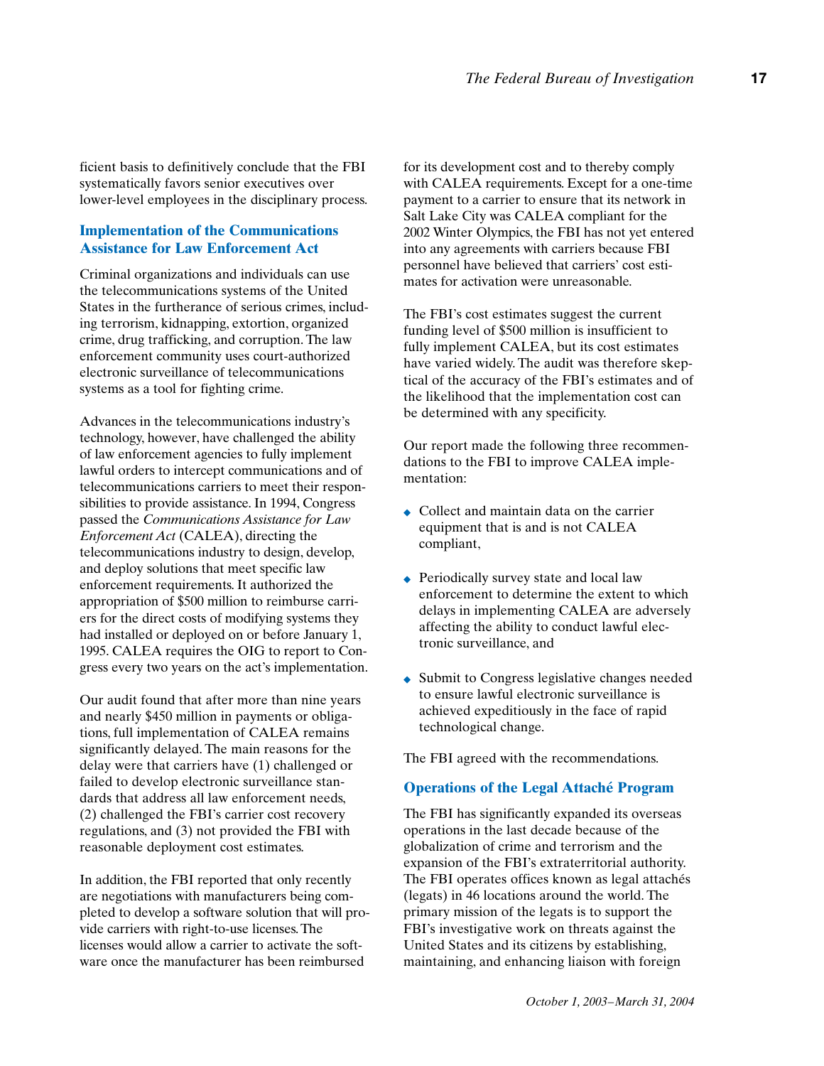ficient basis to definitively conclude that the FBI systematically favors senior executives over lower-level employees in the disciplinary process.

### Implementation of the Communications Assistance for Law Enforcement Act

Criminal organizations and individuals can use the telecommunications systems of the United States in the furtherance of serious crimes, including terrorism, kidnapping, extortion, organized crime, drug trafficking, and corruption. The law enforcement community uses court-authorized electronic surveillance of telecommunications systems as a tool for fighting crime.

Advances in the telecommunications industry's technology, however, have challenged the ability of law enforcement agencies to fully implement lawful orders to intercept communications and of telecommunications carriers to meet their responsibilities to provide assistance. In 1994, Congress passed the *Communications Assistance for Law Enforcement Act* (CALEA), directing the telecommunications industry to design, develop, and deploy solutions that meet specific law enforcement requirements. It authorized the appropriation of $500 million to reimburse carriers for the direct costs of modifying systems they had installed or deployed on or before January 1, 1995. CALEA requires the OIG to report to Congress every two years on the act's implementation.

Our audit found that after more than nine years and nearly $450 million in payments or obligations, full implementation of CALEA remains significantly delayed. The main reasons for the delay were that carriers have (1) challenged or failed to develop electronic surveillance standards that address all law enforcement needs, (2) challenged the FBI's carrier cost recovery regulations, and (3) not provided the FBI with reasonable deployment cost estimates.

In addition, the FBI reported that only recently are negotiations with manufacturers being completed to develop a software solution that will provide carriers with right-to-use licenses. The licenses would allow a carrier to activate the software once the manufacturer has been reimbursed for its development cost and to thereby comply with CALEA requirements. Except for a one-time payment to a carrier to ensure that its network in Salt Lake City was CALEA compliant for the 2002 Winter Olympics, the FBI has not yet entered into any agreements with carriers because FBI personnel have believed that carriers' cost estimates for activation were unreasonable.

The FBI's cost estimates suggest the current funding level of $500 million is insufficient to fully implement CALEA, but its cost estimates have varied widely. The audit was therefore skeptical of the accuracy of the FBI's estimates and of the likelihood that the implementation cost can be determined with any specificity.

Our report made the following three recommendations to the FBI to improve CALEA implementation:

- Collect and maintain data on the carrier equipment that is and is not CALEA compliant,
- Periodically survey state and local law enforcement to determine the extent to which delays in implementing CALEA are adversely affecting the ability to conduct lawful electronic surveillance, and
- Submit to Congress legislative changes needed to ensure lawful electronic surveillance is achieved expeditiously in the face of rapid technological change.

The FBI agreed with the recommendations.

### Operations of the Legal Attaché Program

The FBI has significantly expanded its overseas operations in the last decade because of the globalization of crime and terrorism and the expansion of the FBI's extraterritorial authority. The FBI operates offices known as legal attachés (legats) in 46 locations around the world. The primary mission of the legats is to support the FBI's investigative work on threats against the United States and its citizens by establishing, maintaining, and enhancing liaison with foreign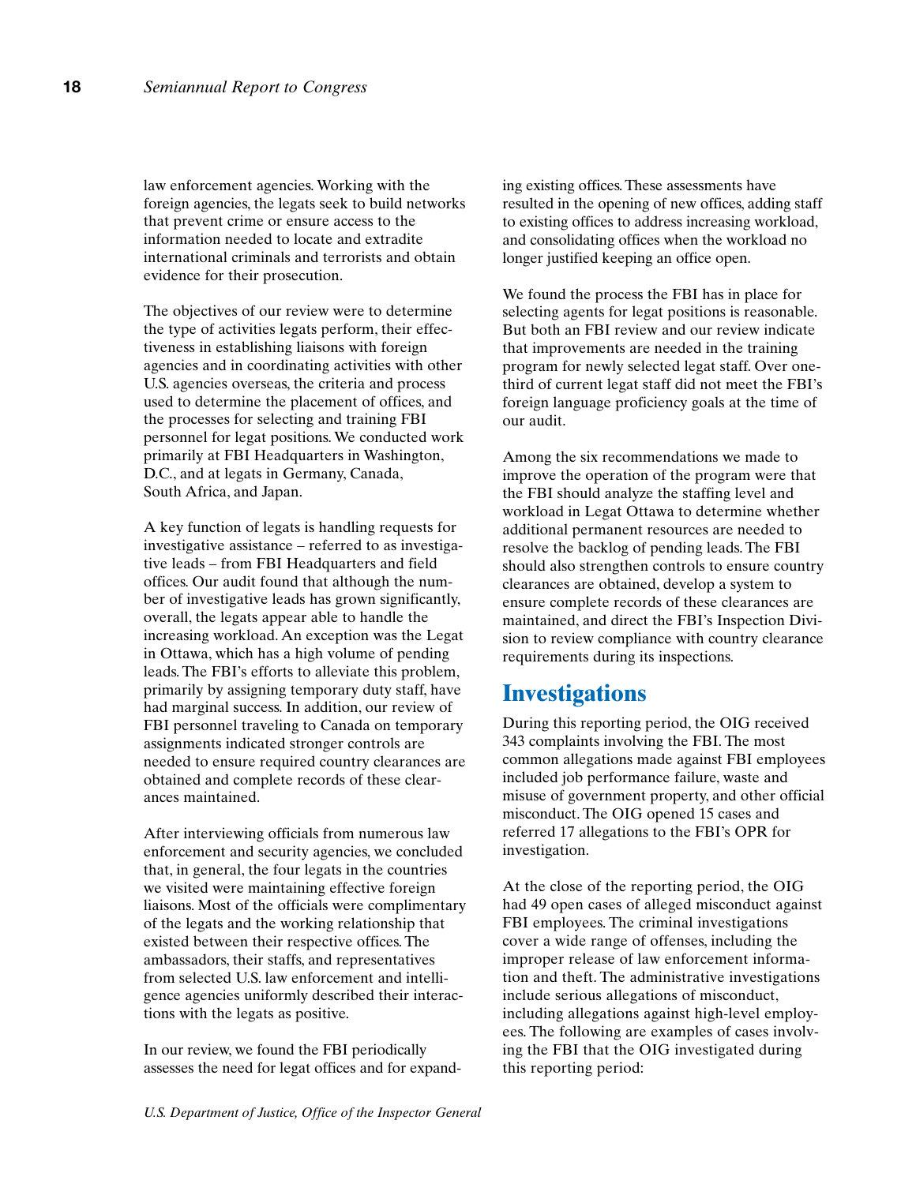law enforcement agencies. Working with the foreign agencies, the legats seek to build networks that prevent crime or ensure access to the information needed to locate and extradite international criminals and terrorists and obtain evidence for their prosecution.

The objectives of our review were to determine the type of activities legats perform, their effectiveness in establishing liaisons with foreign agencies and in coordinating activities with other U.S. agencies overseas, the criteria and process used to determine the placement of offices, and the processes for selecting and training FBI personnel for legat positions. We conducted work primarily at FBI Headquarters in Washington, D.C., and at legats in Germany, Canada, South Africa, and Japan.

A key function of legats is handling requests for investigative assistance – referred to as investigative leads – from FBI Headquarters and field offices. Our audit found that although the number of investigative leads has grown significantly, overall, the legats appear able to handle the increasing workload. An exception was the Legat in Ottawa, which has a high volume of pending leads. The FBI's efforts to alleviate this problem, primarily by assigning temporary duty staff, have had marginal success. In addition, our review of FBI personnel traveling to Canada on temporary assignments indicated stronger controls are needed to ensure required country clearances are obtained and complete records of these clearances maintained.

After interviewing officials from numerous law enforcement and security agencies, we concluded that, in general, the four legats in the countries we visited were maintaining effective foreign liaisons. Most of the officials were complimentary of the legats and the working relationship that existed between their respective offices. The ambassadors, their staffs, and representatives from selected U.S. law enforcement and intelligence agencies uniformly described their interactions with the legats as positive.

In our review, we found the FBI periodically assesses the need for legat offices and for expanding existing offices. These assessments have resulted in the opening of new offices, adding staff to existing offices to address increasing workload, and consolidating offices when the workload no longer justified keeping an office open.

We found the process the FBI has in place for selecting agents for legat positions is reasonable. But both an FBI review and our review indicate that improvements are needed in the training program for newly selected legat staff. Over one-third of current legat staff did not meet the FBI's foreign language proficiency goals at the time of our audit.

Among the six recommendations we made to improve the operation of the program were that the FBI should analyze the staffing level and workload in Legat Ottawa to determine whether additional permanent resources are needed to resolve the backlog of pending leads. The FBI should also strengthen controls to ensure country clearances are obtained, develop a system to ensure complete records of these clearances are maintained, and direct the FBI's Inspection Division to review compliance with country clearance requirements during its inspections.

## Investigations

During this reporting period, the OIG received 343 complaints involving the FBI. The most common allegations made against FBI employees included job performance failure, waste and misuse of government property, and other official misconduct. The OIG opened 15 cases and referred 17 allegations to the FBI's OPR for investigation.

At the close of the reporting period, the OIG had 49 open cases of alleged misconduct against FBI employees. The criminal investigations cover a wide range of offenses, including the improper release of law enforcement information and theft. The administrative investigations include serious allegations of misconduct, including allegations against high-level employees. The following are examples of cases involving the FBI that the OIG investigated during this reporting period: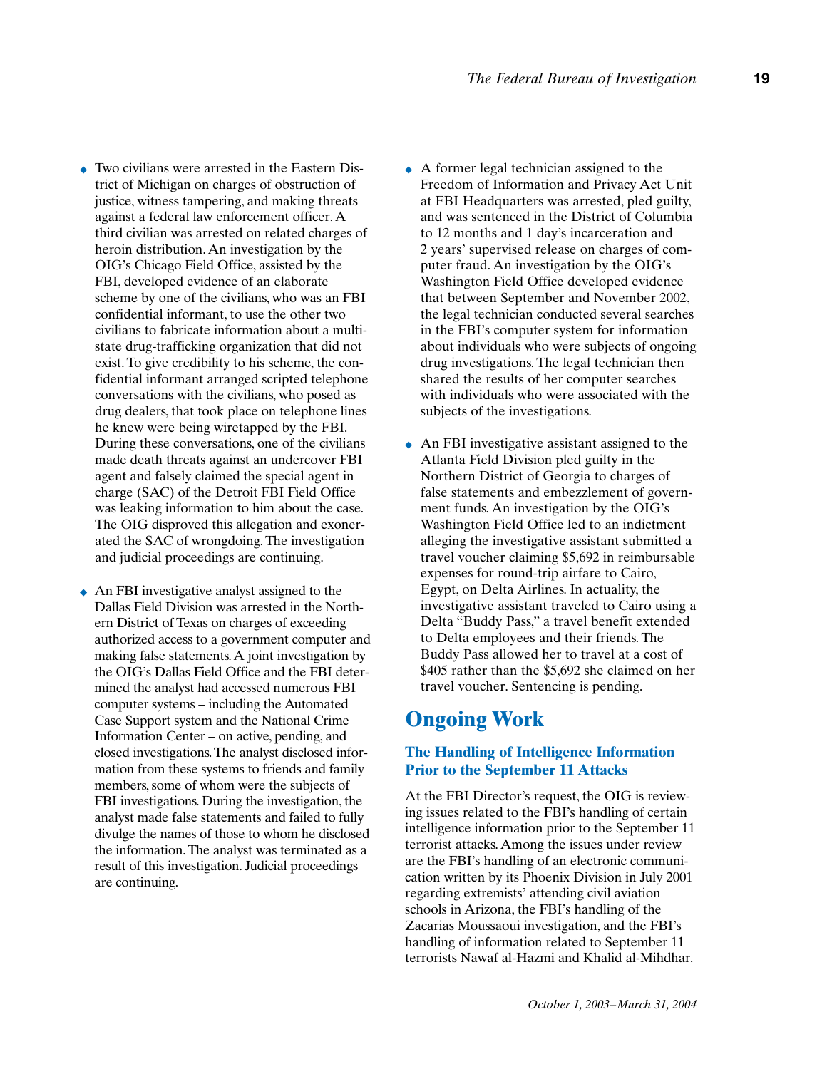- Two civilians were arrested in the Eastern District of Michigan on charges of obstruction of justice, witness tampering, and making threats against a federal law enforcement officer. A third civilian was arrested on related charges of heroin distribution. An investigation by the OIG's Chicago Field Office, assisted by the FBI, developed evidence of an elaborate scheme by one of the civilians, who was an FBI confidential informant, to use the other two civilians to fabricate information about a multistate drug-trafficking organization that did not exist. To give credibility to his scheme, the confidential informant arranged scripted telephone conversations with the civilians, who posed as drug dealers, that took place on telephone lines he knew were being wiretapped by the FBI. During these conversations, one of the civilians made death threats against an undercover FBI agent and falsely claimed the special agent in charge (SAC) of the Detroit FBI Field Office was leaking information to him about the case. The OIG disproved this allegation and exonerated the SAC of wrongdoing. The investigation and judicial proceedings are continuing.

- An FBI investigative analyst assigned to the Dallas Field Division was arrested in the Northern District of Texas on charges of exceeding authorized access to a government computer and making false statements. A joint investigation by the OIG's Dallas Field Office and the FBI determined the analyst had accessed numerous FBI computer systems – including the Automated Case Support system and the National Crime Information Center – on active, pending, and closed investigations. The analyst disclosed information from these systems to friends and family members, some of whom were the subjects of FBI investigations. During the investigation, the analyst made false statements and failed to fully divulge the names of those to whom he disclosed the information. The analyst was terminated as a result of this investigation. Judicial proceedings are continuing.

- A former legal technician assigned to the Freedom of Information and Privacy Act Unit at FBI Headquarters was arrested, pled guilty, and was sentenced in the District of Columbia to 12 months and 1 day's incarceration and 2 years' supervised release on charges of computer fraud. An investigation by the OIG's Washington Field Office developed evidence that between September and November 2002, the legal technician conducted several searches in the FBI's computer system for information about individuals who were subjects of ongoing drug investigations. The legal technician then shared the results of her computer searches with individuals who were associated with the subjects of the investigations.

- An FBI investigative assistant assigned to the Atlanta Field Division pled guilty in the Northern District of Georgia to charges of false statements and embezzlement of government funds. An investigation by the OIG's Washington Field Office led to an indictment alleging the investigative assistant submitted a travel voucher claiming $5,692 in reimbursable expenses for round-trip airfare to Cairo, Egypt, on Delta Airlines. In actuality, the investigative assistant traveled to Cairo using a Delta "Buddy Pass," a travel benefit extended to Delta employees and their friends. The Buddy Pass allowed her to travel at a cost of $405 rather than the $5,692 she claimed on her travel voucher. Sentencing is pending.

## Ongoing Work

### The Handling of Intelligence Information Prior to the September 11 Attacks

At the FBI Director's request, the OIG is reviewing issues related to the FBI's handling of certain intelligence information prior to the September 11 terrorist attacks. Among the issues under review are the FBI's handling of an electronic communication written by its Phoenix Division in July 2001 regarding extremists' attending civil aviation schools in Arizona, the FBI's handling of the Zacarias Moussaoui investigation, and the FBI's handling of information related to September 11 terrorists Nawaf al-Hazmi and Khalid al-Mihdhar.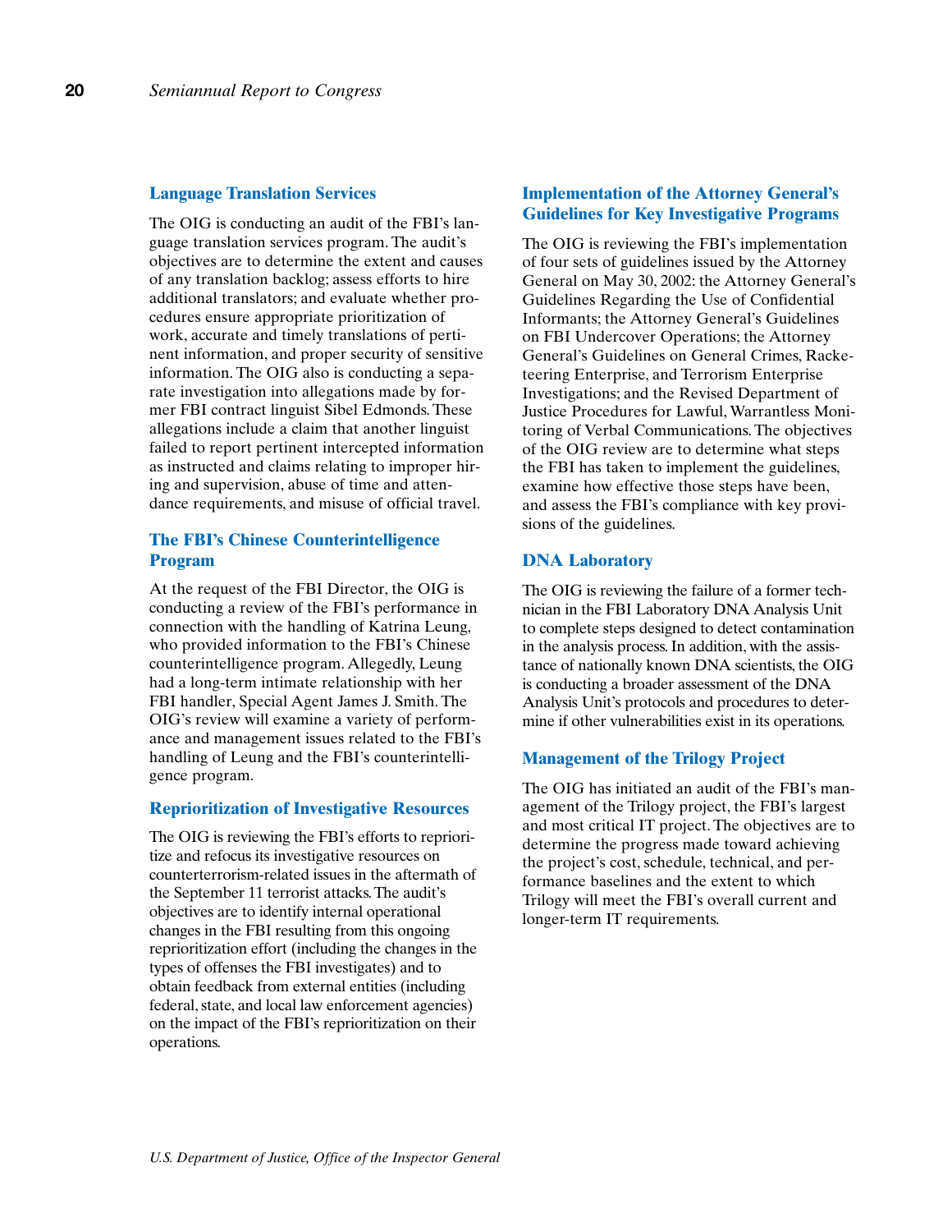### Language Translation Services

The OIG is conducting an audit of the FBI's language translation services program. The audit's objectives are to determine the extent and causes of any translation backlog; assess efforts to hire additional translators; and evaluate whether procedures ensure appropriate prioritization of work, accurate and timely translations of pertinent information, and proper security of sensitive information. The OIG also is conducting a separate investigation into allegations made by former FBI contract linguist Sibel Edmonds. These allegations include a claim that another linguist failed to report pertinent intercepted information as instructed and claims relating to improper hiring and supervision, abuse of time and attendance requirements, and misuse of official travel.

### The FBI's Chinese Counterintelligence Program

At the request of the FBI Director, the OIG is conducting a review of the FBI's performance in connection with the handling of Katrina Leung, who provided information to the FBI's Chinese counterintelligence program. Allegedly, Leung had a long-term intimate relationship with her FBI handler, Special Agent James J. Smith. The OIG's review will examine a variety of performance and management issues related to the FBI's handling of Leung and the FBI's counterintelligence program.

### Reprioritization of Investigative Resources

The OIG is reviewing the FBI's efforts to reprioritize and refocus its investigative resources on counterterrorism-related issues in the aftermath of the September 11 terrorist attacks. The audit's objectives are to identify internal operational changes in the FBI resulting from this ongoing reprioritization effort (including the changes in the types of offenses the FBI investigates) and to obtain feedback from external entities (including federal, state, and local law enforcement agencies) on the impact of the FBI's reprioritization on their operations.

### Implementation of the Attorney General's Guidelines for Key Investigative Programs

The OIG is reviewing the FBI's implementation of four sets of guidelines issued by the Attorney General on May 30, 2002: the Attorney General's Guidelines Regarding the Use of Confidential Informants; the Attorney General's Guidelines on FBI Undercover Operations; the Attorney General's Guidelines on General Crimes, Racketeering Enterprise, and Terrorism Enterprise Investigations; and the Revised Department of Justice Procedures for Lawful, Warrantless Monitoring of Verbal Communications. The objectives of the OIG review are to determine what steps the FBI has taken to implement the guidelines, examine how effective those steps have been, and assess the FBI's compliance with key provisions of the guidelines.

### DNA Laboratory

The OIG is reviewing the failure of a former technician in the FBI Laboratory DNA Analysis Unit to complete steps designed to detect contamination in the analysis process. In addition, with the assistance of nationally known DNA scientists, the OIG is conducting a broader assessment of the DNA Analysis Unit's protocols and procedures to determine if other vulnerabilities exist in its operations.

### Management of the Trilogy Project

The OIG has initiated an audit of the FBI's management of the Trilogy project, the FBI's largest and most critical IT project. The objectives are to determine the progress made toward achieving the project's cost, schedule, technical, and performance baselines and the extent to which Trilogy will meet the FBI's overall current and longer-term IT requirements.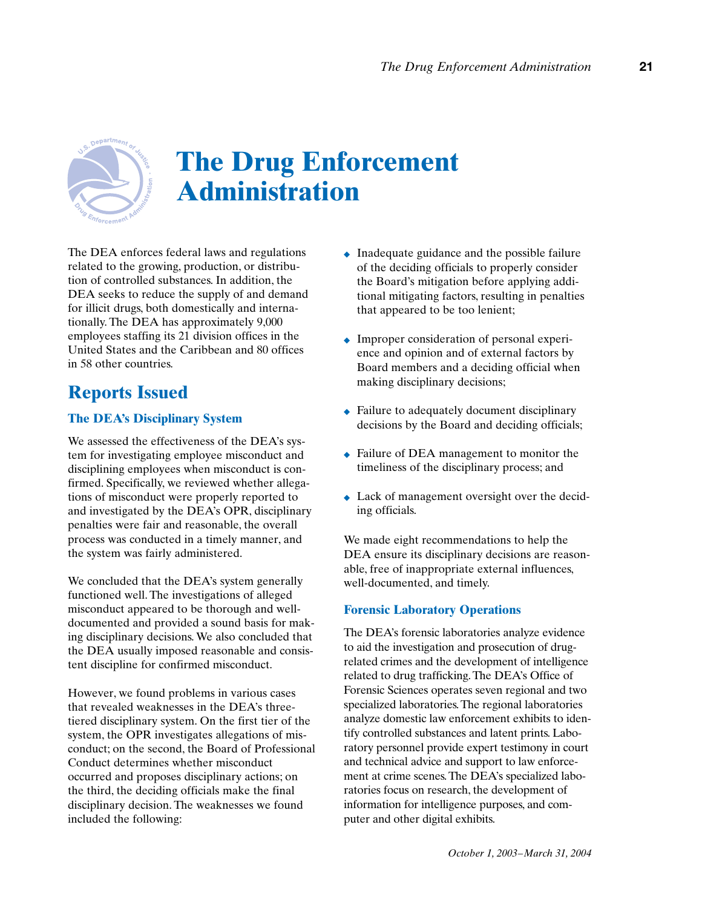# The Drug Enforcement Administration

The DEA enforces federal laws and regulations related to the growing, production, or distribution of controlled substances. In addition, the DEA seeks to reduce the supply of and demand for illicit drugs, both domestically and internationally. The DEA has approximately 9,000 employees staffing its 21 division offices in the United States and the Caribbean and 80 offices in 58 other countries.

## Reports Issued

### The DEA's Disciplinary System

We assessed the effectiveness of the DEA's system for investigating employee misconduct and disciplining employees when misconduct is confirmed. Specifically, we reviewed whether allegations of misconduct were properly reported to and investigated by the DEA's OPR, disciplinary penalties were fair and reasonable, the overall process was conducted in a timely manner, and the system was fairly administered.

We concluded that the DEA's system generally functioned well. The investigations of alleged misconduct appeared to be thorough and well-documented and provided a sound basis for making disciplinary decisions. We also concluded that the DEA usually imposed reasonable and consistent discipline for confirmed misconduct.

However, we found problems in various cases that revealed weaknesses in the DEA's three-tiered disciplinary system. On the first tier of the system, the OPR investigates allegations of misconduct; on the second, the Board of Professional Conduct determines whether misconduct occurred and proposes disciplinary actions; on the third, the deciding officials make the final disciplinary decision. The weaknesses we found included the following:

- Inadequate guidance and the possible failure of the deciding officials to properly consider the Board's mitigation before applying additional mitigating factors, resulting in penalties that appeared to be too lenient;
- Improper consideration of personal experience and opinion and of external factors by Board members and a deciding official when making disciplinary decisions;
- Failure to adequately document disciplinary decisions by the Board and deciding officials;
- Failure of DEA management to monitor the timeliness of the disciplinary process; and
- Lack of management oversight over the deciding officials.

We made eight recommendations to help the DEA ensure its disciplinary decisions are reasonable, free of inappropriate external influences, well-documented, and timely.

### Forensic Laboratory Operations

The DEA's forensic laboratories analyze evidence to aid the investigation and prosecution of drug-related crimes and the development of intelligence related to drug trafficking. The DEA's Office of Forensic Sciences operates seven regional and two specialized laboratories. The regional laboratories analyze domestic law enforcement exhibits to identify controlled substances and latent prints. Laboratory personnel provide expert testimony in court and technical advice and support to law enforcement at crime scenes. The DEA's specialized laboratories focus on research, the development of information for intelligence purposes, and computer and other digital exhibits.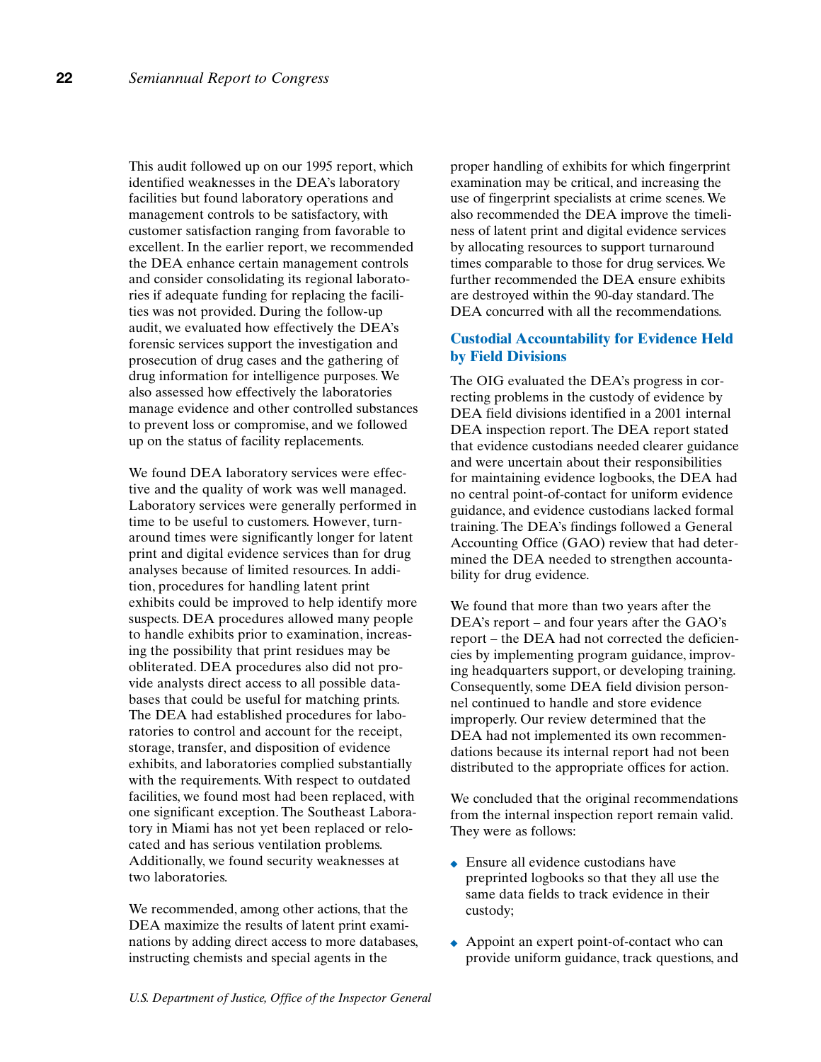This audit followed up on our 1995 report, which identified weaknesses in the DEA's laboratory facilities but found laboratory operations and management controls to be satisfactory, with customer satisfaction ranging from favorable to excellent. In the earlier report, we recommended the DEA enhance certain management controls and consider consolidating its regional laboratories if adequate funding for replacing the facilities was not provided. During the follow-up audit, we evaluated how effectively the DEA's forensic services support the investigation and prosecution of drug cases and the gathering of drug information for intelligence purposes. We also assessed how effectively the laboratories manage evidence and other controlled substances to prevent loss or compromise, and we followed up on the status of facility replacements.

We found DEA laboratory services were effective and the quality of work was well managed. Laboratory services were generally performed in time to be useful to customers. However, turnaround times were significantly longer for latent print and digital evidence services than for drug analyses because of limited resources. In addition, procedures for handling latent print exhibits could be improved to help identify more suspects. DEA procedures allowed many people to handle exhibits prior to examination, increasing the possibility that print residues may be obliterated. DEA procedures also did not provide analysts direct access to all possible databases that could be useful for matching prints. The DEA had established procedures for laboratories to control and account for the receipt, storage, transfer, and disposition of evidence exhibits, and laboratories complied substantially with the requirements. With respect to outdated facilities, we found most had been replaced, with one significant exception. The Southeast Laboratory in Miami has not yet been replaced or relocated and has serious ventilation problems. Additionally, we found security weaknesses at two laboratories.

We recommended, among other actions, that the DEA maximize the results of latent print examinations by adding direct access to more databases, instructing chemists and special agents in the proper handling of exhibits for which fingerprint examination may be critical, and increasing the use of fingerprint specialists at crime scenes. We also recommended the DEA improve the timeliness of latent print and digital evidence services by allocating resources to support turnaround times comparable to those for drug services. We further recommended the DEA ensure exhibits are destroyed within the 90-day standard. The DEA concurred with all the recommendations.

### Custodial Accountability for Evidence Held by Field Divisions

The OIG evaluated the DEA's progress in correcting problems in the custody of evidence by DEA field divisions identified in a 2001 internal DEA inspection report. The DEA report stated that evidence custodians needed clearer guidance and were uncertain about their responsibilities for maintaining evidence logbooks, the DEA had no central point-of-contact for uniform evidence guidance, and evidence custodians lacked formal training. The DEA's findings followed a General Accounting Office (GAO) review that had determined the DEA needed to strengthen accountability for drug evidence.

We found that more than two years after the DEA's report – and four years after the GAO's report – the DEA had not corrected the deficiencies by implementing program guidance, improving headquarters support, or developing training. Consequently, some DEA field division personnel continued to handle and store evidence improperly. Our review determined that the DEA had not implemented its own recommendations because its internal report had not been distributed to the appropriate offices for action.

We concluded that the original recommendations from the internal inspection report remain valid. They were as follows:

- Ensure all evidence custodians have preprinted logbooks so that they all use the same data fields to track evidence in their custody;
- Appoint an expert point-of-contact who can provide uniform guidance, track questions, and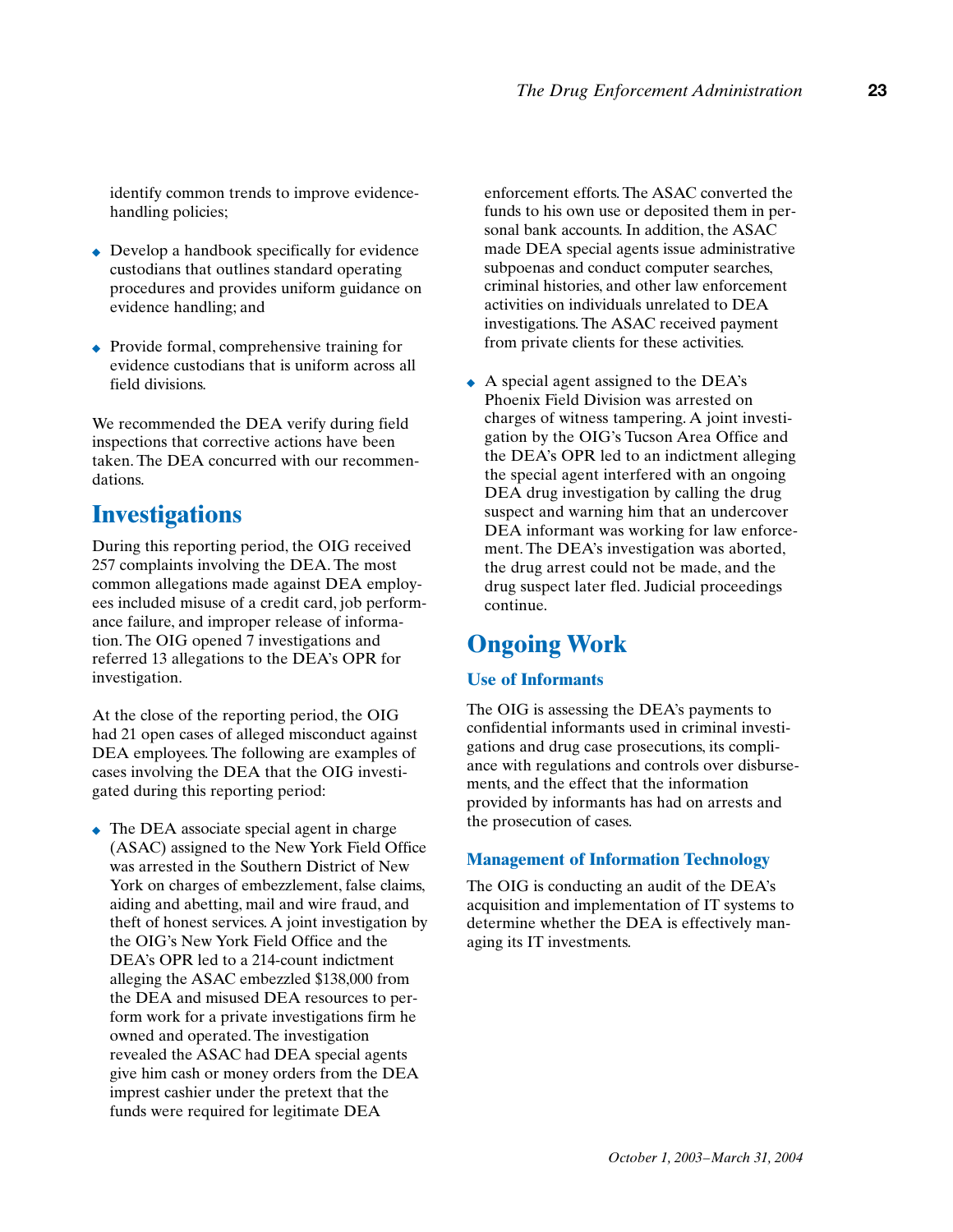identify common trends to improve evidence-handling policies;

- Develop a handbook specifically for evidence custodians that outlines standard operating procedures and provides uniform guidance on evidence handling; and

- Provide formal, comprehensive training for evidence custodians that is uniform across all field divisions.

We recommended the DEA verify during field inspections that corrective actions have been taken. The DEA concurred with our recommendations.

## Investigations

During this reporting period, the OIG received 257 complaints involving the DEA. The most common allegations made against DEA employees included misuse of a credit card, job performance failure, and improper release of information. The OIG opened 7 investigations and referred 13 allegations to the DEA's OPR for investigation.

At the close of the reporting period, the OIG had 21 open cases of alleged misconduct against DEA employees. The following are examples of cases involving the DEA that the OIG investigated during this reporting period:

- The DEA associate special agent in charge (ASAC) assigned to the New York Field Office was arrested in the Southern District of New York on charges of embezzlement, false claims, aiding and abetting, mail and wire fraud, and theft of honest services. A joint investigation by the OIG's New York Field Office and the DEA's OPR led to a 214-count indictment alleging the ASAC embezzled $138,000 from the DEA and misused DEA resources to perform work for a private investigations firm he owned and operated. The investigation revealed the ASAC had DEA special agents give him cash or money orders from the DEA imprest cashier under the pretext that the funds were required for legitimate DEA enforcement efforts. The ASAC converted the funds to his own use or deposited them in personal bank accounts. In addition, the ASAC made DEA special agents issue administrative subpoenas and conduct computer searches, criminal histories, and other law enforcement activities on individuals unrelated to DEA investigations. The ASAC received payment from private clients for these activities.

- A special agent assigned to the DEA's Phoenix Field Division was arrested on charges of witness tampering. A joint investigation by the OIG's Tucson Area Office and the DEA's OPR led to an indictment alleging the special agent interfered with an ongoing DEA drug investigation by calling the drug suspect and warning him that an undercover DEA informant was working for law enforcement. The DEA's investigation was aborted, the drug arrest could not be made, and the drug suspect later fled. Judicial proceedings continue.

## Ongoing Work

### Use of Informants

The OIG is assessing the DEA's payments to confidential informants used in criminal investigations and drug case prosecutions, its compliance with regulations and controls over disbursements, and the effect that the information provided by informants has had on arrests and the prosecution of cases.

### Management of Information Technology

The OIG is conducting an audit of the DEA's acquisition and implementation of IT systems to determine whether the DEA is effectively managing its IT investments.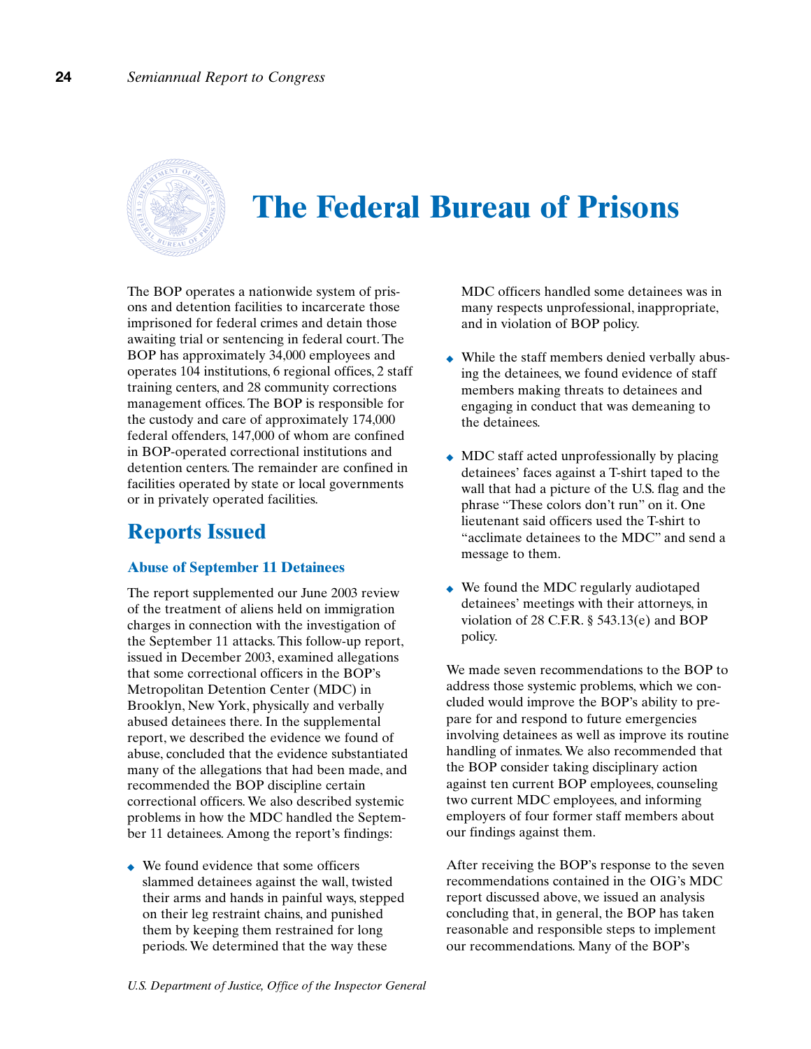# The Federal Bureau of Prisons

The BOP operates a nationwide system of prisons and detention facilities to incarcerate those imprisoned for federal crimes and detain those awaiting trial or sentencing in federal court. The BOP has approximately 34,000 employees and operates 104 institutions, 6 regional offices, 2 staff training centers, and 28 community corrections management offices. The BOP is responsible for the custody and care of approximately 174,000 federal offenders, 147,000 of whom are confined in BOP-operated correctional institutions and detention centers. The remainder are confined in facilities operated by state or local governments or in privately operated facilities.

## Reports Issued

### Abuse of September 11 Detainees

The report supplemented our June 2003 review of the treatment of aliens held on immigration charges in connection with the investigation of the September 11 attacks. This follow-up report, issued in December 2003, examined allegations that some correctional officers in the BOP's Metropolitan Detention Center (MDC) in Brooklyn, New York, physically and verbally abused detainees there. In the supplemental report, we described the evidence we found of abuse, concluded that the evidence substantiated many of the allegations that had been made, and recommended the BOP discipline certain correctional officers. We also described systemic problems in how the MDC handled the September 11 detainees. Among the report's findings:

- We found evidence that some officers slammed detainees against the wall, twisted their arms and hands in painful ways, stepped on their leg restraint chains, and punished them by keeping them restrained for long periods. We determined that the way these MDC officers handled some detainees was in many respects unprofessional, inappropriate, and in violation of BOP policy.
- While the staff members denied verbally abusing the detainees, we found evidence of staff members making threats to detainees and engaging in conduct that was demeaning to the detainees.
- MDC staff acted unprofessionally by placing detainees' faces against a T-shirt taped to the wall that had a picture of the U.S. flag and the phrase "These colors don't run" on it. One lieutenant said officers used the T-shirt to "acclimate detainees to the MDC" and send a message to them.
- We found the MDC regularly audiotaped detainees' meetings with their attorneys, in violation of 28 C.F.R. § 543.13(e) and BOP policy.

We made seven recommendations to the BOP to address those systemic problems, which we concluded would improve the BOP's ability to prepare for and respond to future emergencies involving detainees as well as improve its routine handling of inmates. We also recommended that the BOP consider taking disciplinary action against ten current BOP employees, counseling two current MDC employees, and informing employers of four former staff members about our findings against them.

After receiving the BOP's response to the seven recommendations contained in the OIG's MDC report discussed above, we issued an analysis concluding that, in general, the BOP has taken reasonable and responsible steps to implement our recommendations. Many of the BOP's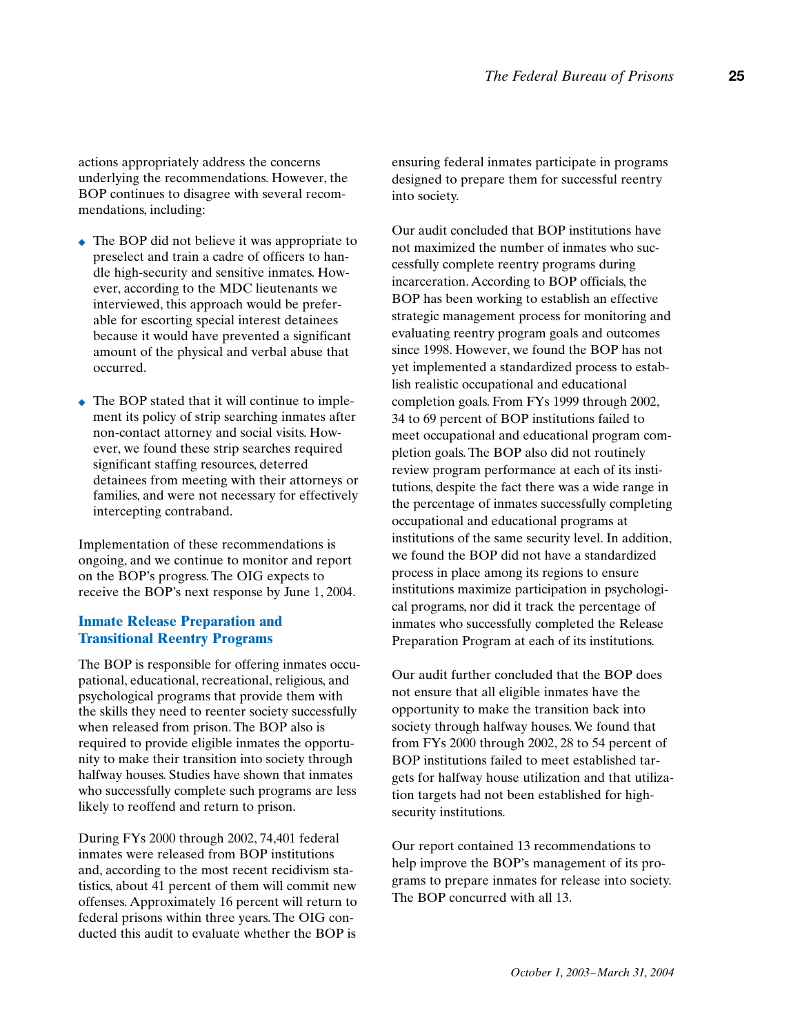actions appropriately address the concerns underlying the recommendations. However, the BOP continues to disagree with several recommendations, including:

- The BOP did not believe it was appropriate to preselect and train a cadre of officers to handle high-security and sensitive inmates. However, according to the MDC lieutenants we interviewed, this approach would be preferable for escorting special interest detainees because it would have prevented a significant amount of the physical and verbal abuse that occurred.

- The BOP stated that it will continue to implement its policy of strip searching inmates after non-contact attorney and social visits. However, we found these strip searches required significant staffing resources, deterred detainees from meeting with their attorneys or families, and were not necessary for effectively intercepting contraband.

Implementation of these recommendations is ongoing, and we continue to monitor and report on the BOP's progress. The OIG expects to receive the BOP's next response by June 1, 2004.

### Inmate Release Preparation and Transitional Reentry Programs

The BOP is responsible for offering inmates occupational, educational, recreational, religious, and psychological programs that provide them with the skills they need to reenter society successfully when released from prison. The BOP also is required to provide eligible inmates the opportunity to make their transition into society through halfway houses. Studies have shown that inmates who successfully complete such programs are less likely to reoffend and return to prison.

During FYs 2000 through 2002, 74,401 federal inmates were released from BOP institutions and, according to the most recent recidivism statistics, about 41 percent of them will commit new offenses. Approximately 16 percent will return to federal prisons within three years. The OIG conducted this audit to evaluate whether the BOP is ensuring federal inmates participate in programs designed to prepare them for successful reentry into society.

Our audit concluded that BOP institutions have not maximized the number of inmates who successfully complete reentry programs during incarceration. According to BOP officials, the BOP has been working to establish an effective strategic management process for monitoring and evaluating reentry program goals and outcomes since 1998. However, we found the BOP has not yet implemented a standardized process to establish realistic occupational and educational completion goals. From FYs 1999 through 2002, 34 to 69 percent of BOP institutions failed to meet occupational and educational program completion goals. The BOP also did not routinely review program performance at each of its institutions, despite the fact there was a wide range in the percentage of inmates successfully completing occupational and educational programs at institutions of the same security level. In addition, we found the BOP did not have a standardized process in place among its regions to ensure institutions maximize participation in psychological programs, nor did it track the percentage of inmates who successfully completed the Release Preparation Program at each of its institutions.

Our audit further concluded that the BOP does not ensure that all eligible inmates have the opportunity to make the transition back into society through halfway houses. We found that from FYs 2000 through 2002, 28 to 54 percent of BOP institutions failed to meet established targets for halfway house utilization and that utilization targets had not been established for high-security institutions.

Our report contained 13 recommendations to help improve the BOP's management of its programs to prepare inmates for release into society. The BOP concurred with all 13.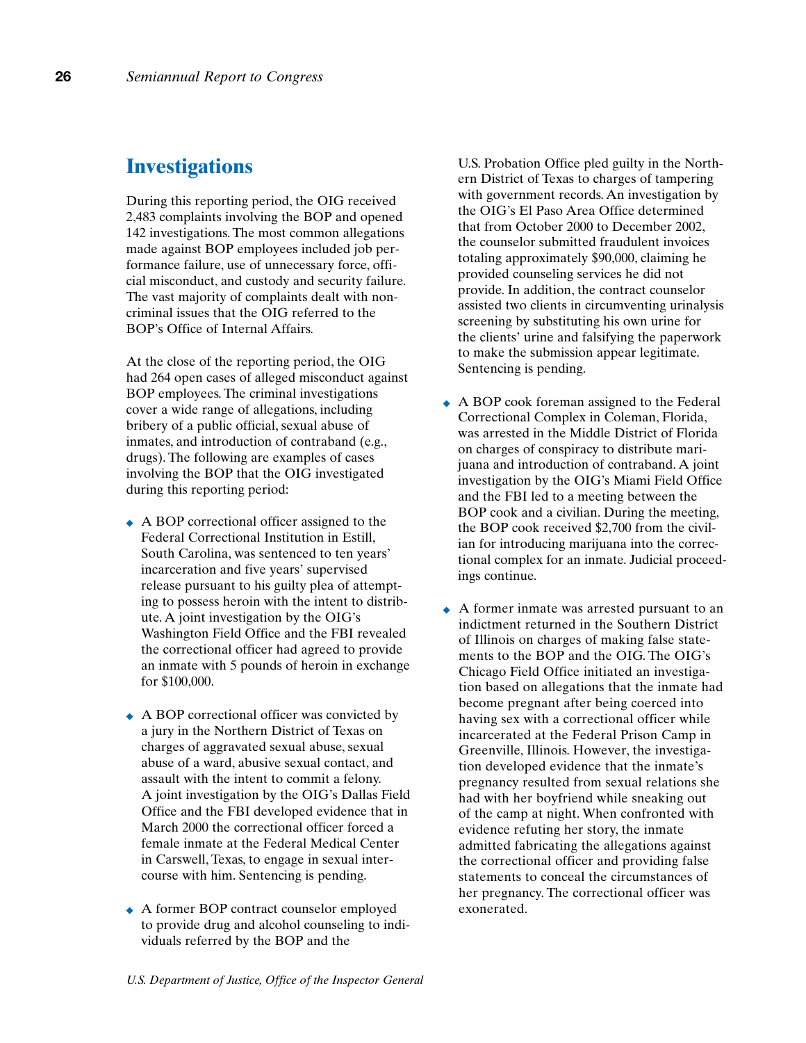## Investigations

During this reporting period, the OIG received 2,483 complaints involving the BOP and opened 142 investigations. The most common allegations made against BOP employees included job performance failure, use of unnecessary force, official misconduct, and custody and security failure. The vast majority of complaints dealt with noncriminal issues that the OIG referred to the BOP's Office of Internal Affairs.

At the close of the reporting period, the OIG had 264 open cases of alleged misconduct against BOP employees. The criminal investigations cover a wide range of allegations, including bribery of a public official, sexual abuse of inmates, and introduction of contraband (e.g., drugs). The following are examples of cases involving the BOP that the OIG investigated during this reporting period:

- A BOP correctional officer assigned to the Federal Correctional Institution in Estill, South Carolina, was sentenced to ten years' incarceration and five years' supervised release pursuant to his guilty plea of attempting to possess heroin with the intent to distribute. A joint investigation by the OIG's Washington Field Office and the FBI revealed the correctional officer had agreed to provide an inmate with 5 pounds of heroin in exchange for $100,000.

- A BOP correctional officer was convicted by a jury in the Northern District of Texas on charges of aggravated sexual abuse, sexual abuse of a ward, abusive sexual contact, and assault with the intent to commit a felony. A joint investigation by the OIG's Dallas Field Office and the FBI developed evidence that in March 2000 the correctional officer forced a female inmate at the Federal Medical Center in Carswell, Texas, to engage in sexual intercourse with him. Sentencing is pending.

- A former BOP contract counselor employed to provide drug and alcohol counseling to individuals referred by the BOP and the U.S. Probation Office pled guilty in the Northern District of Texas to charges of tampering with government records. An investigation by the OIG's El Paso Area Office determined that from October 2000 to December 2002, the counselor submitted fraudulent invoices totaling approximately $90,000, claiming he provided counseling services he did not provide. In addition, the contract counselor assisted two clients in circumventing urinalysis screening by substituting his own urine for the clients' urine and falsifying the paperwork to make the submission appear legitimate. Sentencing is pending.

- A BOP cook foreman assigned to the Federal Correctional Complex in Coleman, Florida, was arrested in the Middle District of Florida on charges of conspiracy to distribute marijuana and introduction of contraband. A joint investigation by the OIG's Miami Field Office and the FBI led to a meeting between the BOP cook and a civilian. During the meeting, the BOP cook received $2,700 from the civilian for introducing marijuana into the correctional complex for an inmate. Judicial proceedings continue.

- A former inmate was arrested pursuant to an indictment returned in the Southern District of Illinois on charges of making false statements to the BOP and the OIG. The OIG's Chicago Field Office initiated an investigation based on allegations that the inmate had become pregnant after being coerced into having sex with a correctional officer while incarcerated at the Federal Prison Camp in Greenville, Illinois. However, the investigation developed evidence that the inmate's pregnancy resulted from sexual relations she had with her boyfriend while sneaking out of the camp at night. When confronted with evidence refuting her story, the inmate admitted fabricating the allegations against the correctional officer and providing false statements to conceal the circumstances of her pregnancy. The correctional officer was exonerated.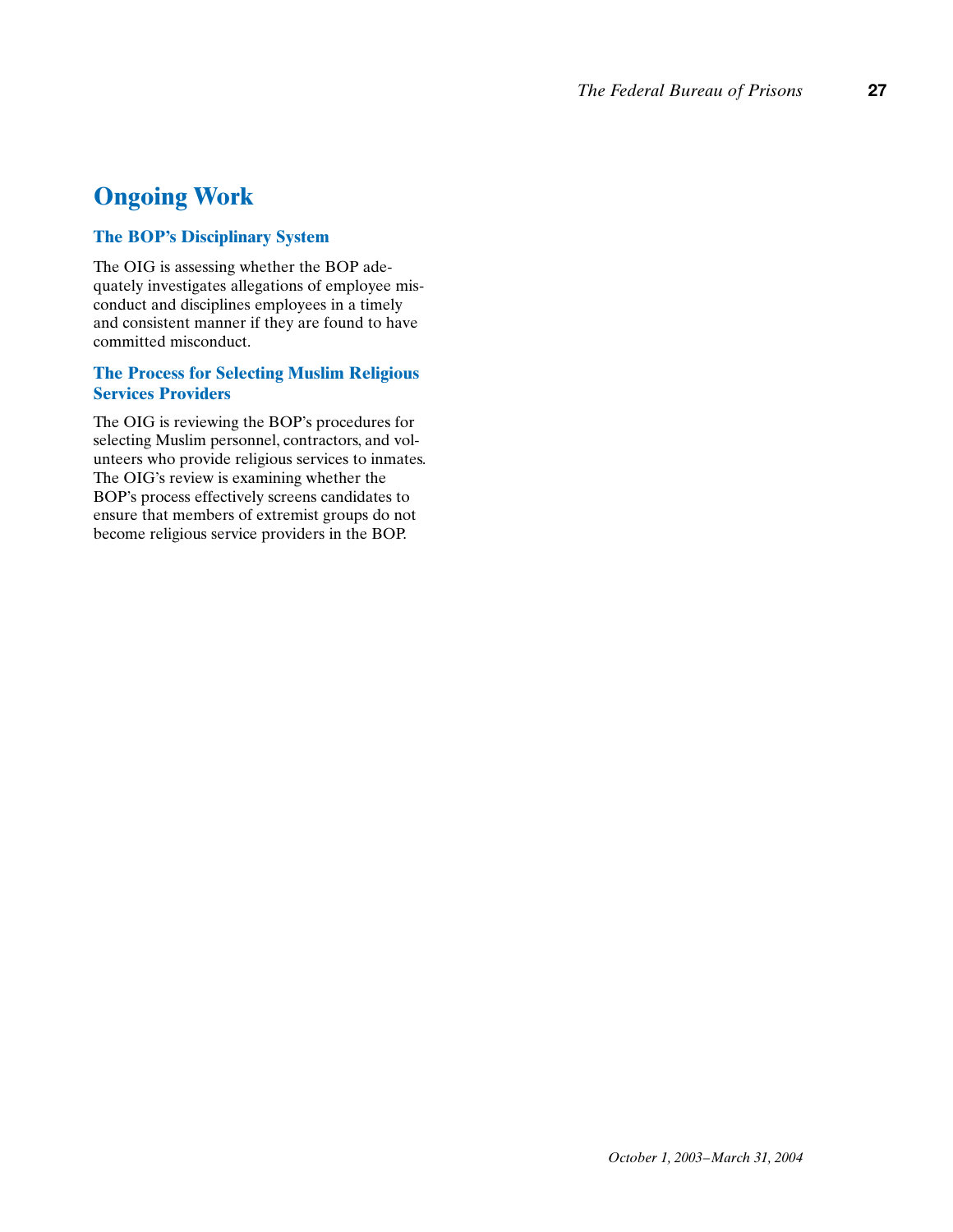## Ongoing Work

### The BOP's Disciplinary System

The OIG is assessing whether the BOP adequately investigates allegations of employee misconduct and disciplines employees in a timely and consistent manner if they are found to have committed misconduct.

### The Process for Selecting Muslim Religious Services Providers

The OIG is reviewing the BOP's procedures for selecting Muslim personnel, contractors, and volunteers who provide religious services to inmates. The OIG's review is examining whether the BOP's process effectively screens candidates to ensure that members of extremist groups do not become religious service providers in the BOP.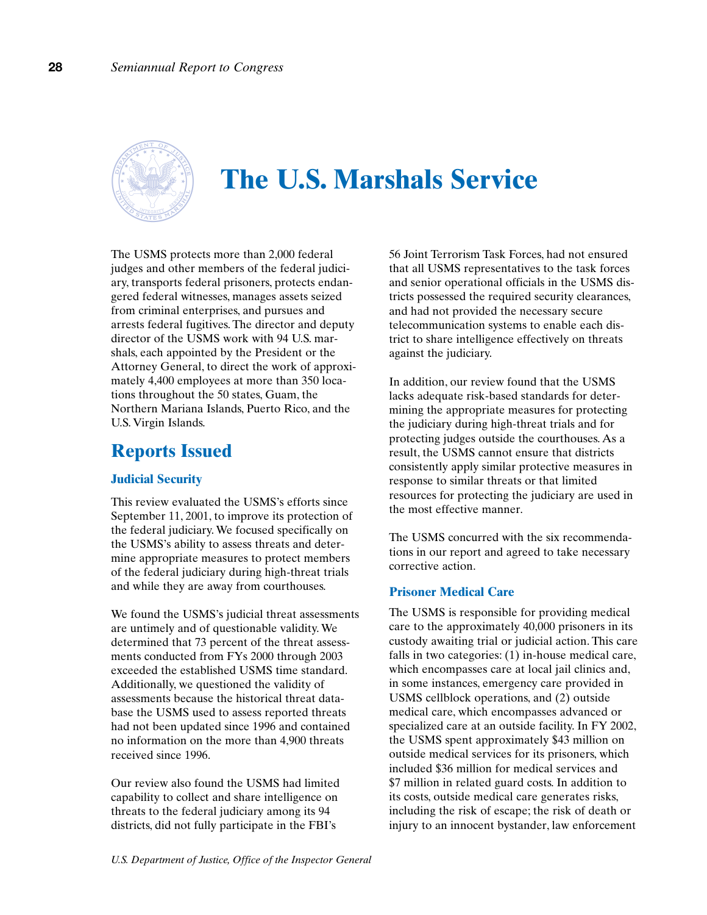# The U.S. Marshals Service

The USMS protects more than 2,000 federal judges and other members of the federal judiciary, transports federal prisoners, protects endangered federal witnesses, manages assets seized from criminal enterprises, and pursues and arrests federal fugitives. The director and deputy director of the USMS work with 94 U.S. marshals, each appointed by the President or the Attorney General, to direct the work of approximately 4,400 employees at more than 350 locations throughout the 50 states, Guam, the Northern Mariana Islands, Puerto Rico, and the U.S. Virgin Islands.

## Reports Issued

### Judicial Security

This review evaluated the USMS's efforts since September 11, 2001, to improve its protection of the federal judiciary. We focused specifically on the USMS's ability to assess threats and determine appropriate measures to protect members of the federal judiciary during high-threat trials and while they are away from courthouses.

We found the USMS's judicial threat assessments are untimely and of questionable validity. We determined that 73 percent of the threat assessments conducted from FYs 2000 through 2003 exceeded the established USMS time standard. Additionally, we questioned the validity of assessments because the historical threat database the USMS used to assess reported threats had not been updated since 1996 and contained no information on the more than 4,900 threats received since 1996.

Our review also found the USMS had limited capability to collect and share intelligence on threats to the federal judiciary among its 94 districts, did not fully participate in the FBI's 56 Joint Terrorism Task Forces, had not ensured that all USMS representatives to the task forces and senior operational officials in the USMS districts possessed the required security clearances, and had not provided the necessary secure telecommunication systems to enable each district to share intelligence effectively on threats against the judiciary.

In addition, our review found that the USMS lacks adequate risk-based standards for determining the appropriate measures for protecting the judiciary during high-threat trials and for protecting judges outside the courthouses. As a result, the USMS cannot ensure that districts consistently apply similar protective measures in response to similar threats or that limited resources for protecting the judiciary are used in the most effective manner.

The USMS concurred with the six recommendations in our report and agreed to take necessary corrective action.

### Prisoner Medical Care

The USMS is responsible for providing medical care to the approximately 40,000 prisoners in its custody awaiting trial or judicial action. This care falls in two categories: (1) in-house medical care, which encompasses care at local jail clinics and, in some instances, emergency care provided in USMS cellblock operations, and (2) outside medical care, which encompasses advanced or specialized care at an outside facility. In FY 2002, the USMS spent approximately $43 million on outside medical services for its prisoners, which included $36 million for medical services and $7 million in related guard costs. In addition to its costs, outside medical care generates risks, including the risk of escape; the risk of death or injury to an innocent bystander, law enforcement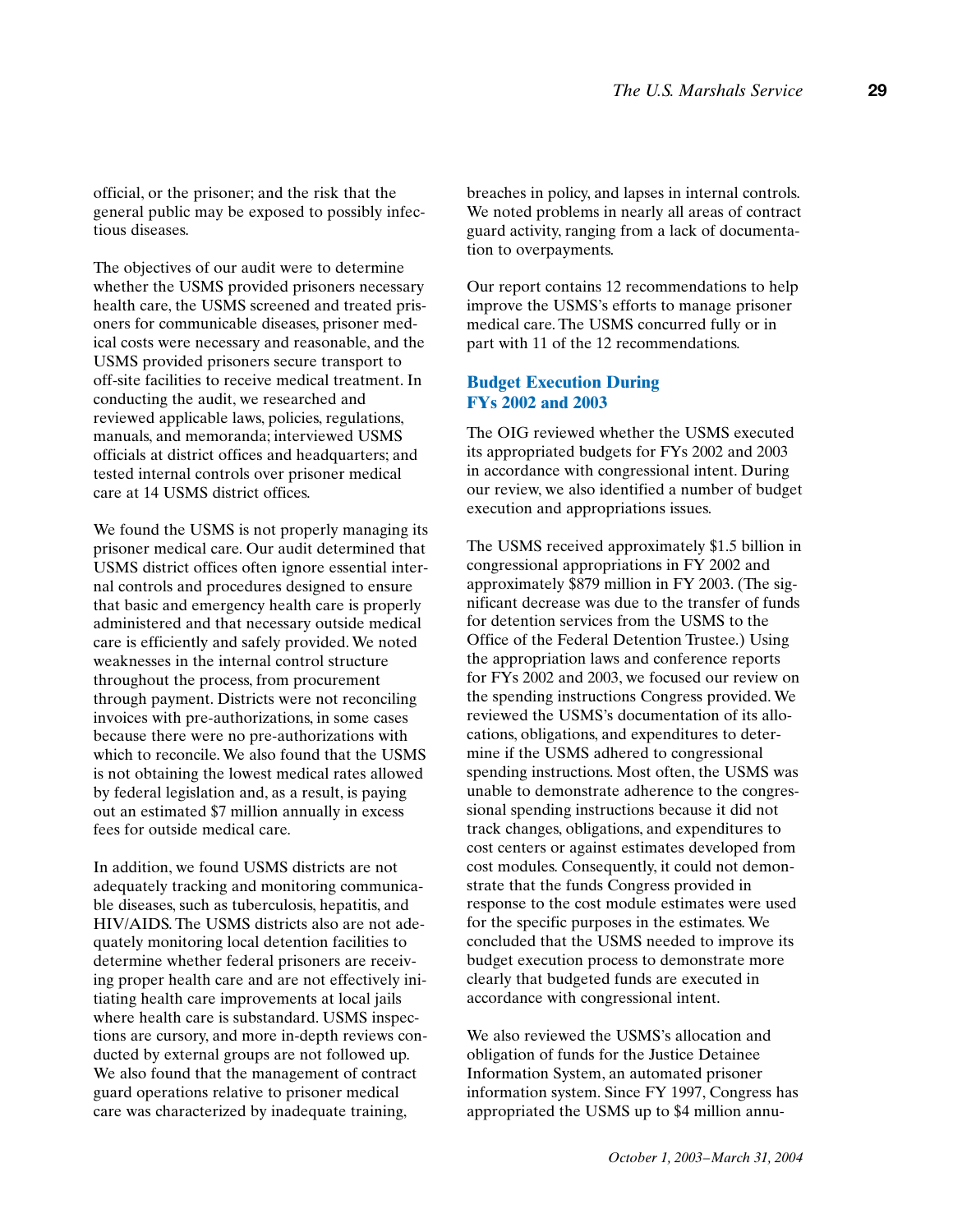official, or the prisoner; and the risk that the general public may be exposed to possibly infectious diseases.

The objectives of our audit were to determine whether the USMS provided prisoners necessary health care, the USMS screened and treated prisoners for communicable diseases, prisoner medical costs were necessary and reasonable, and the USMS provided prisoners secure transport to off-site facilities to receive medical treatment. In conducting the audit, we researched and reviewed applicable laws, policies, regulations, manuals, and memoranda; interviewed USMS officials at district offices and headquarters; and tested internal controls over prisoner medical care at 14 USMS district offices.

We found the USMS is not properly managing its prisoner medical care. Our audit determined that USMS district offices often ignore essential internal controls and procedures designed to ensure that basic and emergency health care is properly administered and that necessary outside medical care is efficiently and safely provided. We noted weaknesses in the internal control structure throughout the process, from procurement through payment. Districts were not reconciling invoices with pre-authorizations, in some cases because there were no pre-authorizations with which to reconcile. We also found that the USMS is not obtaining the lowest medical rates allowed by federal legislation and, as a result, is paying out an estimated $7 million annually in excess fees for outside medical care.

In addition, we found USMS districts are not adequately tracking and monitoring communicable diseases, such as tuberculosis, hepatitis, and HIV/AIDS. The USMS districts also are not adequately monitoring local detention facilities to determine whether federal prisoners are receiving proper health care and are not effectively initiating health care improvements at local jails where health care is substandard. USMS inspections are cursory, and more in-depth reviews conducted by external groups are not followed up. We also found that the management of contract guard operations relative to prisoner medical care was characterized by inadequate training, breaches in policy, and lapses in internal controls. We noted problems in nearly all areas of contract guard activity, ranging from a lack of documentation to overpayments.

Our report contains 12 recommendations to help improve the USMS's efforts to manage prisoner medical care. The USMS concurred fully or in part with 11 of the 12 recommendations.

## Budget Execution During FYs 2002 and 2003

The OIG reviewed whether the USMS executed its appropriated budgets for FYs 2002 and 2003 in accordance with congressional intent. During our review, we also identified a number of budget execution and appropriations issues.

The USMS received approximately $1.5 billion in congressional appropriations in FY 2002 and approximately $879 million in FY 2003. (The significant decrease was due to the transfer of funds for detention services from the USMS to the Office of the Federal Detention Trustee.) Using the appropriation laws and conference reports for FYs 2002 and 2003, we focused our review on the spending instructions Congress provided. We reviewed the USMS's documentation of its allocations, obligations, and expenditures to determine if the USMS adhered to congressional spending instructions. Most often, the USMS was unable to demonstrate adherence to the congressional spending instructions because it did not track changes, obligations, and expenditures to cost centers or against estimates developed from cost modules. Consequently, it could not demonstrate that the funds Congress provided in response to the cost module estimates were used for the specific purposes in the estimates. We concluded that the USMS needed to improve its budget execution process to demonstrate more clearly that budgeted funds are executed in accordance with congressional intent.

We also reviewed the USMS's allocation and obligation of funds for the Justice Detainee Information System, an automated prisoner information system. Since FY 1997, Congress has appropriated the USMS up to $4 million annu-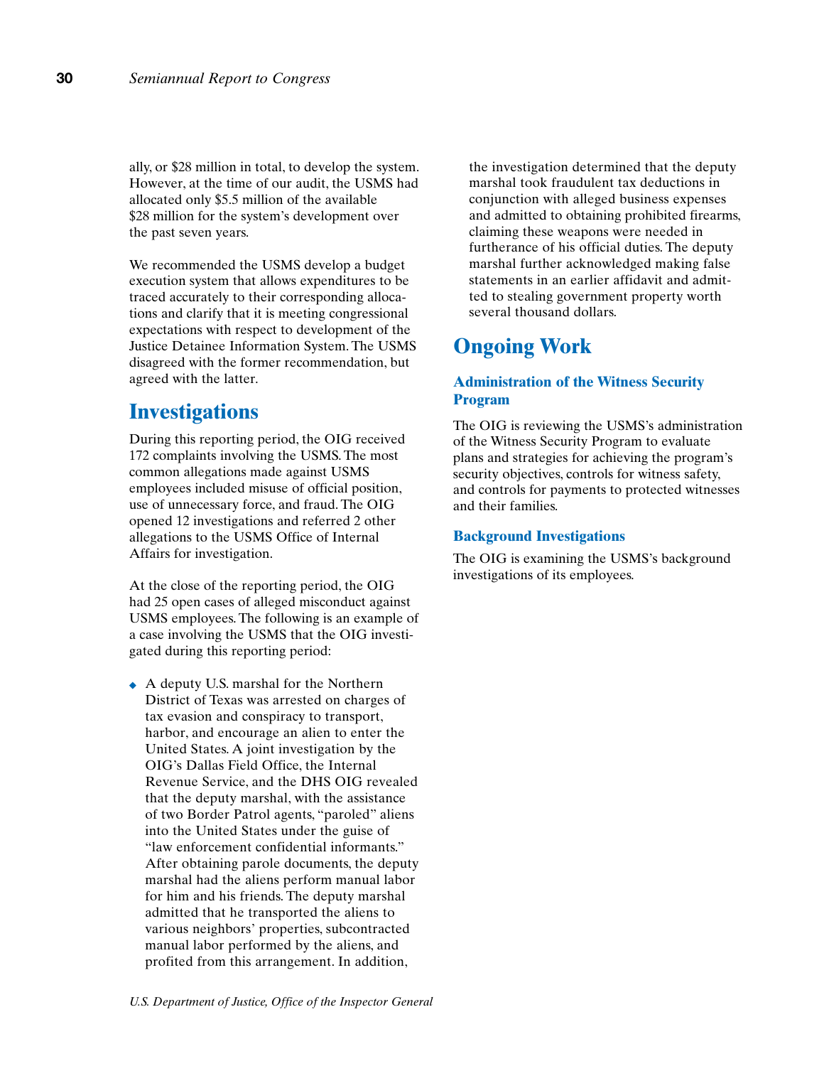ally, or $28 million in total, to develop the system. However, at the time of our audit, the USMS had allocated only $5.5 million of the available $28 million for the system's development over the past seven years.

We recommended the USMS develop a budget execution system that allows expenditures to be traced accurately to their corresponding allocations and clarify that it is meeting congressional expectations with respect to development of the Justice Detainee Information System. The USMS disagreed with the former recommendation, but agreed with the latter.

## Investigations

During this reporting period, the OIG received 172 complaints involving the USMS. The most common allegations made against USMS employees included misuse of official position, use of unnecessary force, and fraud. The OIG opened 12 investigations and referred 2 other allegations to the USMS Office of Internal Affairs for investigation.

At the close of the reporting period, the OIG had 25 open cases of alleged misconduct against USMS employees. The following is an example of a case involving the USMS that the OIG investigated during this reporting period:

- A deputy U.S. marshal for the Northern District of Texas was arrested on charges of tax evasion and conspiracy to transport, harbor, and encourage an alien to enter the United States. A joint investigation by the OIG's Dallas Field Office, the Internal Revenue Service, and the DHS OIG revealed that the deputy marshal, with the assistance of two Border Patrol agents, "paroled" aliens into the United States under the guise of "law enforcement confidential informants." After obtaining parole documents, the deputy marshal had the aliens perform manual labor for him and his friends. The deputy marshal admitted that he transported the aliens to various neighbors' properties, subcontracted manual labor performed by the aliens, and profited from this arrangement. In addition, the investigation determined that the deputy marshal took fraudulent tax deductions in conjunction with alleged business expenses and admitted to obtaining prohibited firearms, claiming these weapons were needed in furtherance of his official duties. The deputy marshal further acknowledged making false statements in an earlier affidavit and admitted to stealing government property worth several thousand dollars.

## Ongoing Work

### Administration of the Witness Security Program

The OIG is reviewing the USMS's administration of the Witness Security Program to evaluate plans and strategies for achieving the program's security objectives, controls for witness safety, and controls for payments to protected witnesses and their families.

### Background Investigations

The OIG is examining the USMS's background investigations of its employees.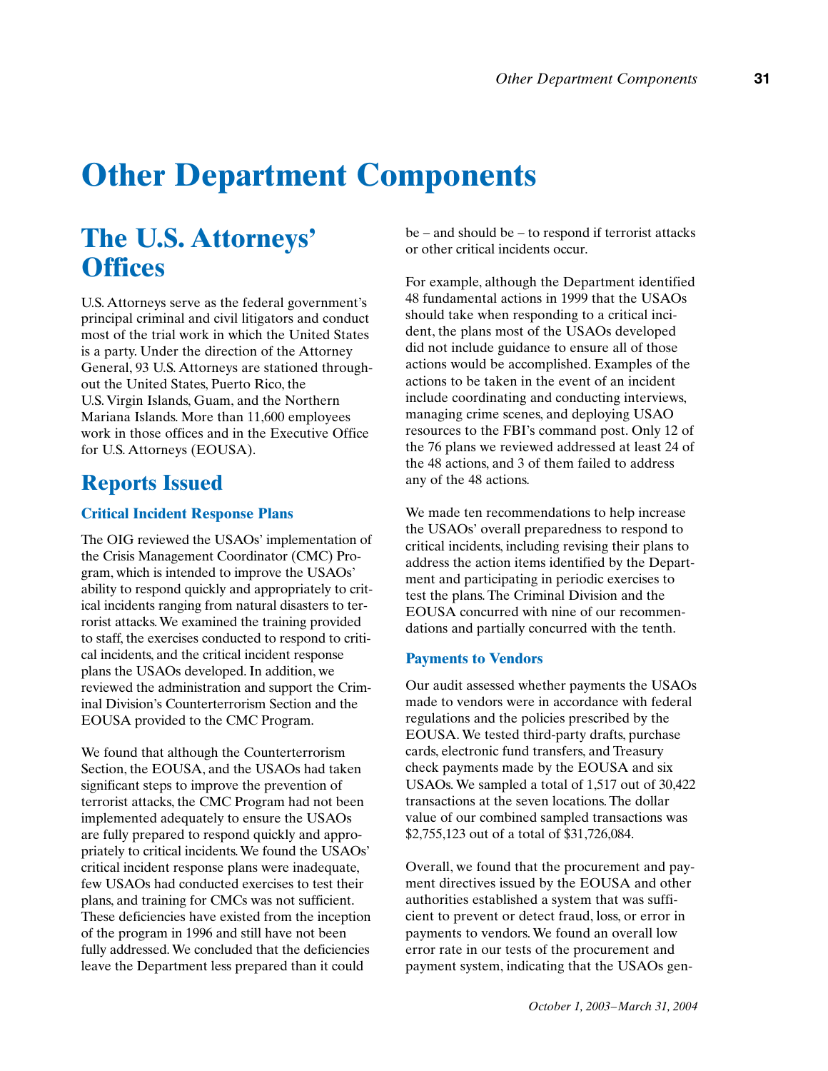# Other Department Components

## The U.S. Attorneys' Offices

U.S. Attorneys serve as the federal government's principal criminal and civil litigators and conduct most of the trial work in which the United States is a party. Under the direction of the Attorney General, 93 U.S. Attorneys are stationed throughout the United States, Puerto Rico, the U.S. Virgin Islands, Guam, and the Northern Mariana Islands. More than 11,600 employees work in those offices and in the Executive Office for U.S. Attorneys (EOUSA).

## Reports Issued

### Critical Incident Response Plans

The OIG reviewed the USAOs' implementation of the Crisis Management Coordinator (CMC) Program, which is intended to improve the USAOs' ability to respond quickly and appropriately to critical incidents ranging from natural disasters to terrorist attacks. We examined the training provided to staff, the exercises conducted to respond to critical incidents, and the critical incident response plans the USAOs developed. In addition, we reviewed the administration and support the Criminal Division's Counterterrorism Section and the EOUSA provided to the CMC Program.

We found that although the Counterterrorism Section, the EOUSA, and the USAOs had taken significant steps to improve the prevention of terrorist attacks, the CMC Program had not been implemented adequately to ensure the USAOs are fully prepared to respond quickly and appropriately to critical incidents. We found the USAOs' critical incident response plans were inadequate, few USAOs had conducted exercises to test their plans, and training for CMCs was not sufficient. These deficiencies have existed from the inception of the program in 1996 and still have not been fully addressed. We concluded that the deficiencies leave the Department less prepared than it could be – and should be – to respond if terrorist attacks or other critical incidents occur.

For example, although the Department identified 48 fundamental actions in 1999 that the USAOs should take when responding to a critical incident, the plans most of the USAOs developed did not include guidance to ensure all of those actions would be accomplished. Examples of the actions to be taken in the event of an incident include coordinating and conducting interviews, managing crime scenes, and deploying USAO resources to the FBI's command post. Only 12 of the 76 plans we reviewed addressed at least 24 of the 48 actions, and 3 of them failed to address any of the 48 actions.

We made ten recommendations to help increase the USAOs' overall preparedness to respond to critical incidents, including revising their plans to address the action items identified by the Department and participating in periodic exercises to test the plans. The Criminal Division and the EOUSA concurred with nine of our recommendations and partially concurred with the tenth.

### Payments to Vendors

Our audit assessed whether payments the USAOs made to vendors were in accordance with federal regulations and the policies prescribed by the EOUSA. We tested third-party drafts, purchase cards, electronic fund transfers, and Treasury check payments made by the EOUSA and six USAOs. We sampled a total of 1,517 out of 30,422 transactions at the seven locations. The dollar value of our combined sampled transactions was $2,755,123 out of a total of $31,726,084.

Overall, we found that the procurement and payment directives issued by the EOUSA and other authorities established a system that was sufficient to prevent or detect fraud, loss, or error in payments to vendors. We found an overall low error rate in our tests of the procurement and payment system, indicating that the USAOs gen-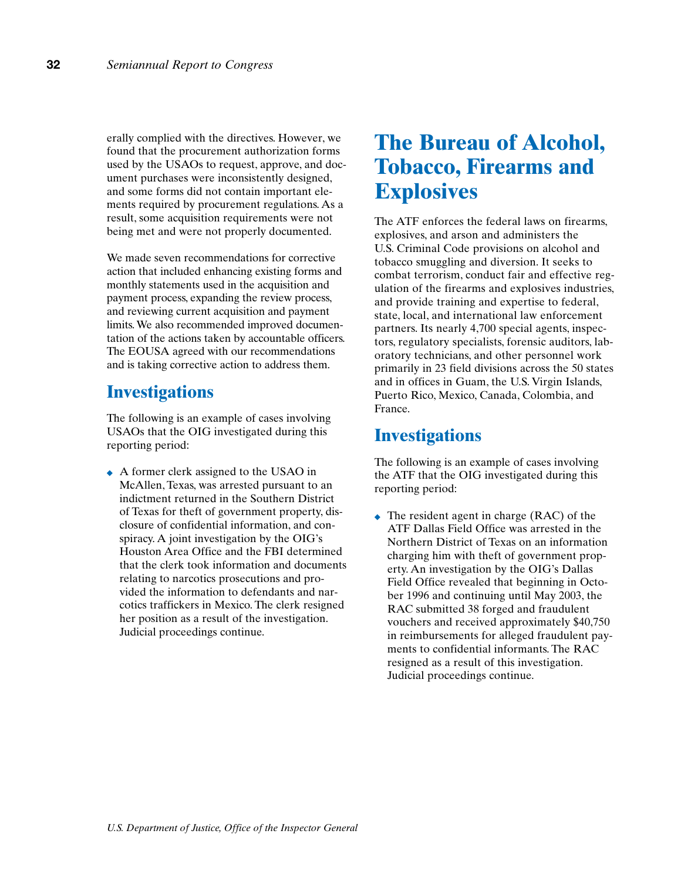erally complied with the directives. However, we found that the procurement authorization forms used by the USAOs to request, approve, and document purchases were inconsistently designed, and some forms did not contain important elements required by procurement regulations. As a result, some acquisition requirements were not being met and were not properly documented.

We made seven recommendations for corrective action that included enhancing existing forms and monthly statements used in the acquisition and payment process, expanding the review process, and reviewing current acquisition and payment limits. We also recommended improved documentation of the actions taken by accountable officers. The EOUSA agreed with our recommendations and is taking corrective action to address them.

## Investigations

The following is an example of cases involving USAOs that the OIG investigated during this reporting period:

- A former clerk assigned to the USAO in McAllen, Texas, was arrested pursuant to an indictment returned in the Southern District of Texas for theft of government property, disclosure of confidential information, and conspiracy. A joint investigation by the OIG's Houston Area Office and the FBI determined that the clerk took information and documents relating to narcotics prosecutions and provided the information to defendants and narcotics traffickers in Mexico. The clerk resigned her position as a result of the investigation. Judicial proceedings continue.

# The Bureau of Alcohol, Tobacco, Firearms and Explosives

The ATF enforces the federal laws on firearms, explosives, and arson and administers the U.S. Criminal Code provisions on alcohol and tobacco smuggling and diversion. It seeks to combat terrorism, conduct fair and effective regulation of the firearms and explosives industries, and provide training and expertise to federal, state, local, and international law enforcement partners. Its nearly 4,700 special agents, inspectors, regulatory specialists, forensic auditors, laboratory technicians, and other personnel work primarily in 23 field divisions across the 50 states and in offices in Guam, the U.S. Virgin Islands, Puerto Rico, Mexico, Canada, Colombia, and France.

## Investigations

The following is an example of cases involving the ATF that the OIG investigated during this reporting period:

- The resident agent in charge (RAC) of the ATF Dallas Field Office was arrested in the Northern District of Texas on an information charging him with theft of government property. An investigation by the OIG's Dallas Field Office revealed that beginning in October 1996 and continuing until May 2003, the RAC submitted 38 forged and fraudulent vouchers and received approximately $40,750 in reimbursements for alleged fraudulent payments to confidential informants. The RAC resigned as a result of this investigation. Judicial proceedings continue.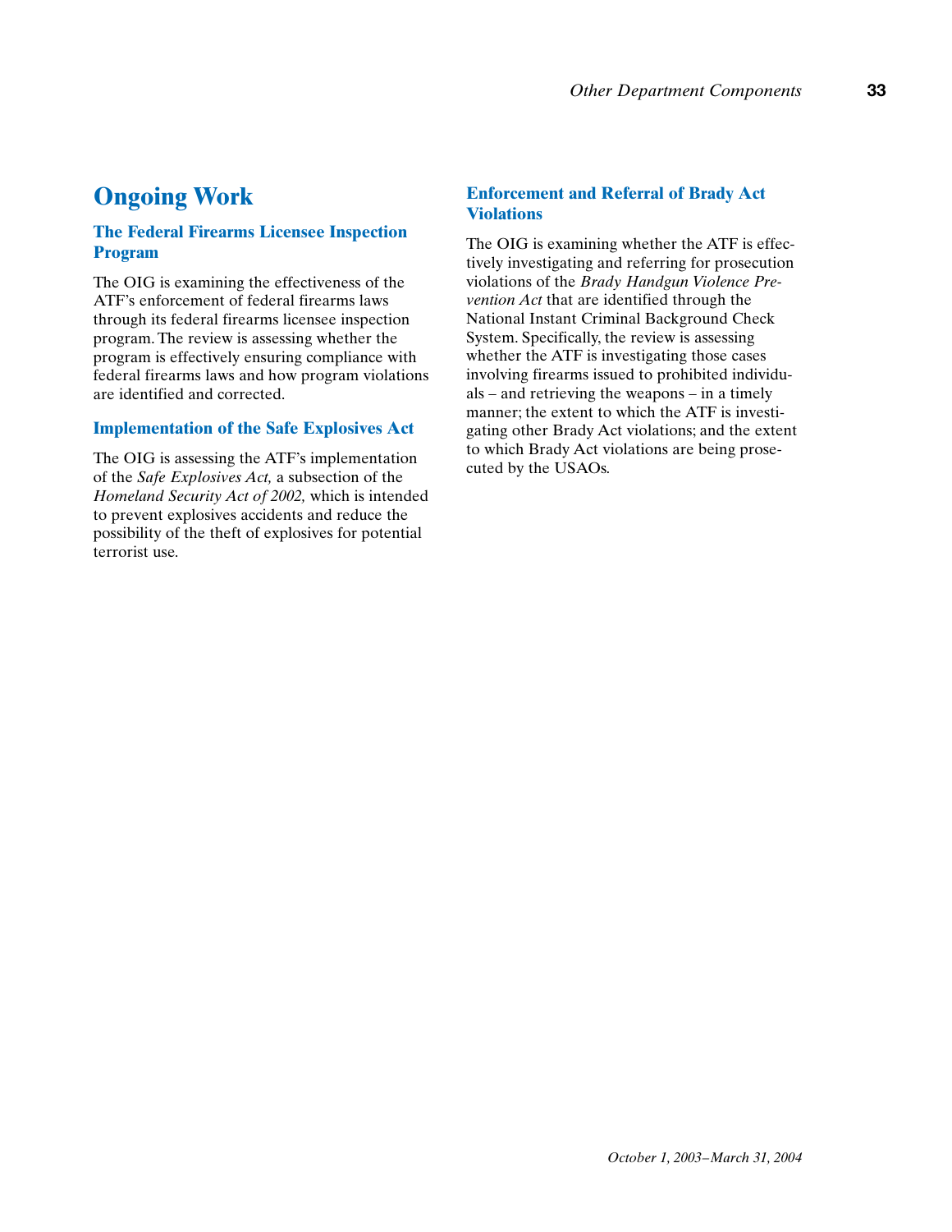## Ongoing Work

### The Federal Firearms Licensee Inspection Program

The OIG is examining the effectiveness of the ATF's enforcement of federal firearms laws through its federal firearms licensee inspection program. The review is assessing whether the program is effectively ensuring compliance with federal firearms laws and how program violations are identified and corrected.

### Implementation of the Safe Explosives Act

The OIG is assessing the ATF's implementation of the *Safe Explosives Act,* a subsection of the *Homeland Security Act of 2002,* which is intended to prevent explosives accidents and reduce the possibility of the theft of explosives for potential terrorist use.

### Enforcement and Referral of Brady Act Violations

The OIG is examining whether the ATF is effectively investigating and referring for prosecution violations of the *Brady Handgun Violence Prevention Act* that are identified through the National Instant Criminal Background Check System. Specifically, the review is assessing whether the ATF is investigating those cases involving firearms issued to prohibited individuals – and retrieving the weapons – in a timely manner; the extent to which the ATF is investigating other Brady Act violations; and the extent to which Brady Act violations are being prosecuted by the USAOs.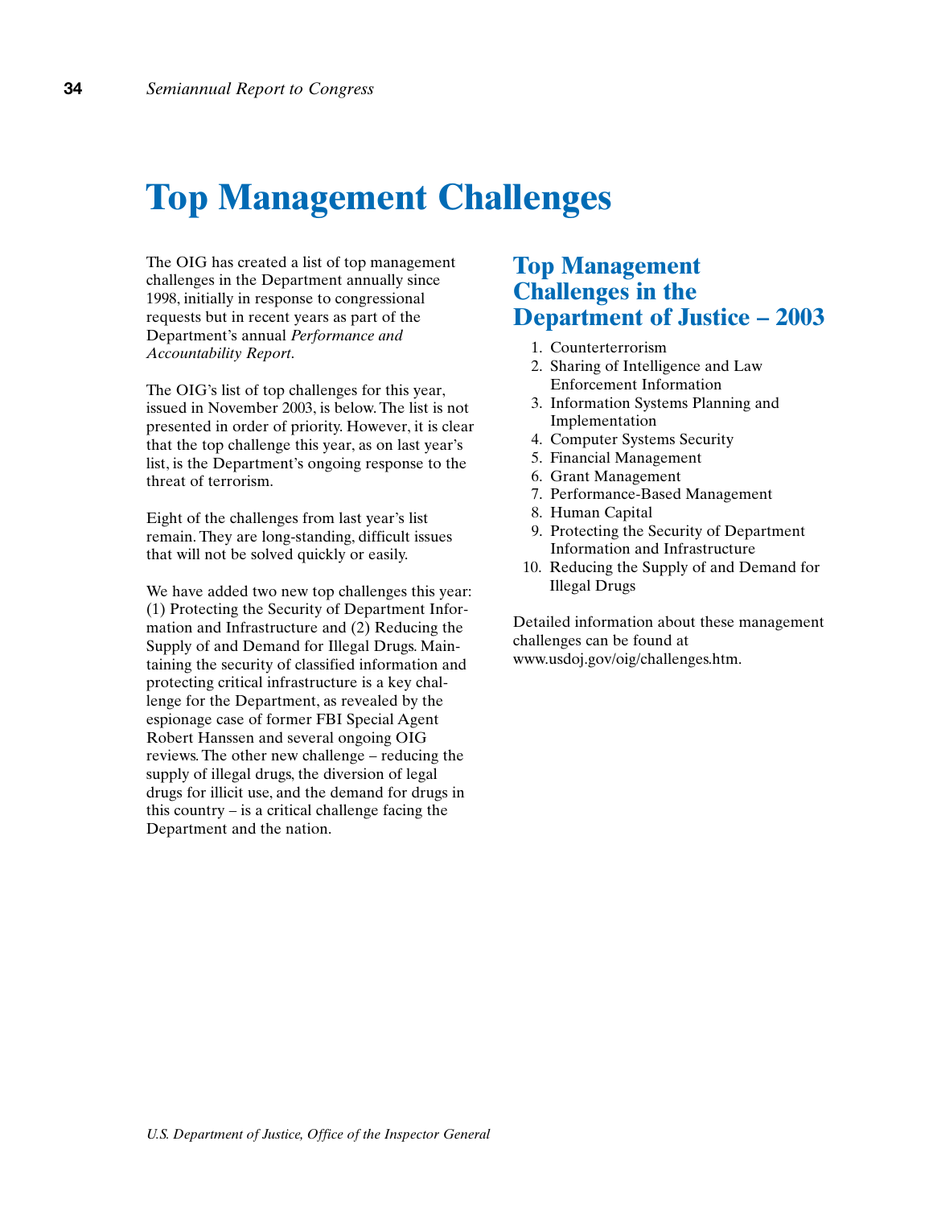# Top Management Challenges

The OIG has created a list of top management challenges in the Department annually since 1998, initially in response to congressional requests but in recent years as part of the Department's annual *Performance and Accountability Report*.

The OIG's list of top challenges for this year, issued in November 2003, is below. The list is not presented in order of priority. However, it is clear that the top challenge this year, as on last year's list, is the Department's ongoing response to the threat of terrorism.

Eight of the challenges from last year's list remain. They are long-standing, difficult issues that will not be solved quickly or easily.

We have added two new top challenges this year: (1) Protecting the Security of Department Information and Infrastructure and (2) Reducing the Supply of and Demand for Illegal Drugs. Maintaining the security of classified information and protecting critical infrastructure is a key challenge for the Department, as revealed by the espionage case of former FBI Special Agent Robert Hanssen and several ongoing OIG reviews. The other new challenge – reducing the supply of illegal drugs, the diversion of legal drugs for illicit use, and the demand for drugs in this country – is a critical challenge facing the Department and the nation.

## Top Management Challenges in the Department of Justice – 2003

1. Counterterrorism
2. Sharing of Intelligence and Law Enforcement Information
3. Information Systems Planning and Implementation
4. Computer Systems Security
5. Financial Management
6. Grant Management
7. Performance-Based Management
8. Human Capital
9. Protecting the Security of Department Information and Infrastructure
10. Reducing the Supply of and Demand for Illegal Drugs

Detailed information about these management challenges can be found at www.usdoj.gov/oig/challenges.htm.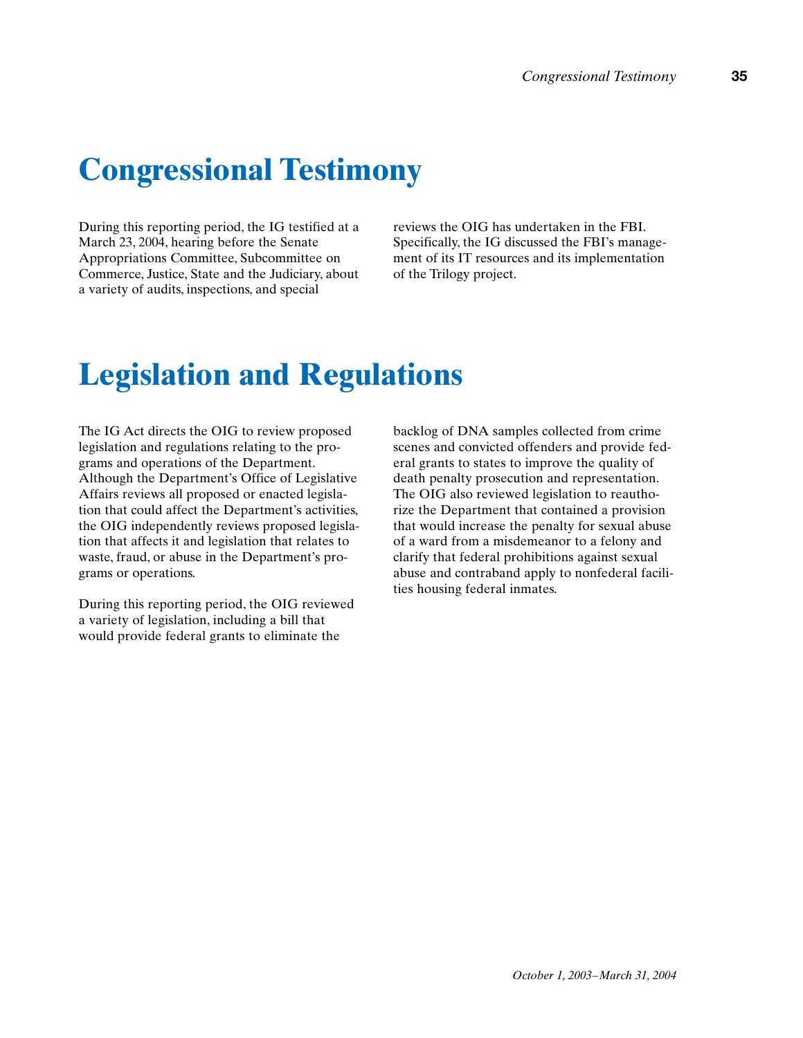# Congressional Testimony

During this reporting period, the IG testified at a March 23, 2004, hearing before the Senate Appropriations Committee, Subcommittee on Commerce, Justice, State and the Judiciary, about a variety of audits, inspections, and special reviews the OIG has undertaken in the FBI. Specifically, the IG discussed the FBI's management of its IT resources and its implementation of the Trilogy project.

# Legislation and Regulations

The IG Act directs the OIG to review proposed legislation and regulations relating to the programs and operations of the Department. Although the Department's Office of Legislative Affairs reviews all proposed or enacted legislation that could affect the Department's activities, the OIG independently reviews proposed legislation that affects it and legislation that relates to waste, fraud, or abuse in the Department's programs or operations.

During this reporting period, the OIG reviewed a variety of legislation, including a bill that would provide federal grants to eliminate the backlog of DNA samples collected from crime scenes and convicted offenders and provide federal grants to states to improve the quality of death penalty prosecution and representation. The OIG also reviewed legislation to reauthorize the Department that contained a provision that would increase the penalty for sexual abuse of a ward from a misdemeanor to a felony and clarify that federal prohibitions against sexual abuse and contraband apply to nonfederal facilities housing federal inmates.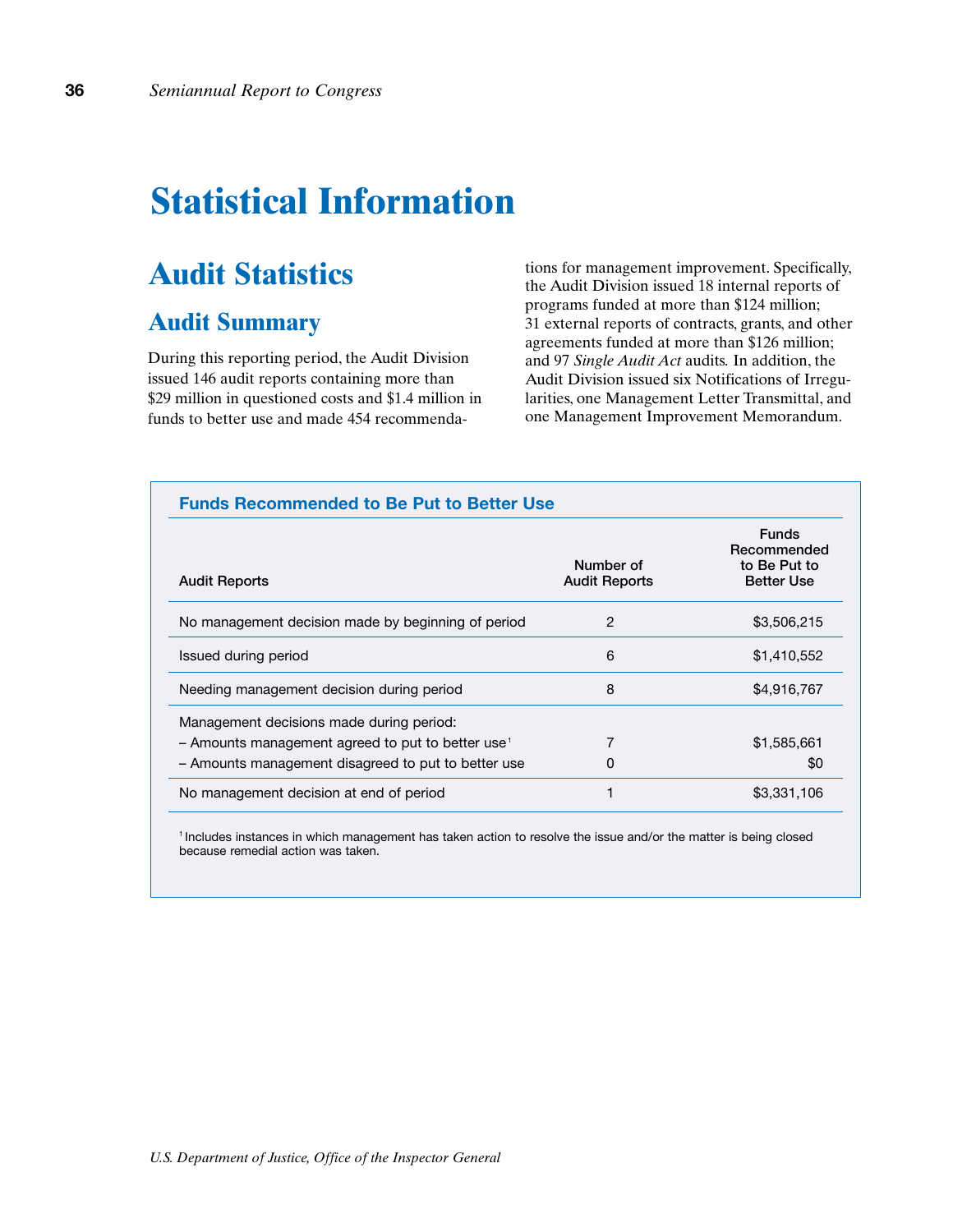# Statistical Information

## Audit Statistics

### Audit Summary

During this reporting period, the Audit Division issued 146 audit reports containing more than $29 million in questioned costs and $1.4 million in funds to better use and made 454 recommendations for management improvement. Specifically, the Audit Division issued 18 internal reports of programs funded at more than $124 million; 31 external reports of contracts, grants, and other agreements funded at more than $126 million; and 97 *Single Audit Act* audits. In addition, the Audit Division issued six Notifications of Irregularities, one Management Letter Transmittal, and one Management Improvement Memorandum.

**Funds Recommended to Be Put to Better Use**

| Audit Reports | Number of Audit Reports | Funds Recommended to Be Put to Better Use |
|---|---|---|
| No management decision made by beginning of period | 2 | $3,506,215 |
| Issued during period | 6 | $1,410,552 |
| Needing management decision during period | 8 | $4,916,767 |
| Management decisions made during period: | | |
| – Amounts management agreed to put to better use[1] | 7 | $1,585,661 |
| – Amounts management disagreed to put to better use | 0 | $0 |
| No management decision at end of period | 1 | $3,331,106 |

[1] Includes instances in which management has taken action to resolve the issue and/or the matter is being closed because remedial action was taken.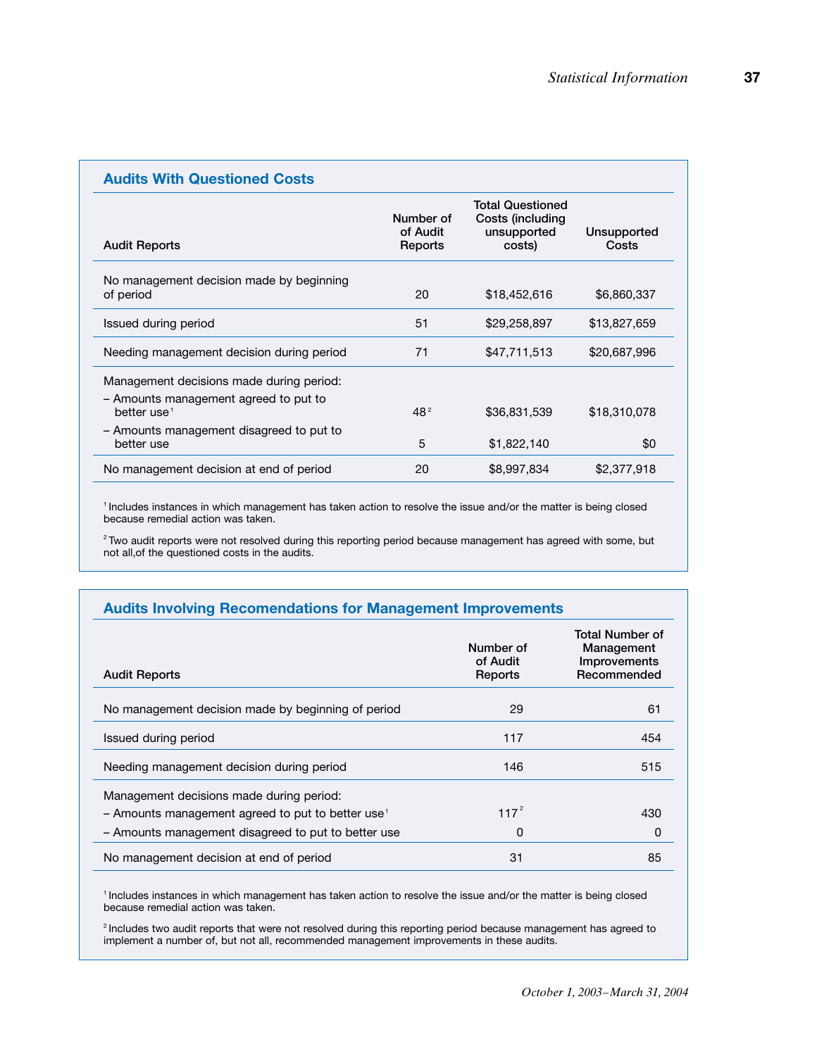## Audits With Questioned Costs

| Audit Reports | Number of of Audit Reports | Total Questioned Costs (including unsupported costs) | Unsupported Costs |
|---|---|---|---|
| No management decision made by beginning of period | 20 | $18,452,616 | $6,860,337 |
| Issued during period | 51 | $29,258,897 | $13,827,659 |
| Needing management decision during period | 71 | $47,711,513 | $20,687,996 |
| Management decisions made during period: | | | |
| – Amounts management agreed to put to better use[1] | 48[2] | $36,831,539 | $18,310,078 |
| – Amounts management disagreed to put to better use | 5 | $1,822,140 | $0 |
| No management decision at end of period | 20 | $8,997,834 | $2,377,918 |

[1] Includes instances in which management has taken action to resolve the issue and/or the matter is being closed because remedial action was taken.

[2] Two audit reports were not resolved during this reporting period because management has agreed with some, but not all,of the questioned costs in the audits.

## Audits Involving Recomendations for Management Improvements

| Audit Reports | Number of of Audit Reports | Total Number of Management Improvements Recommended |
|---|---|---|
| No management decision made by beginning of period | 29 | 61 |
| Issued during period | 117 | 454 |
| Needing management decision during period | 146 | 515 |
| Management decisions made during period: | | |
| – Amounts management agreed to put to better use[1] | 117[2] | 430 |
| – Amounts management disagreed to put to better use | 0 | 0 |
| No management decision at end of period | 31 | 85 |

[1] Includes instances in which management has taken action to resolve the issue and/or the matter is being closed because remedial action was taken.

[2] Includes two audit reports that were not resolved during this reporting period because management has agreed to implement a number of, but not all, recommended management improvements in these audits.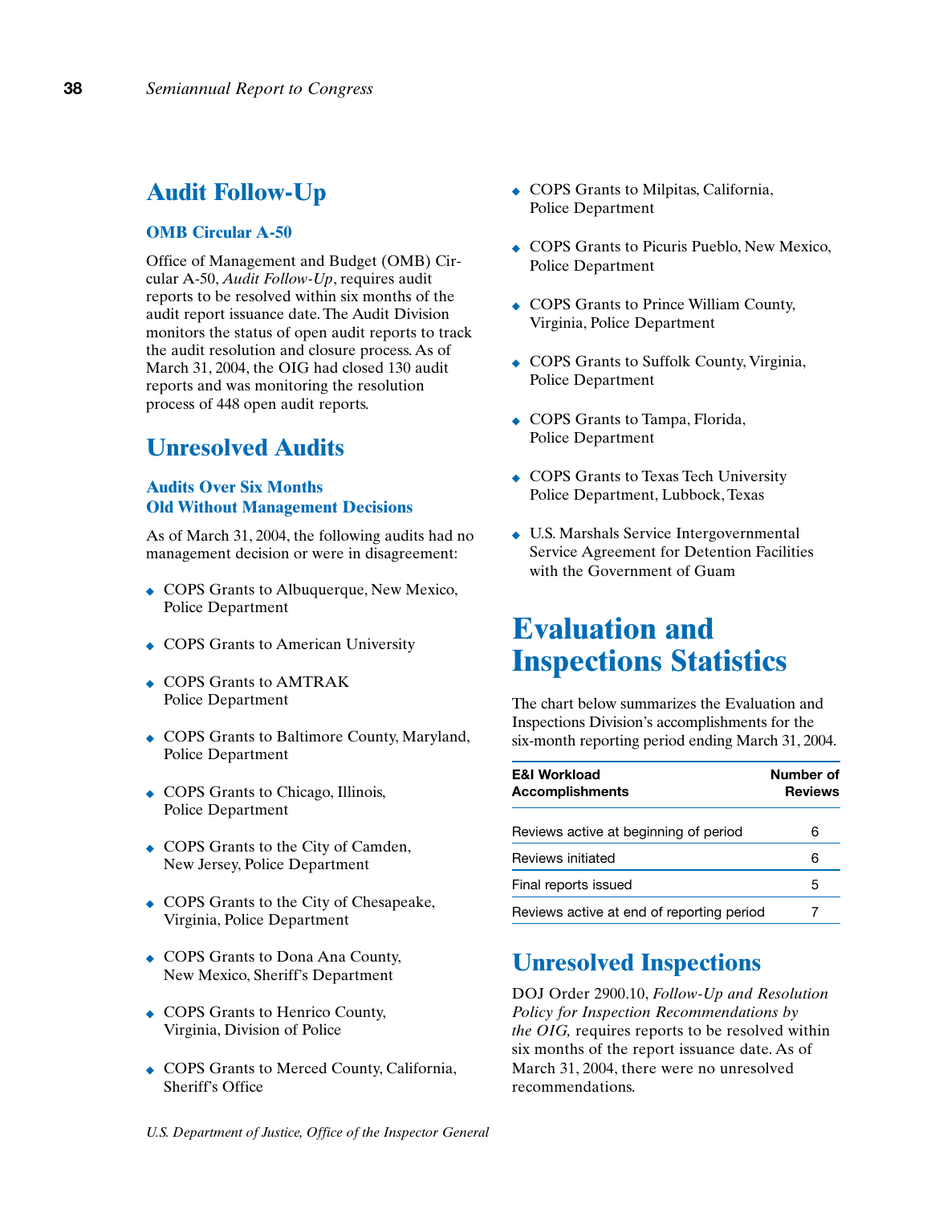## Audit Follow-Up

### OMB Circular A-50

Office of Management and Budget (OMB) Circular A-50, *Audit Follow-Up*, requires audit reports to be resolved within six months of the audit report issuance date. The Audit Division monitors the status of open audit reports to track the audit resolution and closure process. As of March 31, 2004, the OIG had closed 130 audit reports and was monitoring the resolution process of 448 open audit reports.

## Unresolved Audits

### Audits Over Six Months Old Without Management Decisions

As of March 31, 2004, the following audits had no management decision or were in disagreement:

- COPS Grants to Albuquerque, New Mexico, Police Department
- COPS Grants to American University
- COPS Grants to AMTRAK Police Department
- COPS Grants to Baltimore County, Maryland, Police Department
- COPS Grants to Chicago, Illinois, Police Department
- COPS Grants to the City of Camden, New Jersey, Police Department
- COPS Grants to the City of Chesapeake, Virginia, Police Department
- COPS Grants to Dona Ana County, New Mexico, Sheriff's Department
- COPS Grants to Henrico County, Virginia, Division of Police
- COPS Grants to Merced County, California, Sheriff's Office
- COPS Grants to Milpitas, California, Police Department
- COPS Grants to Picuris Pueblo, New Mexico, Police Department
- COPS Grants to Prince William County, Virginia, Police Department
- COPS Grants to Suffolk County, Virginia, Police Department
- COPS Grants to Tampa, Florida, Police Department
- COPS Grants to Texas Tech University Police Department, Lubbock, Texas
- U.S. Marshals Service Intergovernmental Service Agreement for Detention Facilities with the Government of Guam

# Evaluation and Inspections Statistics

The chart below summarizes the Evaluation and Inspections Division's accomplishments for the six-month reporting period ending March 31, 2004.

| E&I Workload Accomplishments | Number of Reviews |
|---|---|
| Reviews active at beginning of period | 6 |
| Reviews initiated | 6 |
| Final reports issued | 5 |
| Reviews active at end of reporting period | 7 |

## Unresolved Inspections

DOJ Order 2900.10, *Follow-Up and Resolution Policy for Inspection Recommendations by the OIG,* requires reports to be resolved within six months of the report issuance date. As of March 31, 2004, there were no unresolved recommendations.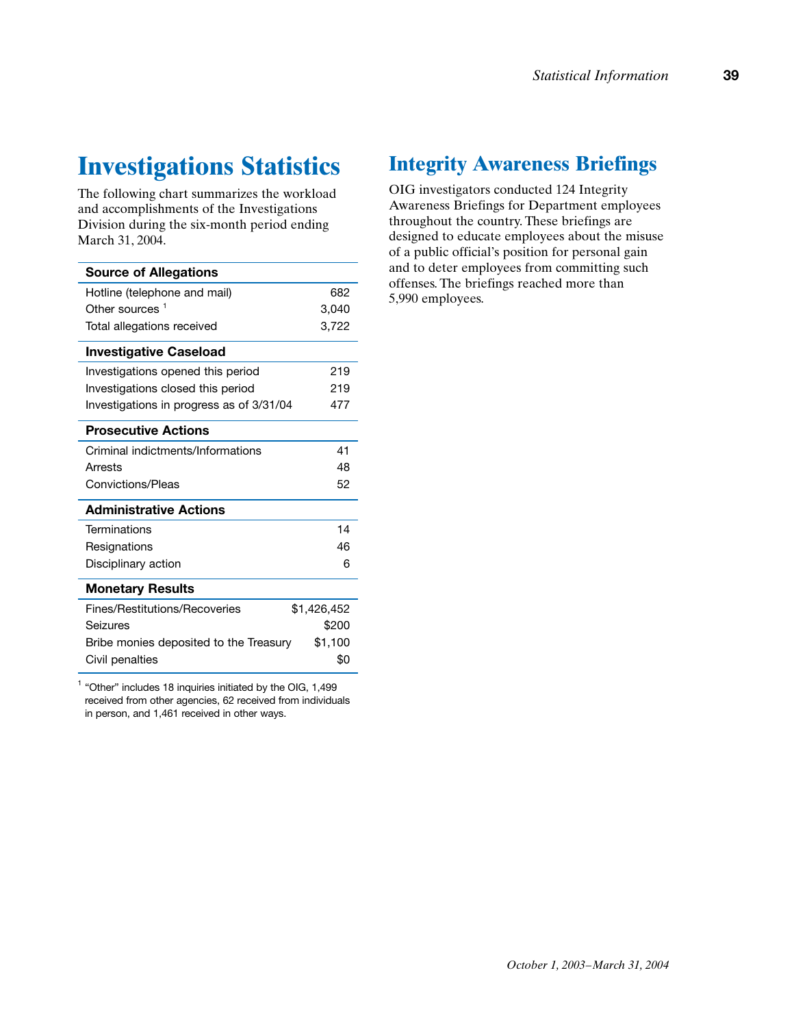# Investigations Statistics

The following chart summarizes the workload and accomplishments of the Investigations Division during the six-month period ending March 31, 2004.

| **Source of Allegations** | |
|---|---|
| Hotline (telephone and mail) | 682 |
| Other sources [1] | 3,040 |
| Total allegations received | 3,722 |
| **Investigative Caseload** | |
| Investigations opened this period | 219 |
| Investigations closed this period | 219 |
| Investigations in progress as of 3/31/04 | 477 |
| **Prosecutive Actions** | |
| Criminal indictments/Informations | 41 |
| Arrests | 48 |
| Convictions/Pleas | 52 |
| **Administrative Actions** | |
| Terminations | 14 |
| Resignations | 46 |
| Disciplinary action | 6 |
| **Monetary Results** | |
| Fines/Restitutions/Recoveries | $1,426,452 |
| Seizures | $200 |
| Bribe monies deposited to the Treasury | $1,100 |
| Civil penalties | $0 |

[1] "Other" includes 18 inquiries initiated by the OIG, 1,499 received from other agencies, 62 received from individuals in person, and 1,461 received in other ways.

# Integrity Awareness Briefings

OIG investigators conducted 124 Integrity Awareness Briefings for Department employees throughout the country. These briefings are designed to educate employees about the misuse of a public official's position for personal gain and to deter employees from committing such offenses. The briefings reached more than 5,990 employees.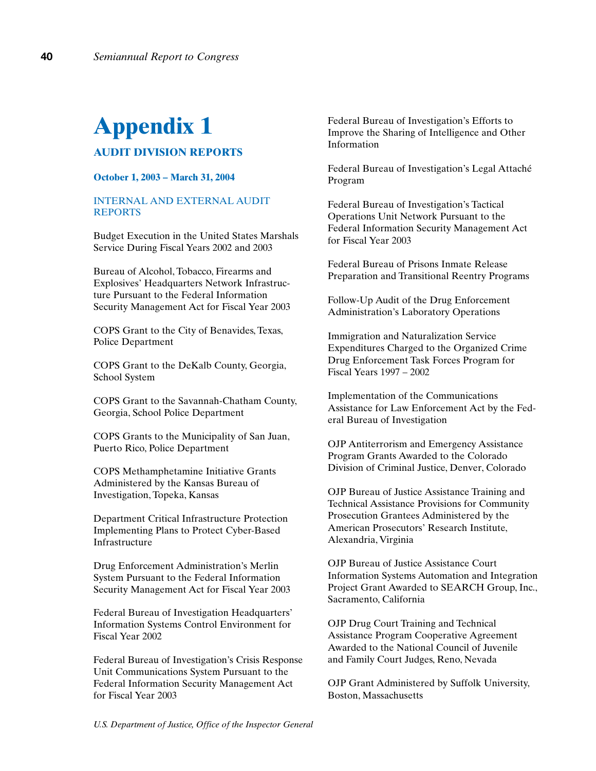# Appendix 1

## AUDIT DIVISION REPORTS

### October 1, 2003 – March 31, 2004

### INTERNAL AND EXTERNAL AUDIT REPORTS

Budget Execution in the United States Marshals Service During Fiscal Years 2002 and 2003

Bureau of Alcohol, Tobacco, Firearms and Explosives' Headquarters Network Infrastructure Pursuant to the Federal Information Security Management Act for Fiscal Year 2003

COPS Grant to the City of Benavides, Texas, Police Department

COPS Grant to the DeKalb County, Georgia, School System

COPS Grant to the Savannah-Chatham County, Georgia, School Police Department

COPS Grants to the Municipality of San Juan, Puerto Rico, Police Department

COPS Methamphetamine Initiative Grants Administered by the Kansas Bureau of Investigation, Topeka, Kansas

Department Critical Infrastructure Protection Implementing Plans to Protect Cyber-Based Infrastructure

Drug Enforcement Administration's Merlin System Pursuant to the Federal Information Security Management Act for Fiscal Year 2003

Federal Bureau of Investigation Headquarters' Information Systems Control Environment for Fiscal Year 2002

Federal Bureau of Investigation's Crisis Response Unit Communications System Pursuant to the Federal Information Security Management Act for Fiscal Year 2003

Federal Bureau of Investigation's Efforts to Improve the Sharing of Intelligence and Other Information

Federal Bureau of Investigation's Legal Attaché Program

Federal Bureau of Investigation's Tactical Operations Unit Network Pursuant to the Federal Information Security Management Act for Fiscal Year 2003

Federal Bureau of Prisons Inmate Release Preparation and Transitional Reentry Programs

Follow-Up Audit of the Drug Enforcement Administration's Laboratory Operations

Immigration and Naturalization Service Expenditures Charged to the Organized Crime Drug Enforcement Task Forces Program for Fiscal Years 1997 – 2002

Implementation of the Communications Assistance for Law Enforcement Act by the Federal Bureau of Investigation

OJP Antiterrorism and Emergency Assistance Program Grants Awarded to the Colorado Division of Criminal Justice, Denver, Colorado

OJP Bureau of Justice Assistance Training and Technical Assistance Provisions for Community Prosecution Grantees Administered by the American Prosecutors' Research Institute, Alexandria, Virginia

OJP Bureau of Justice Assistance Court Information Systems Automation and Integration Project Grant Awarded to SEARCH Group, Inc., Sacramento, California

OJP Drug Court Training and Technical Assistance Program Cooperative Agreement Awarded to the National Council of Juvenile and Family Court Judges, Reno, Nevada

OJP Grant Administered by Suffolk University, Boston, Massachusetts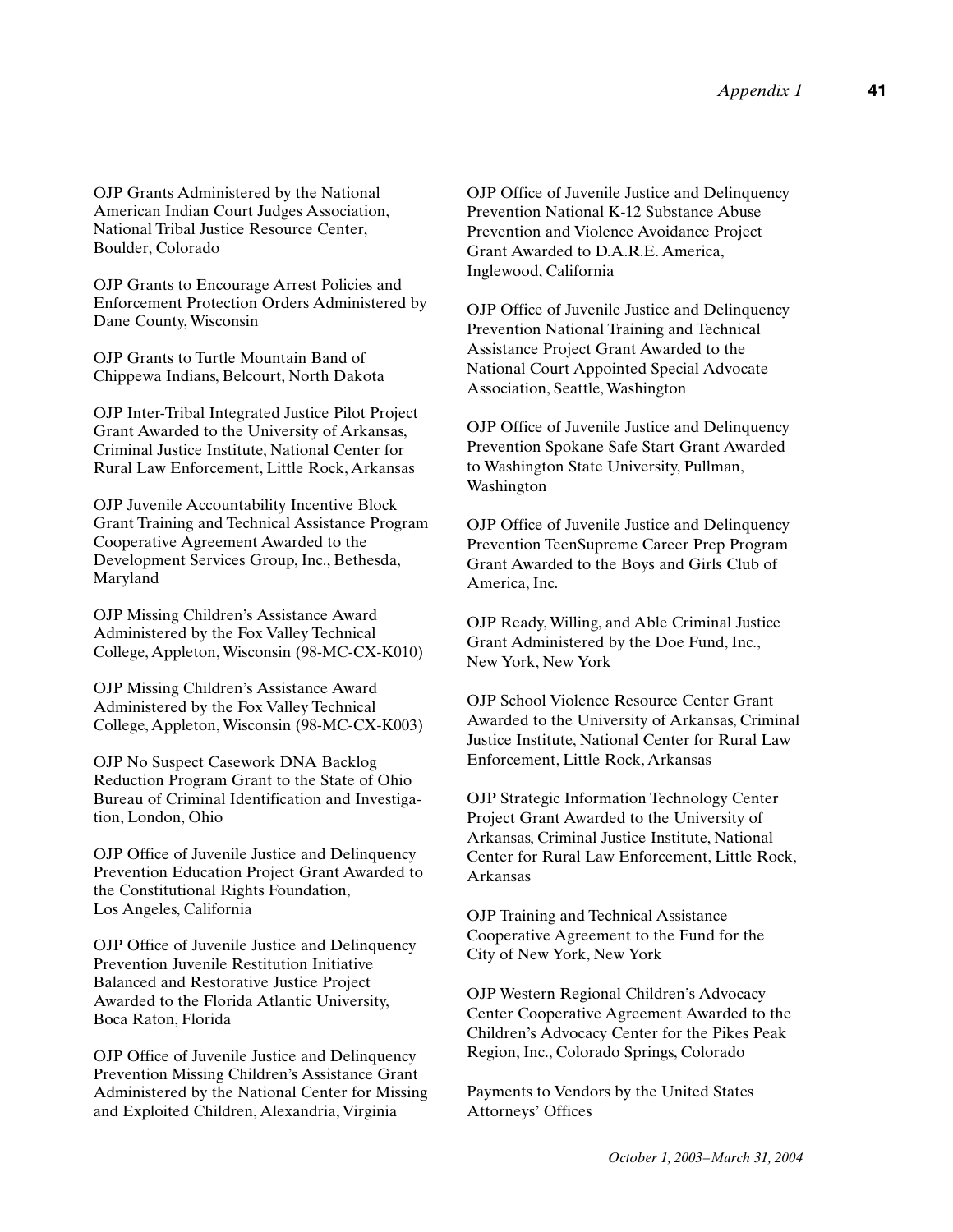OJP Grants Administered by the National American Indian Court Judges Association, National Tribal Justice Resource Center, Boulder, Colorado

OJP Grants to Encourage Arrest Policies and Enforcement Protection Orders Administered by Dane County, Wisconsin

OJP Grants to Turtle Mountain Band of Chippewa Indians, Belcourt, North Dakota

OJP Inter-Tribal Integrated Justice Pilot Project Grant Awarded to the University of Arkansas, Criminal Justice Institute, National Center for Rural Law Enforcement, Little Rock, Arkansas

OJP Juvenile Accountability Incentive Block Grant Training and Technical Assistance Program Cooperative Agreement Awarded to the Development Services Group, Inc., Bethesda, Maryland

OJP Missing Children's Assistance Award Administered by the Fox Valley Technical College, Appleton, Wisconsin (98-MC-CX-K010)

OJP Missing Children's Assistance Award Administered by the Fox Valley Technical College, Appleton, Wisconsin (98-MC-CX-K003)

OJP No Suspect Casework DNA Backlog Reduction Program Grant to the State of Ohio Bureau of Criminal Identification and Investigation, London, Ohio

OJP Office of Juvenile Justice and Delinquency Prevention Education Project Grant Awarded to the Constitutional Rights Foundation, Los Angeles, California

OJP Office of Juvenile Justice and Delinquency Prevention Juvenile Restitution Initiative Balanced and Restorative Justice Project Awarded to the Florida Atlantic University, Boca Raton, Florida

OJP Office of Juvenile Justice and Delinquency Prevention Missing Children's Assistance Grant Administered by the National Center for Missing and Exploited Children, Alexandria, Virginia

OJP Office of Juvenile Justice and Delinquency Prevention National K-12 Substance Abuse Prevention and Violence Avoidance Project Grant Awarded to D.A.R.E. America, Inglewood, California

OJP Office of Juvenile Justice and Delinquency Prevention National Training and Technical Assistance Project Grant Awarded to the National Court Appointed Special Advocate Association, Seattle, Washington

OJP Office of Juvenile Justice and Delinquency Prevention Spokane Safe Start Grant Awarded to Washington State University, Pullman, Washington

OJP Office of Juvenile Justice and Delinquency Prevention TeenSupreme Career Prep Program Grant Awarded to the Boys and Girls Club of America, Inc.

OJP Ready, Willing, and Able Criminal Justice Grant Administered by the Doe Fund, Inc., New York, New York

OJP School Violence Resource Center Grant Awarded to the University of Arkansas, Criminal Justice Institute, National Center for Rural Law Enforcement, Little Rock, Arkansas

OJP Strategic Information Technology Center Project Grant Awarded to the University of Arkansas, Criminal Justice Institute, National Center for Rural Law Enforcement, Little Rock, Arkansas

OJP Training and Technical Assistance Cooperative Agreement to the Fund for the City of New York, New York

OJP Western Regional Children's Advocacy Center Cooperative Agreement Awarded to the Children's Advocacy Center for the Pikes Peak Region, Inc., Colorado Springs, Colorado

Payments to Vendors by the United States Attorneys' Offices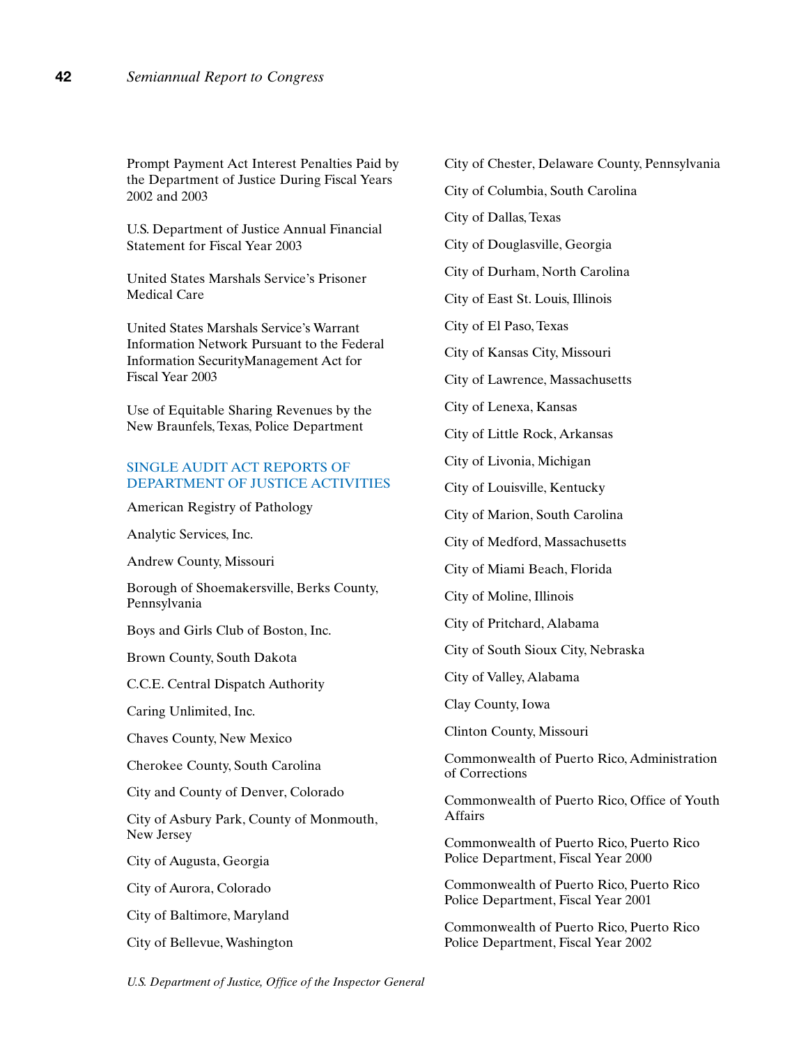Prompt Payment Act Interest Penalties Paid by the Department of Justice During Fiscal Years 2002 and 2003

U.S. Department of Justice Annual Financial Statement for Fiscal Year 2003

United States Marshals Service's Prisoner Medical Care

United States Marshals Service's Warrant Information Network Pursuant to the Federal Information SecurityManagement Act for Fiscal Year 2003

Use of Equitable Sharing Revenues by the New Braunfels, Texas, Police Department

## SINGLE AUDIT ACT REPORTS OF DEPARTMENT OF JUSTICE ACTIVITIES

American Registry of Pathology

Analytic Services, Inc.

Andrew County, Missouri

Borough of Shoemakersville, Berks County, Pennsylvania

Boys and Girls Club of Boston, Inc.

Brown County, South Dakota

C.C.E. Central Dispatch Authority

Caring Unlimited, Inc.

Chaves County, New Mexico

Cherokee County, South Carolina

City and County of Denver, Colorado

City of Asbury Park, County of Monmouth, New Jersey

City of Augusta, Georgia

City of Aurora, Colorado

City of Baltimore, Maryland

City of Bellevue, Washington

City of Chester, Delaware County, Pennsylvania

City of Columbia, South Carolina

City of Dallas, Texas

City of Douglasville, Georgia

City of Durham, North Carolina

City of East St. Louis, Illinois

City of El Paso, Texas

City of Kansas City, Missouri

City of Lawrence, Massachusetts

City of Lenexa, Kansas

City of Little Rock, Arkansas

City of Livonia, Michigan

City of Louisville, Kentucky

City of Marion, South Carolina

City of Medford, Massachusetts

City of Miami Beach, Florida

City of Moline, Illinois

City of Pritchard, Alabama

City of South Sioux City, Nebraska

City of Valley, Alabama

Clay County, Iowa

Clinton County, Missouri

Commonwealth of Puerto Rico, Administration of Corrections

Commonwealth of Puerto Rico, Office of Youth Affairs

Commonwealth of Puerto Rico, Puerto Rico Police Department, Fiscal Year 2000

Commonwealth of Puerto Rico, Puerto Rico Police Department, Fiscal Year 2001

Commonwealth of Puerto Rico, Puerto Rico Police Department, Fiscal Year 2002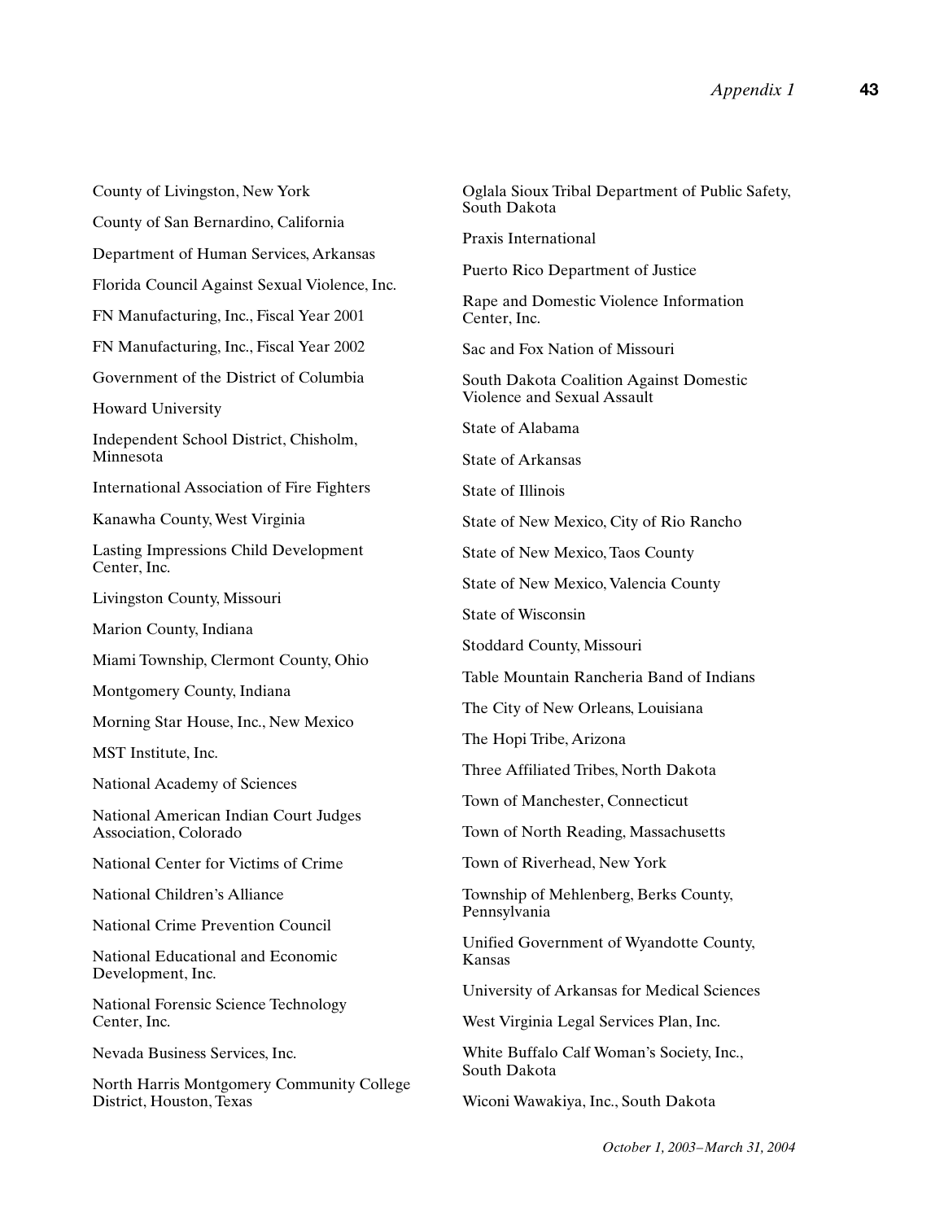County of Livingston, New York

County of San Bernardino, California

Department of Human Services, Arkansas

Florida Council Against Sexual Violence, Inc.

FN Manufacturing, Inc., Fiscal Year 2001

FN Manufacturing, Inc., Fiscal Year 2002

Government of the District of Columbia

Howard University

Independent School District, Chisholm, Minnesota

International Association of Fire Fighters

Kanawha County, West Virginia

Lasting Impressions Child Development Center, Inc.

Livingston County, Missouri

Marion County, Indiana

Miami Township, Clermont County, Ohio

Montgomery County, Indiana

Morning Star House, Inc., New Mexico

MST Institute, Inc.

National Academy of Sciences

National American Indian Court Judges Association, Colorado

National Center for Victims of Crime

National Children's Alliance

National Crime Prevention Council

National Educational and Economic Development, Inc.

National Forensic Science Technology Center, Inc.

Nevada Business Services, Inc.

North Harris Montgomery Community College District, Houston, Texas

Oglala Sioux Tribal Department of Public Safety, South Dakota

Praxis International

Puerto Rico Department of Justice

Rape and Domestic Violence Information Center, Inc.

Sac and Fox Nation of Missouri

South Dakota Coalition Against Domestic Violence and Sexual Assault

State of Alabama

State of Arkansas

State of Illinois

State of New Mexico, City of Rio Rancho

State of New Mexico, Taos County

State of New Mexico, Valencia County

State of Wisconsin

Stoddard County, Missouri

Table Mountain Rancheria Band of Indians

The City of New Orleans, Louisiana

The Hopi Tribe, Arizona

Three Affiliated Tribes, North Dakota

Town of Manchester, Connecticut

Town of North Reading, Massachusetts

Town of Riverhead, New York

Township of Mehlenberg, Berks County, Pennsylvania

Unified Government of Wyandotte County, Kansas

University of Arkansas for Medical Sciences

West Virginia Legal Services Plan, Inc.

White Buffalo Calf Woman's Society, Inc., South Dakota

Wiconi Wawakiya, Inc., South Dakota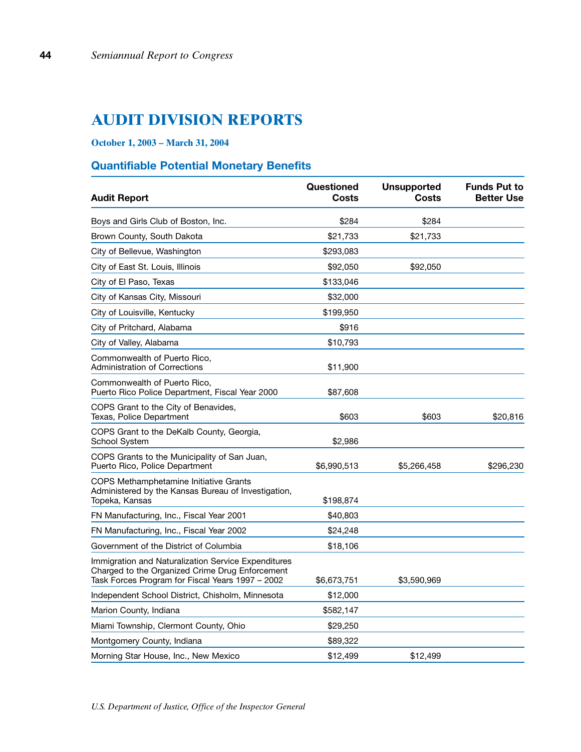# AUDIT DIVISION REPORTS

### October 1, 2003 – March 31, 2004

## Quantifiable Potential Monetary Benefits

| Audit Report | Questioned Costs | Unsupported Costs | Funds Put to Better Use |
|---|---|---|---|
| Boys and Girls Club of Boston, Inc. | $284 | $284 | |
| Brown County, South Dakota | $21,733 | $21,733 | |
| City of Bellevue, Washington | $293,083 | | |
| City of East St. Louis, Illinois | $92,050 | $92,050 | |
| City of El Paso, Texas | $133,046 | | |
| City of Kansas City, Missouri | $32,000 | | |
| City of Louisville, Kentucky | $199,950 | | |
| City of Pritchard, Alabama | $916 | | |
| City of Valley, Alabama | $10,793 | | |
| Commonwealth of Puerto Rico, Administration of Corrections | $11,900 | | |
| Commonwealth of Puerto Rico, Puerto Rico Police Department, Fiscal Year 2000 | $87,608 | | |
| COPS Grant to the City of Benavides, Texas, Police Department | $603 | $603 | $20,816 |
| COPS Grant to the DeKalb County, Georgia, School System | $2,986 | | |
| COPS Grants to the Municipality of San Juan, Puerto Rico, Police Department | $6,990,513 | $5,266,458 | $296,230 |
| COPS Methamphetamine Initiative Grants Administered by the Kansas Bureau of Investigation, Topeka, Kansas | $198,874 | | |
| FN Manufacturing, Inc., Fiscal Year 2001 | $40,803 | | |
| FN Manufacturing, Inc., Fiscal Year 2002 | $24,248 | | |
| Government of the District of Columbia | $18,106 | | |
| Immigration and Naturalization Service Expenditures Charged to the Organized Crime Drug Enforcement Task Forces Program for Fiscal Years 1997 – 2002 | $6,673,751 | $3,590,969 | |
| Independent School District, Chisholm, Minnesota | $12,000 | | |
| Marion County, Indiana | $582,147 | | |
| Miami Township, Clermont County, Ohio | $29,250 | | |
| Montgomery County, Indiana | $89,322 | | |
| Morning Star House, Inc., New Mexico | $12,499 | $12,499 | |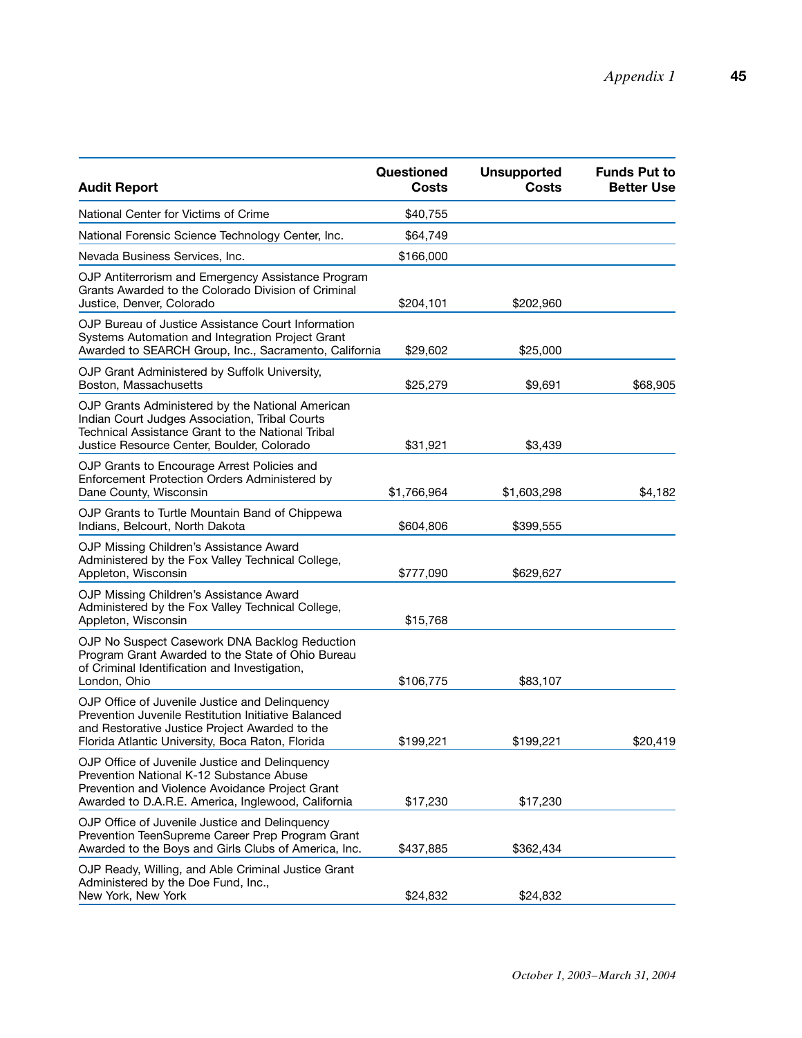| Audit Report | Questioned Costs | Unsupported Costs | Funds Put to Better Use |
|---|---|---|---|
| National Center for Victims of Crime | $40,755 | | |
| National Forensic Science Technology Center, Inc. | $64,749 | | |
| Nevada Business Services, Inc. | $166,000 | | |
| OJP Antiterrorism and Emergency Assistance Program Grants Awarded to the Colorado Division of Criminal Justice, Denver, Colorado | $204,101 | $202,960 | |
| OJP Bureau of Justice Assistance Court Information Systems Automation and Integration Project Grant Awarded to SEARCH Group, Inc., Sacramento, California | $29,602 | $25,000 | |
| OJP Grant Administered by Suffolk University, Boston, Massachusetts | $25,279 | $9,691 | $68,905 |
| OJP Grants Administered by the National American Indian Court Judges Association, Tribal Courts Technical Assistance Grant to the National Tribal Justice Resource Center, Boulder, Colorado | $31,921 | $3,439 | |
| OJP Grants to Encourage Arrest Policies and Enforcement Protection Orders Administered by Dane County, Wisconsin | $1,766,964 | $1,603,298 | $4,182 |
| OJP Grants to Turtle Mountain Band of Chippewa Indians, Belcourt, North Dakota | $604,806 | $399,555 | |
| OJP Missing Children's Assistance Award Administered by the Fox Valley Technical College, Appleton, Wisconsin | $777,090 | $629,627 | |
| OJP Missing Children's Assistance Award Administered by the Fox Valley Technical College, Appleton, Wisconsin | $15,768 | | |
| OJP No Suspect Casework DNA Backlog Reduction Program Grant Awarded to the State of Ohio Bureau of Criminal Identification and Investigation, London, Ohio | $106,775 | $83,107 | |
| OJP Office of Juvenile Justice and Delinquency Prevention Juvenile Restitution Initiative Balanced and Restorative Justice Project Awarded to the Florida Atlantic University, Boca Raton, Florida | $199,221 | $199,221 | $20,419 |
| OJP Office of Juvenile Justice and Delinquency Prevention National K-12 Substance Abuse Prevention and Violence Avoidance Project Grant Awarded to D.A.R.E. America, Inglewood, California | $17,230 | $17,230 | |
| OJP Office of Juvenile Justice and Delinquency Prevention TeenSupreme Career Prep Program Grant Awarded to the Boys and Girls Clubs of America, Inc. | $437,885 | $362,434 | |
| OJP Ready, Willing, and Able Criminal Justice Grant Administered by the Doe Fund, Inc., New York, New York | $24,832 | $24,832 | |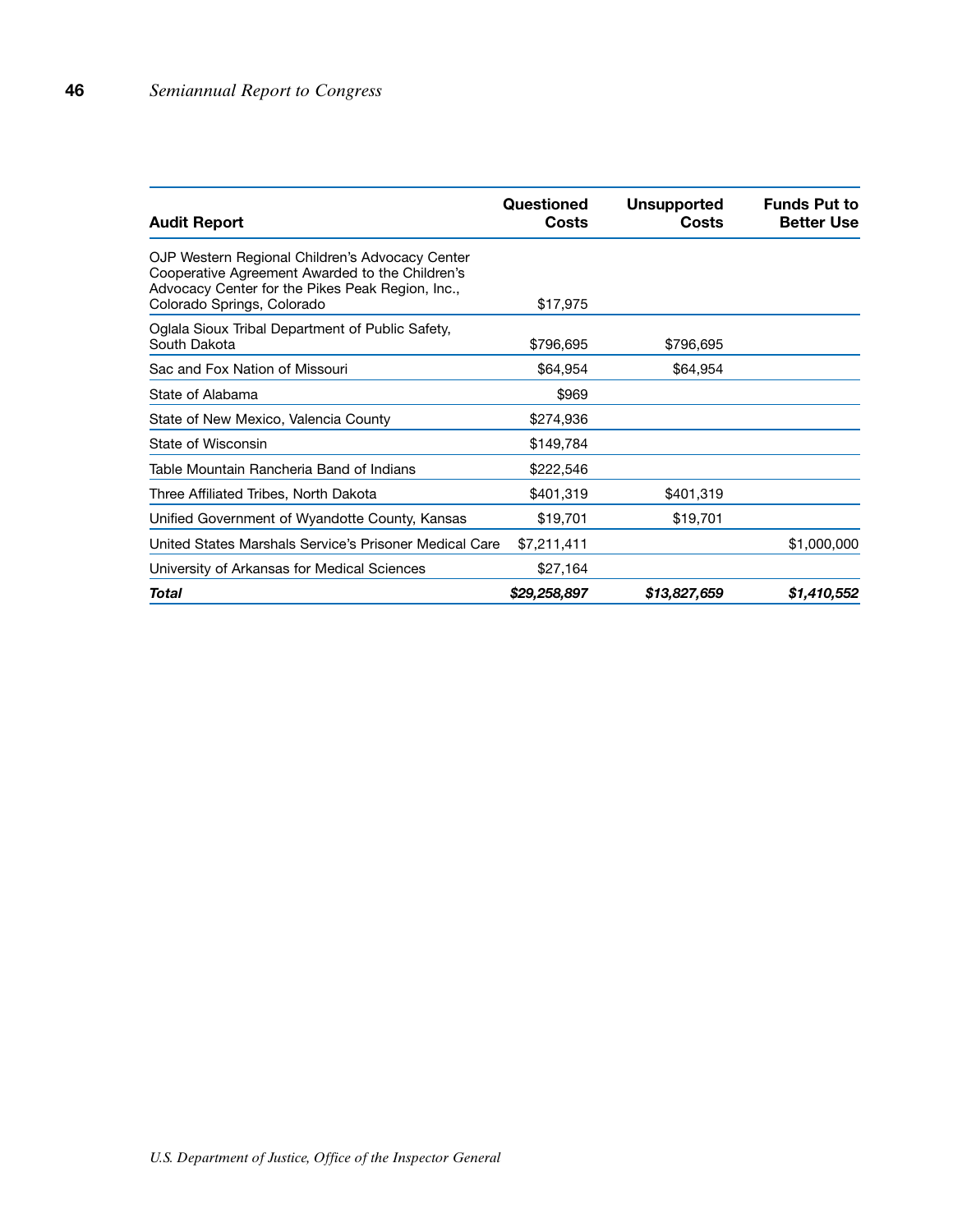| Audit Report | Questioned Costs | Unsupported Costs | Funds Put to Better Use |
|---|---|---|---|
| OJP Western Regional Children's Advocacy Center Cooperative Agreement Awarded to the Children's Advocacy Center for the Pikes Peak Region, Inc., Colorado Springs, Colorado | $17,975 | | |
| Oglala Sioux Tribal Department of Public Safety, South Dakota | $796,695 | $796,695 | |
| Sac and Fox Nation of Missouri | $64,954 | $64,954 | |
| State of Alabama | $969 | | |
| State of New Mexico, Valencia County | $274,936 | | |
| State of Wisconsin | $149,784 | | |
| Table Mountain Rancheria Band of Indians | $222,546 | | |
| Three Affiliated Tribes, North Dakota | $401,319 | $401,319 | |
| Unified Government of Wyandotte County, Kansas | $19,701 | $19,701 | |
| United States Marshals Service's Prisoner Medical Care | $7,211,411 | | $1,000,000 |
| University of Arkansas for Medical Sciences | $27,164 | | |
| ***Total*** | ***$29,258,897*** | ***$13,827,659*** | ***$1,410,552*** |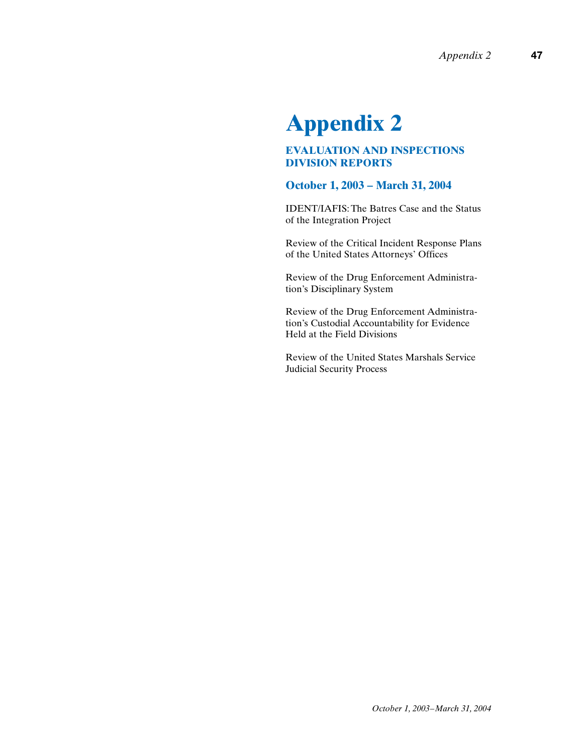# Appendix 2

## EVALUATION AND INSPECTIONS DIVISION REPORTS

### October 1, 2003 – March 31, 2004

IDENT/IAFIS: The Batres Case and the Status of the Integration Project

Review of the Critical Incident Response Plans of the United States Attorneys' Offices

Review of the Drug Enforcement Administration's Disciplinary System

Review of the Drug Enforcement Administration's Custodial Accountability for Evidence Held at the Field Divisions

Review of the United States Marshals Service Judicial Security Process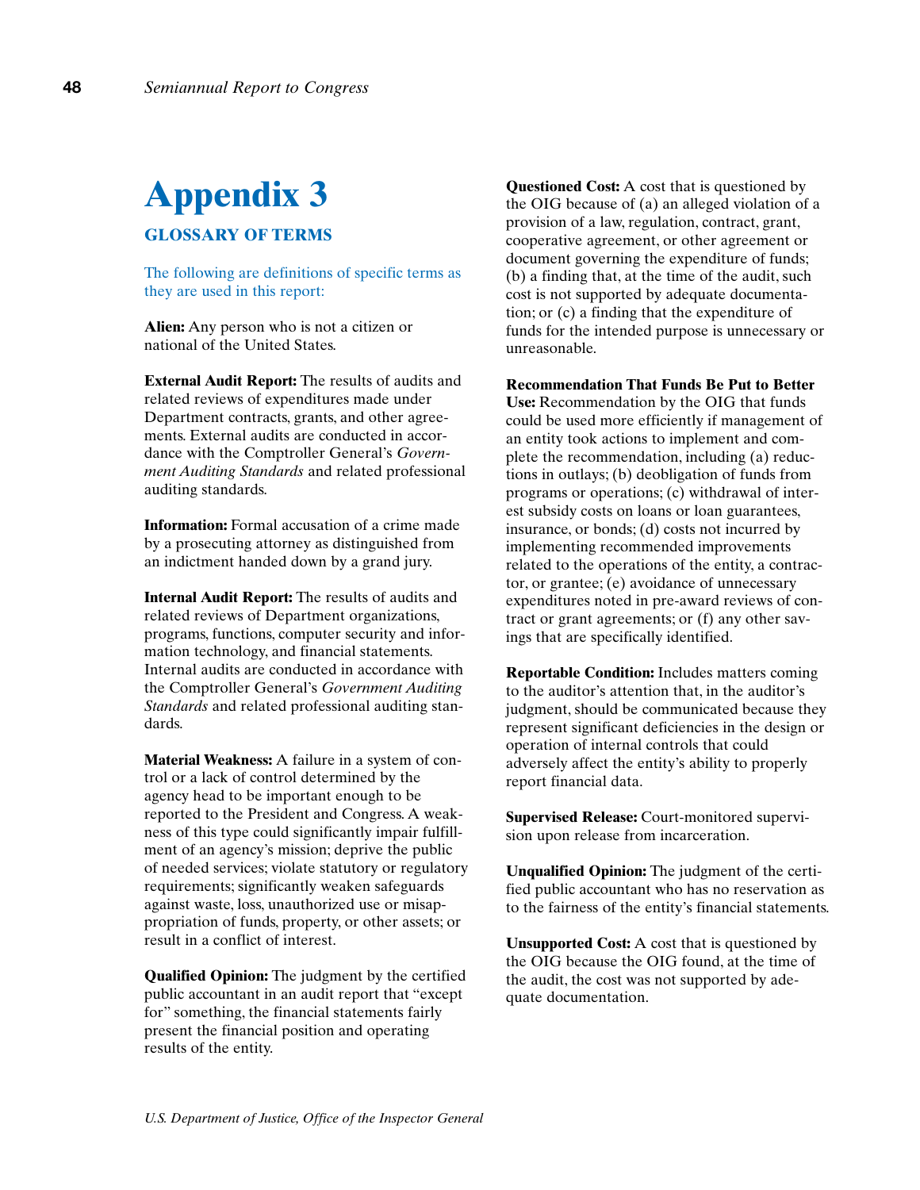# Appendix 3

## GLOSSARY OF TERMS

The following are definitions of specific terms as they are used in this report:

**Alien:** Any person who is not a citizen or national of the United States.

**External Audit Report:** The results of audits and related reviews of expenditures made under Department contracts, grants, and other agreements. External audits are conducted in accordance with the Comptroller General's *Government Auditing Standards* and related professional auditing standards.

**Information:** Formal accusation of a crime made by a prosecuting attorney as distinguished from an indictment handed down by a grand jury.

**Internal Audit Report:** The results of audits and related reviews of Department organizations, programs, functions, computer security and information technology, and financial statements. Internal audits are conducted in accordance with the Comptroller General's *Government Auditing Standards* and related professional auditing standards.

**Material Weakness:** A failure in a system of control or a lack of control determined by the agency head to be important enough to be reported to the President and Congress. A weakness of this type could significantly impair fulfillment of an agency's mission; deprive the public of needed services; violate statutory or regulatory requirements; significantly weaken safeguards against waste, loss, unauthorized use or misappropriation of funds, property, or other assets; or result in a conflict of interest.

**Qualified Opinion:** The judgment by the certified public accountant in an audit report that "except for" something, the financial statements fairly present the financial position and operating results of the entity.

**Questioned Cost:** A cost that is questioned by the OIG because of (a) an alleged violation of a provision of a law, regulation, contract, grant, cooperative agreement, or other agreement or document governing the expenditure of funds; (b) a finding that, at the time of the audit, such cost is not supported by adequate documentation; or (c) a finding that the expenditure of funds for the intended purpose is unnecessary or unreasonable.

**Recommendation That Funds Be Put to Better Use:** Recommendation by the OIG that funds could be used more efficiently if management of an entity took actions to implement and complete the recommendation, including (a) reductions in outlays; (b) deobligation of funds from programs or operations; (c) withdrawal of interest subsidy costs on loans or loan guarantees, insurance, or bonds; (d) costs not incurred by implementing recommended improvements related to the operations of the entity, a contractor, or grantee; (e) avoidance of unnecessary expenditures noted in pre-award reviews of contract or grant agreements; or (f) any other savings that are specifically identified.

**Reportable Condition:** Includes matters coming to the auditor's attention that, in the auditor's judgment, should be communicated because they represent significant deficiencies in the design or operation of internal controls that could adversely affect the entity's ability to properly report financial data.

**Supervised Release:** Court-monitored supervision upon release from incarceration.

**Unqualified Opinion:** The judgment of the certified public accountant who has no reservation as to the fairness of the entity's financial statements.

**Unsupported Cost:** A cost that is questioned by the OIG because the OIG found, at the time of the audit, the cost was not supported by adequate documentation.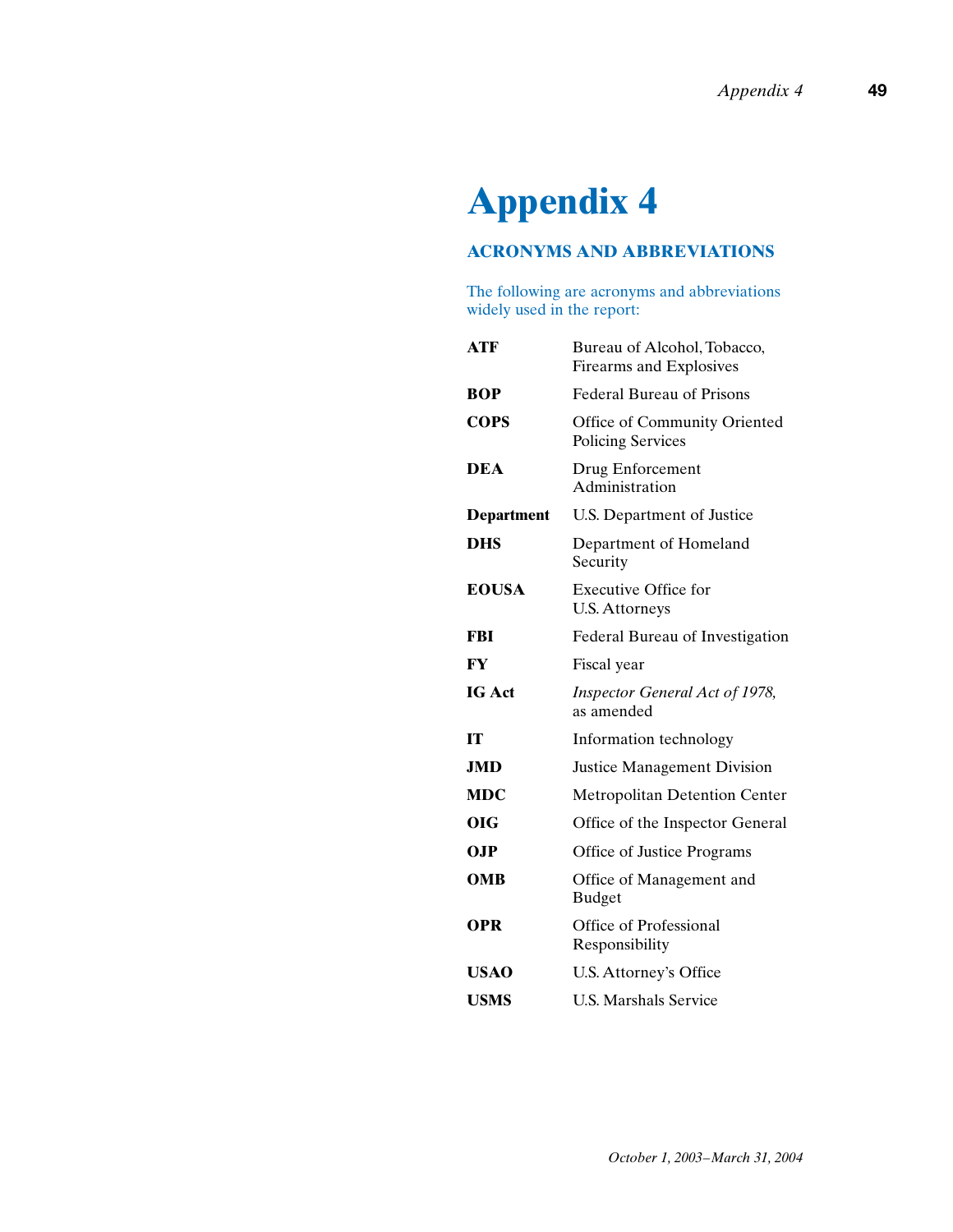# Appendix 4

## ACRONYMS AND ABBREVIATIONS

The following are acronyms and abbreviations widely used in the report:

| | |
|---|---|
| **ATF** | Bureau of Alcohol, Tobacco, Firearms and Explosives |
| **BOP** | Federal Bureau of Prisons |
| **COPS** | Office of Community Oriented Policing Services |
| **DEA** | Drug Enforcement Administration |
| **Department** | U.S. Department of Justice |
| **DHS** | Department of Homeland Security |
| **EOUSA** | Executive Office for U.S. Attorneys |
| **FBI** | Federal Bureau of Investigation |
| **FY** | Fiscal year |
| **IG Act** | *Inspector General Act of 1978,* as amended |
| **IT** | Information technology |
| **JMD** | Justice Management Division |
| **MDC** | Metropolitan Detention Center |
| **OIG** | Office of the Inspector General |
| **OJP** | Office of Justice Programs |
| **OMB** | Office of Management and Budget |
| **OPR** | Office of Professional Responsibility |
| **USAO** | U.S. Attorney's Office |
| **USMS** | U.S. Marshals Service |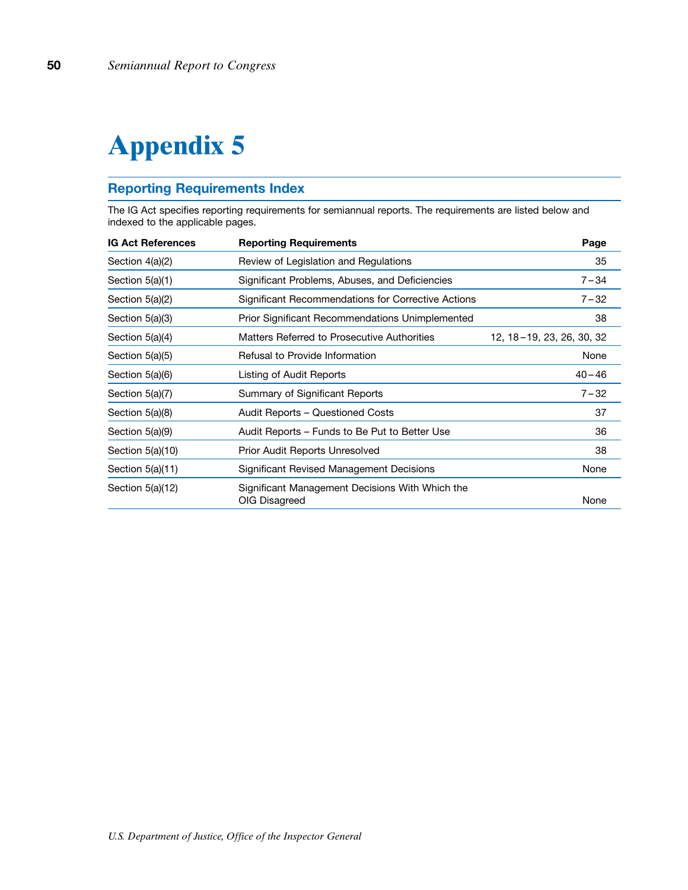# Appendix 5

## Reporting Requirements Index

The IG Act specifies reporting requirements for semiannual reports. The requirements are listed below and indexed to the applicable pages.

| IG Act References | Reporting Requirements | Page |
|---|---|---|
| Section 4(a)(2) | Review of Legislation and Regulations | 35 |
| Section 5(a)(1) | Significant Problems, Abuses, and Deficiencies | 7 – 34 |
| Section 5(a)(2) | Significant Recommendations for Corrective Actions | 7 – 32 |
| Section 5(a)(3) | Prior Significant Recommendations Unimplemented | 38 |
| Section 5(a)(4) | Matters Referred to Prosecutive Authorities | 12, 18 – 19, 23, 26, 30, 32 |
| Section 5(a)(5) | Refusal to Provide Information | None |
| Section 5(a)(6) | Listing of Audit Reports | 40 – 46 |
| Section 5(a)(7) | Summary of Significant Reports | 7 – 32 |
| Section 5(a)(8) | Audit Reports – Questioned Costs | 37 |
| Section 5(a)(9) | Audit Reports – Funds to Be Put to Better Use | 36 |
| Section 5(a)(10) | Prior Audit Reports Unresolved | 38 |
| Section 5(a)(11) | Significant Revised Management Decisions | None |
| Section 5(a)(12) | Significant Management Decisions With Which the OIG Disagreed | None |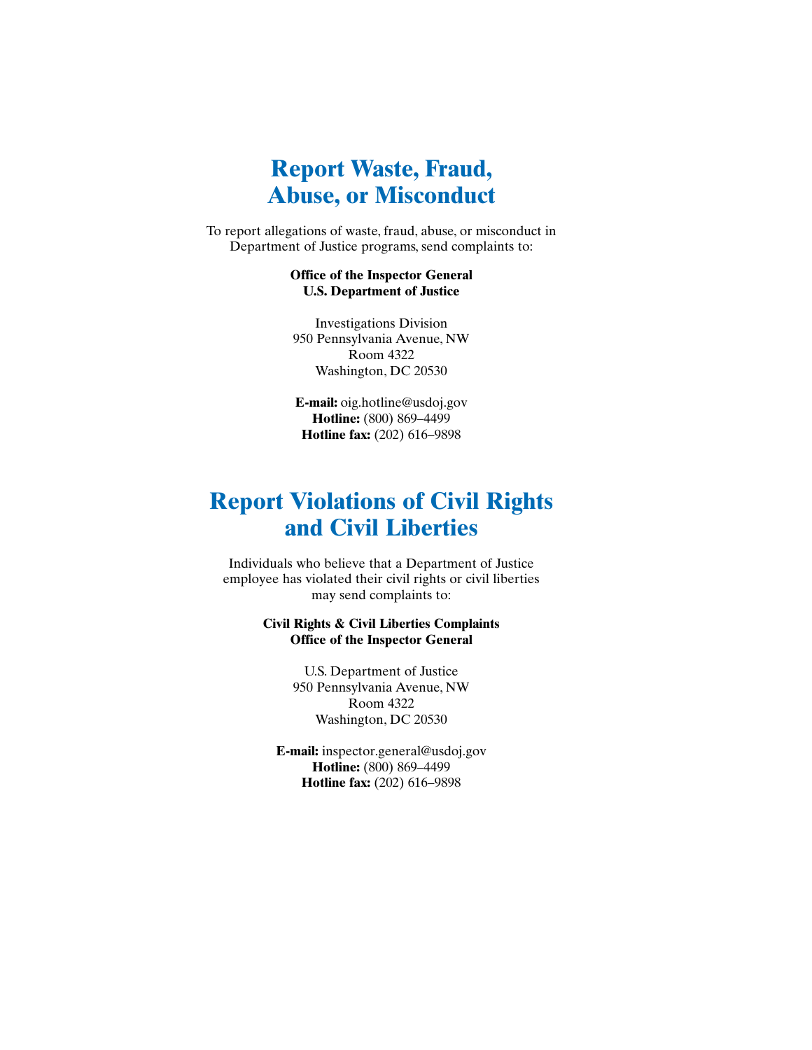# Report Waste, Fraud, Abuse, or Misconduct

To report allegations of waste, fraud, abuse, or misconduct in Department of Justice programs, send complaints to:

**Office of the Inspector General**
**U.S. Department of Justice**

Investigations Division
950 Pennsylvania Avenue, NW
Room 4322
Washington, DC 20530

**E-mail:** oig.hotline@usdoj.gov
**Hotline:** (800) 869–4499
**Hotline fax:** (202) 616–9898

# Report Violations of Civil Rights and Civil Liberties

Individuals who believe that a Department of Justice employee has violated their civil rights or civil liberties may send complaints to:

**Civil Rights & Civil Liberties Complaints**
**Office of the Inspector General**

U.S. Department of Justice
950 Pennsylvania Avenue, NW
Room 4322
Washington, DC 20530

**E-mail:** inspector.general@usdoj.gov
**Hotline:** (800) 869–4499
**Hotline fax:** (202) 616–9898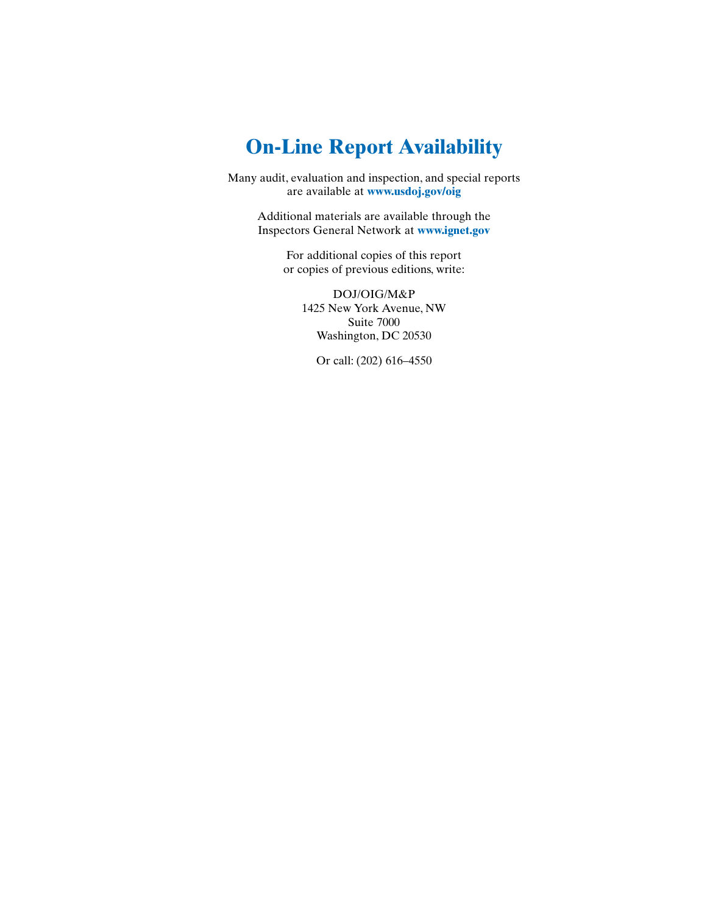# On-Line Report Availability

Many audit, evaluation and inspection, and special reports
are available at **www.usdoj.gov/oig**

Additional materials are available through the
Inspectors General Network at **www.ignet.gov**

For additional copies of this report
or copies of previous editions, write:

DOJ/OIG/M&P
1425 New York Avenue, NW
Suite 7000
Washington, DC 20530

Or call: (202) 616–4550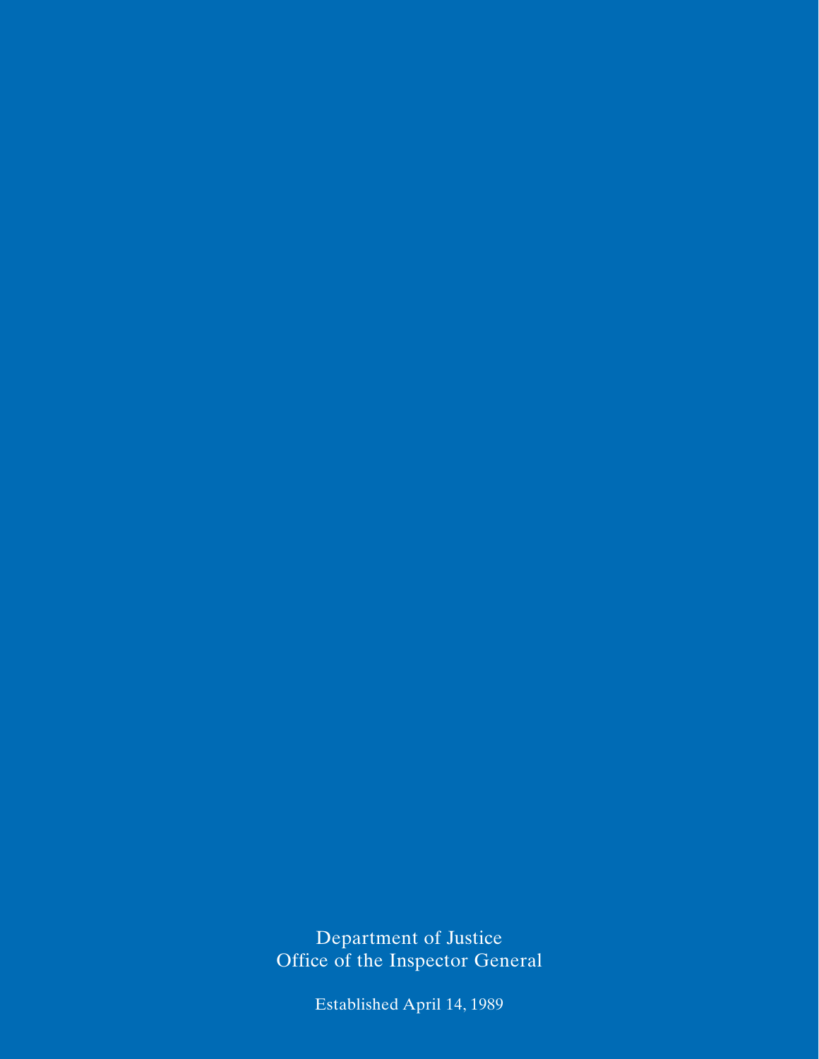Department of Justice
Office of the Inspector General

Established April 14, 1989